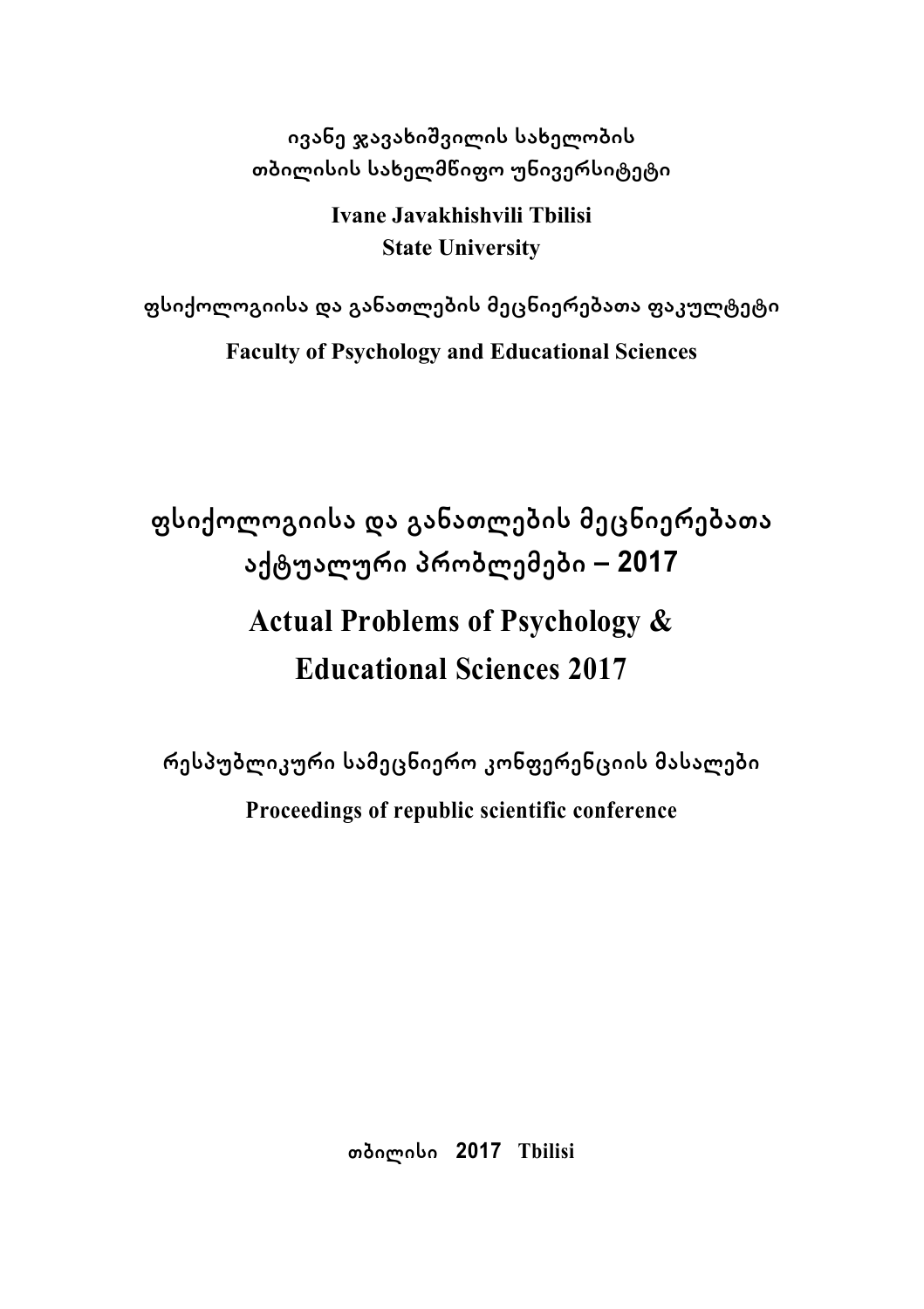**ივანე ჯავახიშვილის სახელობის თბილისის სახელმწიფო უნივერსიტეტი**

**Ivane Javakhishvili Tbilisi State University**

**ფსიქოლოგიისა და განათლების მეცნიერებათა ფაკულტეტი**

**Faculty of Psychology and Educational Sciences**

# ფსიქოლოგიისა და განათლების მეცნიერებათა აქტუალური პრობლემები – 2017

# Actual Problems of Psychology & Educational Sciences 2017

**რესპუბლიკური სამეცნიერო კონფერენციის მასალები**

**Proceedings of republic scientific conference**

**თბილისი 2017 Tbilisi**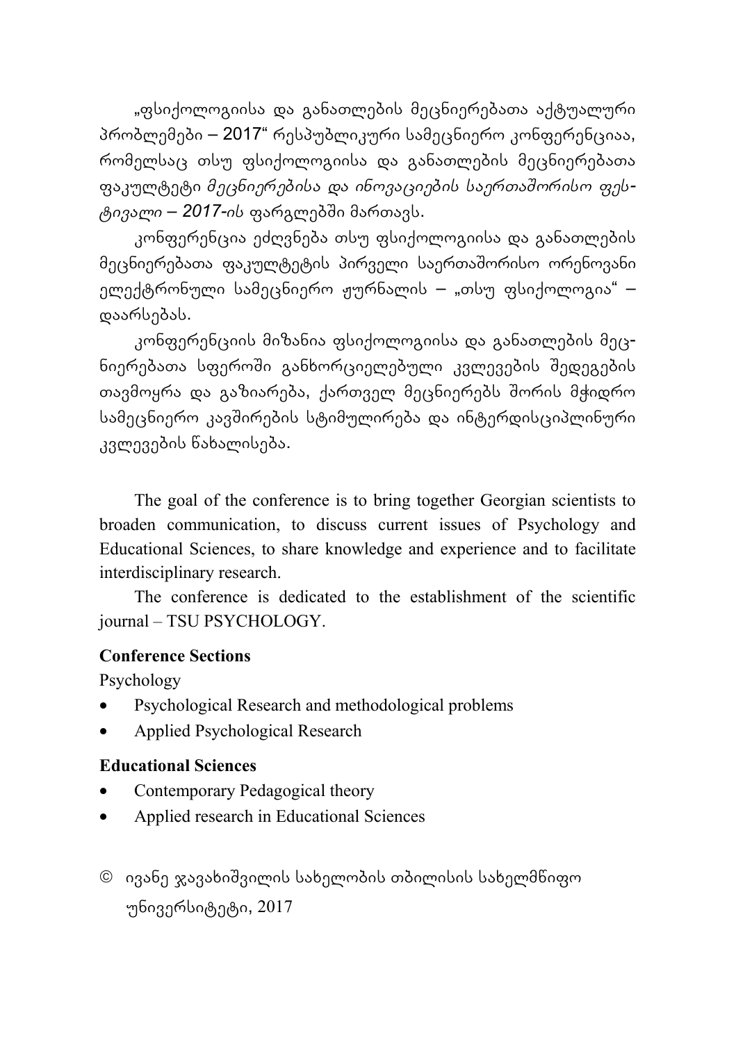„ფსიქოლოგიისა და განათლების მეცნიერებათა აქტუალური პრობლემები – 2017“ რესპუბლიკური სამეცნიერო კონფერენციაა, რომელსაც თსუ ფსიქოლოგიისა და განათლების მეცნიერებათა ფაკულტეტი *მეცნიერებისა და ინოვაციების საერთაშორისო ფესტივალი – 2017-ის* ფარგლებში მართავს.

კონფერენცია ეძღვნება თსუ ფსიქოლოგიისა და განათლების მეცნიერებათა ფაკულტეტის პირველი საერთაშორისო ორენოვანი ელექტრონული სამეცნიერო ჟურნალის – „თსუ ფსიქოლოგია“ – დაარსებას.

კონფერენციის მიზანია ფსიქოლოგიისა და განათლების მეცნიერებათა სფეროში განხორციელებული კვლევების შედეგების თავმოყრა და გაზიარება, ქართველ მეცნიერებს შორის მჭიდრო სამეცნიერო კავშირების სტიმულირება და ინტერდისციპლინური კვლევების წახალისება.

The goal of the conference is to bring together Georgian scientists to broaden communication, to discuss current issues of Psychology and Educational Sciences, to share knowledge and experience and to facilitate interdisciplinary research.

The conference is dedicated to the establishment of the scientific journal – TSU PSYCHOLOGY.

**Conference Sections**

Psychology

- Psychological Research and methodological problems
- Applied Psychological Research

**Educational Sciences**

- Contemporary Pedagogical theory
- Applied research in Educational Sciences

© ივანე ჯავახიშვილის სახელობის თბილისის სახელმწიფო უნივერსიტეტი, 2017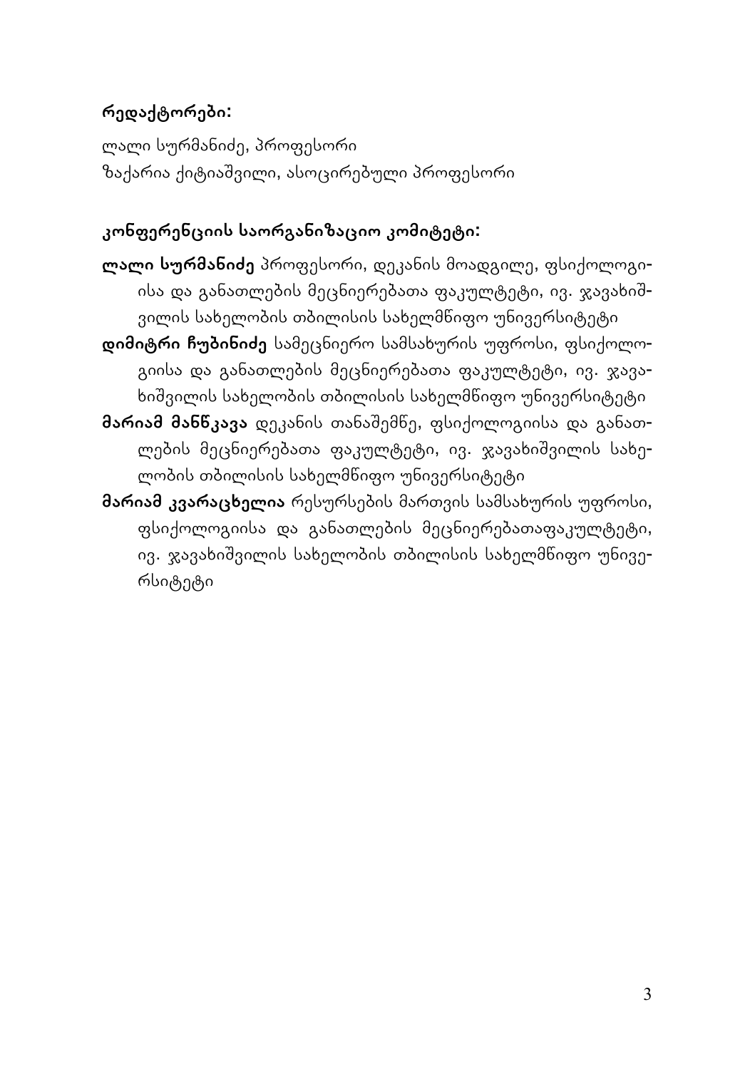**რედაქტორები:**

ლალი სურმანიძე, პროფესორი
ზაქარია ქიტიაშვილი, ასოცირებული პროფესორი

**კონფერენციის საორგანიზაციო კომიტეტი:**

**ლალი სურმანიძე** პროფესორი, დეკანის მოადგილე, ფსიქოლოგიისა და განათლების მეცნიერებათა ფაკულტეტი, ივ. ჯავახიშვილის სახელობის თბილისის სახელმწიფო უნივერსიტეტი

**დიმიტრი ჩუბინიძე** სამეცნიერო სამსახურის უფროსი, ფსიქოლოგიისა და განათლების მეცნიერებათა ფაკულტეტი, ივ. ჯავახიშვილის სახელობის თბილისის სახელმწიფო უნივერსიტეტი

**მარიამ მანწკავა** დეკანის თანაშემწე, ფსიქოლოგიისა და განათლების მეცნიერებათა ფაკულტეტი, ივ. ჯავახიშვილის სახელობის თბილისის სახელმწიფო უნივერსიტეტი

**მარიამ კვარაცხელია** რესურსების მართვის სამსახურის უფროსი, ფსიქოლოგიისა და განათლების მეცნიერებათაფაკულტეტი, ივ. ჯავახიშვილის სახელობის თბილისის სახელმწიფო უნივერსიტეტი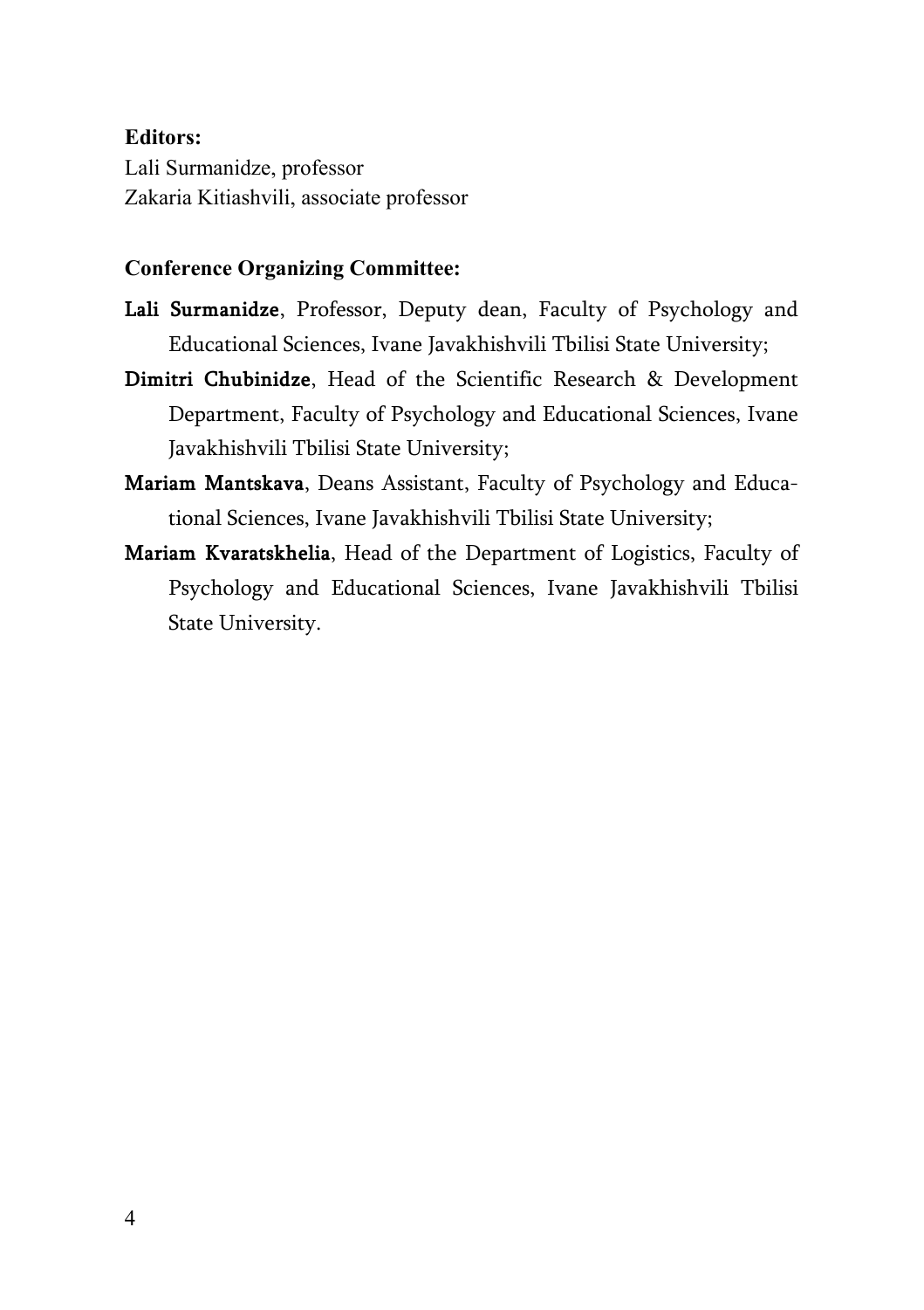**Editors:**

Lali Surmanidze, professor
Zakaria Kitiashvili, associate professor

**Conference Organizing Committee:**

**Lali Surmanidze**, Professor, Deputy dean, Faculty of Psychology and Educational Sciences, Ivane Javakhishvili Tbilisi State University;

**Dimitri Chubinidze**, Head of the Scientific Research & Development Department, Faculty of Psychology and Educational Sciences, Ivane Javakhishvili Tbilisi State University;

**Mariam Mantskava**, Deans Assistant, Faculty of Psychology and Educational Sciences, Ivane Javakhishvili Tbilisi State University;

**Mariam Kvaratskhelia**, Head of the Department of Logistics, Faculty of Psychology and Educational Sciences, Ivane Javakhishvili Tbilisi State University.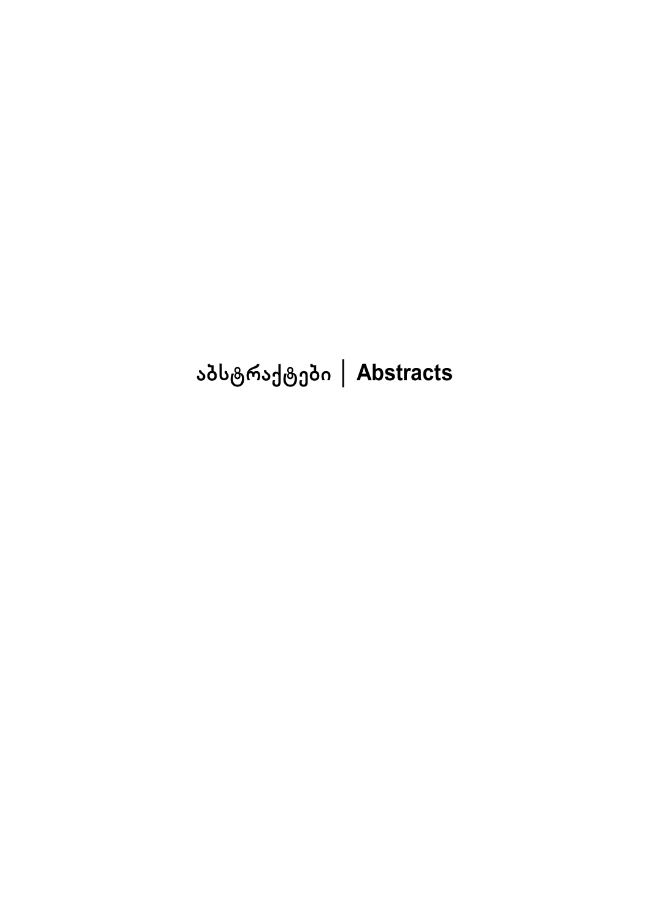# აბსტრაქტები | Abstracts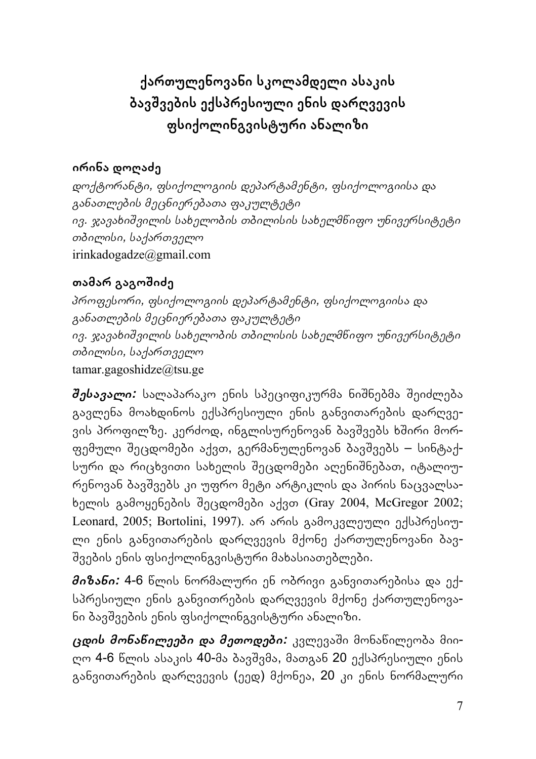# ქართულენოვანი სკოლამდელი ასაკის ბავშვების ექსპრესიული ენის დარღვევის ფსიქოლინგვისტური ანალიზი

**ირინა დოღაძე**

*დოქტორანტი, ფსიქოლოგიის დეპარტამენტი, ფსიქოლოგიისა და განათლების მეცნიერებათა ფაკულტეტი*
*ივ. ჯავახიშვილის სახელობის თბილისის სახელმწიფო უნივერსიტეტი*
*თბილისი, საქართველო*
irinkadogadze@gmail.com

**თამარ გაგოშიძე**

*პროფესორი, ფსიქოლოგიის დეპარტამენტი, ფსიქოლოგიისა და განათლების მეცნიერებათა ფაკულტეტი*
*ივ. ჯავახიშვილის სახელობის თბილისის სახელმწიფო უნივერსიტეტი*
*თბილისი, საქართველო*
tamar.gagoshidze@tsu.ge

***შესავალი:*** სალაპარაკო ენის სპეციფიკურმა ნიშნებმა შეიძლება გავლენა მოახდინოს ექსპრესიული ენის განვითარების დარღვევის პროფილზე. კერძოდ, ინგლისურენოვან ბავშვებს ხშირი მორფემული შეცდომები აქვთ, გერმანულენოვან ბავშვებს – სინტაქსური და რიცხვითი სახელის შეცდომები აღენიშნებათ, იტალიურენოვან ბავშვებს კი უფრო მეტი არტიკლის და პირის ნაცვალსახელის გამოყენების შეცდომები აქვთ (Gray 2004, McGregor 2002; Leonard, 2005; Bortolini, 1997). არ არის გამოკვლეული ექსპრესიული ენის განვითარების დარღვევის მქონე ქართულენოვანი ბავშვების ენის ფსიქოლინგვისტური მახასიათებლები.

***მიზანი:*** 4-6 წლის ნორმალური ენ ობრივი განვითარებისა და ექსპრესიული ენის განვითრების დარღვევის მქონე ქართულენოვანი ბავშვების ენის ფსიქოლინგვისტური ანალიზი.

***ცდის მონაწილეები და მეთოდები:*** კვლევაში მონაწილეობა მიიღო 4-6 წლის ასაკის 40-მა ბავშვმა, მათგან 20 ექსპრესიული ენის განვითარების დარღვევის (ეედ) მქონეა, 20 კი ენის ნორმალური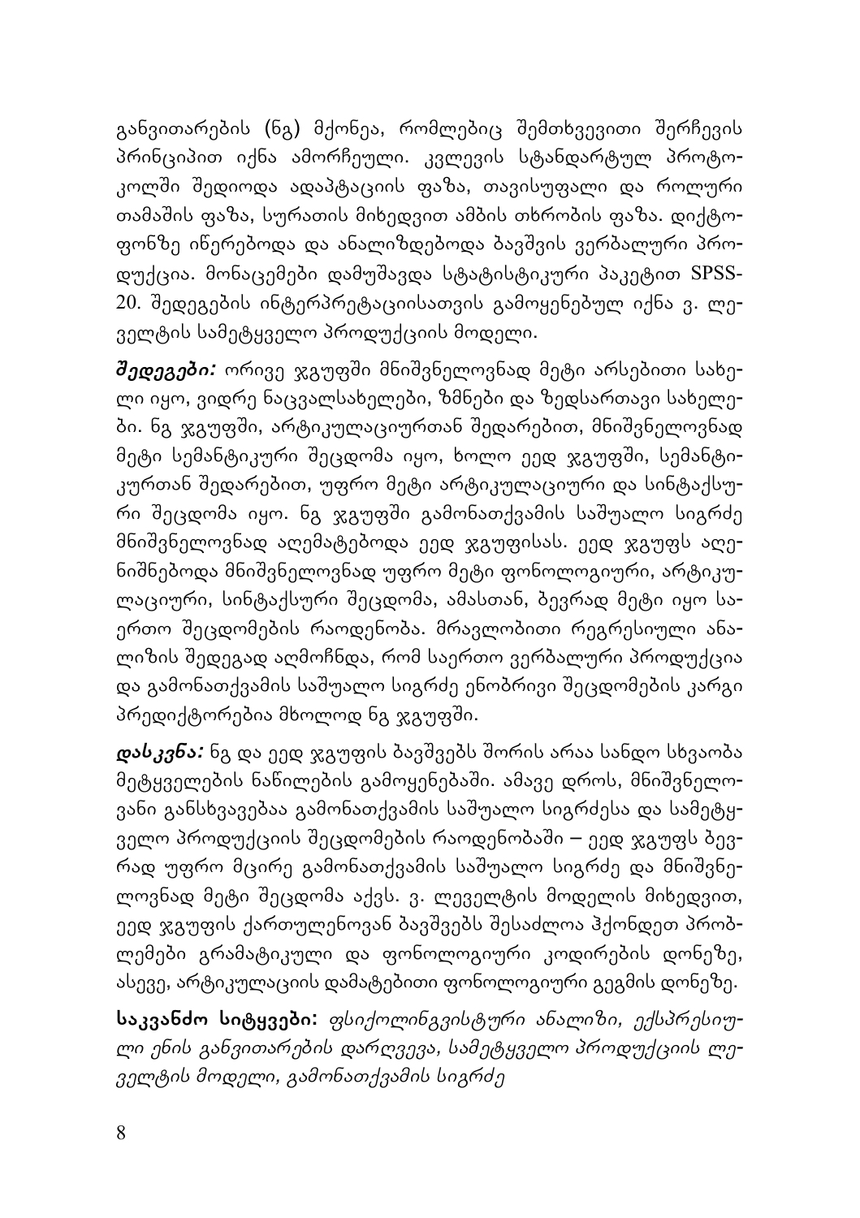განვითარების (ნგ) მქონეა, რომლებიც შემთხვევითი შერჩევის პრინციპით იქნა ამორჩეული. კვლევის სტანდარტულ პროტოკოლში შედიოდა ადაპტაციის ფაზა, თავისუფალი და როლური თამაშის ფაზა, სურათის მიხედვით ამბის თხრობის ფაზა. დიქტოფონზე იწერებოდა და ანალიზდებოდა ბავშვის ვერბალური პროდუქცია. მონაცემები დამუშავდა სტატისტიკური პაკეტით SPSS-20. შედეგების ინტერპრეტაციისათვის გამოყენებულ იქნა ვ. ლეველტის სამეტყველო პროდუქციის მოდელი.

***შედეგები:*** ორივე ჯგუფში მნიშვნელოვნად მეტი არსებითი სახელი იყო, ვიდრე ნაცვალსახელები, ზმნები და ზედსართავი სახელები. ნგ ჯგუფში, არტიკულაციურთან შედარებით, მნიშვნელოვნად მეტი სემანტიკური შეცდომა იყო, ხოლო ეედ ჯგუფში, სემანტიკურთან შედარებით, უფრო მეტი არტიკულაციური და სინტაქსური შეცდომა იყო. ნგ ჯგუფში გამონათქვამის საშუალო სიგრძე მნიშვნელოვნად აღემატებოდა ეედ ჯგუფისას. ეედ ჯგუფს აღენიშნებოდა მნიშვნელოვნად უფრო მეტი ფონოლოგიური, არტიკულაციური, სინტაქსური შეცდომა, ამასთან, ბევრად მეტი იყო საერთო შეცდომების რაოდენობა. მრავლობითი რეგრესიული ანალიზის შედეგად აღმოჩნდა, რომ საერთო ვერბალური პროდუქცია და გამონათქვამის საშუალო სიგრძე ენობრივი შეცდომების კარგი პრედიქტორებია მხოლოდ ნგ ჯგუფში.

***დასკვნა:*** ნგ და ეედ ჯგუფის ბავშვებს შორის არაა სანდო სხვაობა მეტყველების ნაწილების გამოყენებაში. ამავე დროს, მნიშვნელოვანი განსხვავებაა გამონათქვამის საშუალო სიგრძესა და სამეტყველო პროდუქციის შეცდომების რაოდენობაში – ეედ ჯგუფს ბევრად უფრო მცირე გამონათქვამის საშუალო სიგრძე და მნიშვნელოვნად მეტი შეცდომა აქვს. ვ. ლეველტის მოდელის მიხედვით, ეედ ჯგუფის ქართულენოვან ბავშვებს შესაძლოა ჰქონდეთ პრობლემები გრამატიკული და ფონოლოგიური კოდირების დონეზე, ასევე, არტიკულაციის დამატებითი ფონოლოგიური გეგმის დონეზე.

**საკვანძო სიტყვები:** *ფსიქოლინგვისტური ანალიზი, ექსპრესიული ენის განვითარების დარღვევა, სამეტყველო პროდუქციის ლეველტის მოდელი, გამონათქვამის სიგრძე*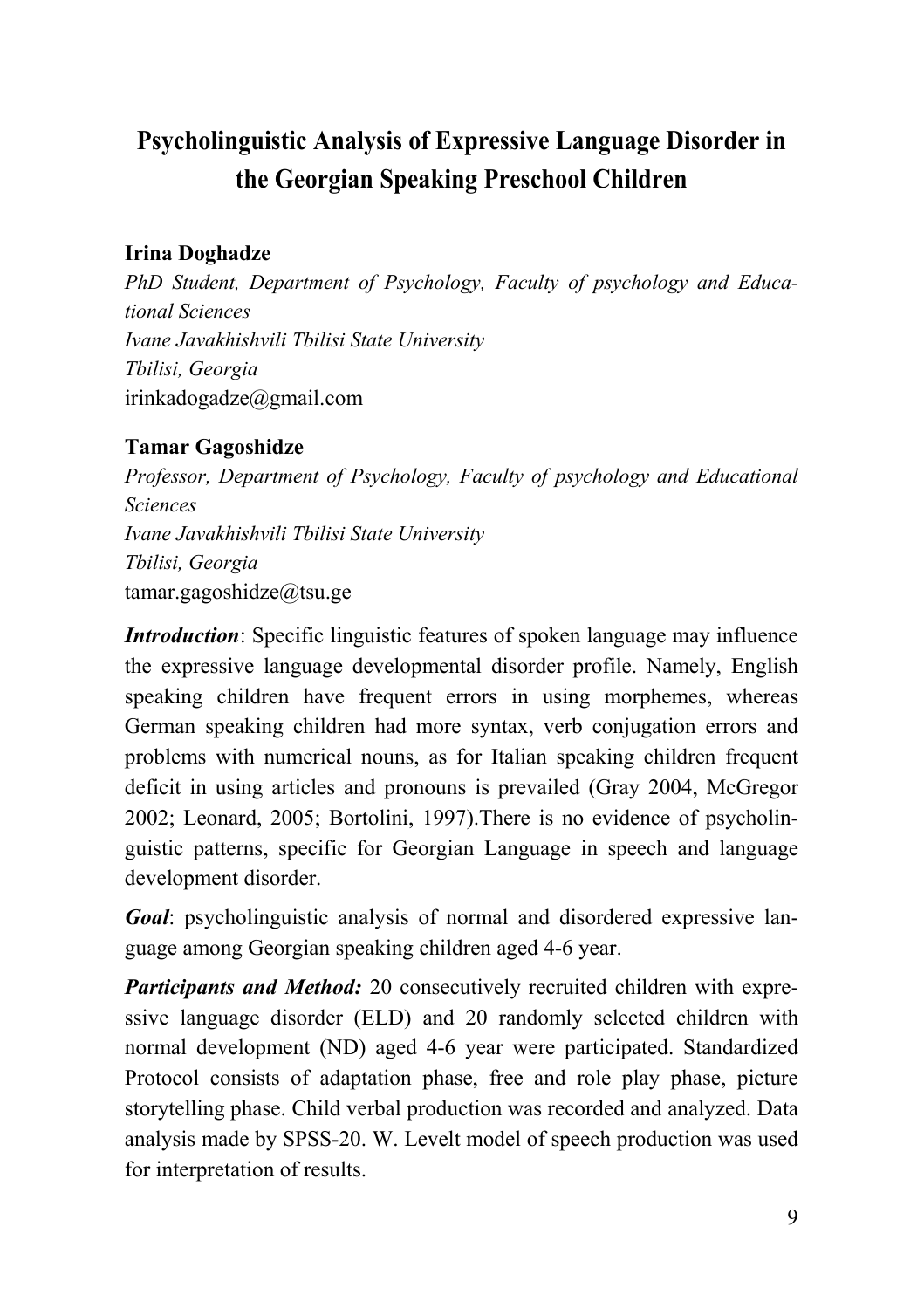# Psycholinguistic Analysis of Expressive Language Disorder in the Georgian Speaking Preschool Children

**Irina Doghadze**

*PhD Student, Department of Psychology, Faculty of psychology and Educational Sciences*
*Ivane Javakhishvili Tbilisi State University*
*Tbilisi, Georgia*
irinkadogadze@gmail.com

**Tamar Gagoshidze**

*Professor, Department of Psychology, Faculty of psychology and Educational Sciences*
*Ivane Javakhishvili Tbilisi State University*
*Tbilisi, Georgia*
tamar.gagoshidze@tsu.ge

***Introduction***: Specific linguistic features of spoken language may influence the expressive language developmental disorder profile. Namely, English speaking children have frequent errors in using morphemes, whereas German speaking children had more syntax, verb conjugation errors and problems with numerical nouns, as for Italian speaking children frequent deficit in using articles and pronouns is prevailed (Gray 2004, McGregor 2002; Leonard, 2005; Bortolini, 1997).There is no evidence of psycholinguistic patterns, specific for Georgian Language in speech and language development disorder.

***Goal***: psycholinguistic analysis of normal and disordered expressive language among Georgian speaking children aged 4-6 year.

***Participants and Method:*** 20 consecutively recruited children with expressive language disorder (ELD) and 20 randomly selected children with normal development (ND) aged 4-6 year were participated. Standardized Protocol consists of adaptation phase, free and role play phase, picture storytelling phase. Child verbal production was recorded and analyzed. Data analysis made by SPSS-20. W. Levelt model of speech production was used for interpretation of results.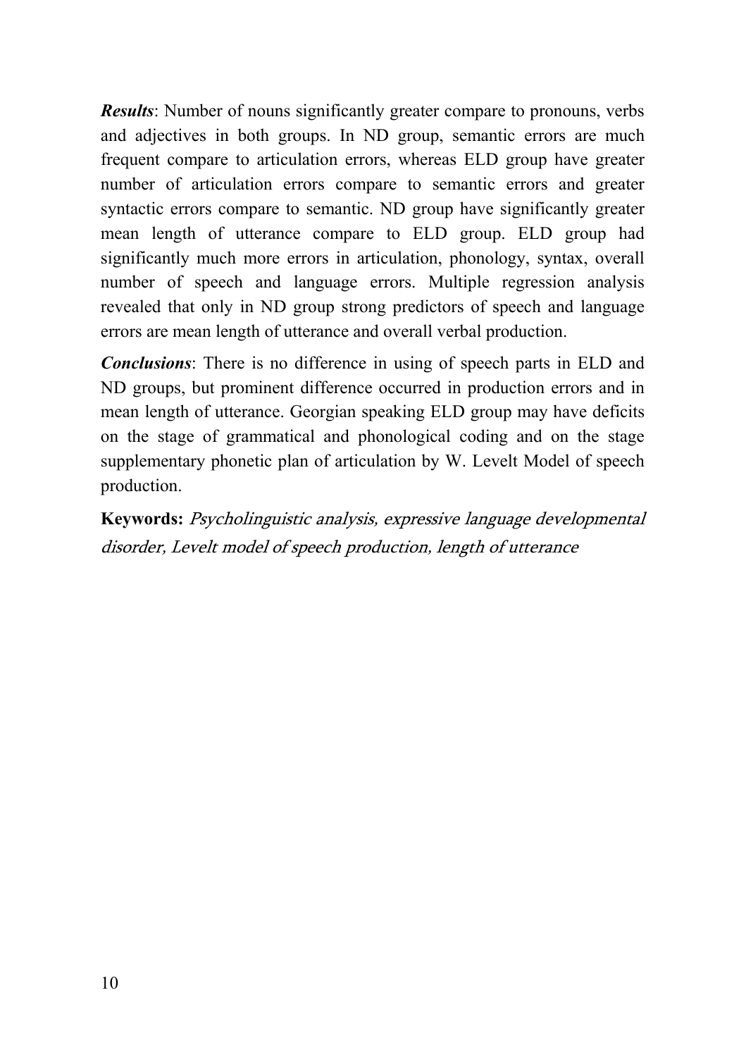***Results***: Number of nouns significantly greater compare to pronouns, verbs and adjectives in both groups. In ND group, semantic errors are much frequent compare to articulation errors, whereas ELD group have greater number of articulation errors compare to semantic errors and greater syntactic errors compare to semantic. ND group have significantly greater mean length of utterance compare to ELD group. ELD group had significantly much more errors in articulation, phonology, syntax, overall number of speech and language errors. Multiple regression analysis revealed that only in ND group strong predictors of speech and language errors are mean length of utterance and overall verbal production.

***Conclusions***: There is no difference in using of speech parts in ELD and ND groups, but prominent difference occurred in production errors and in mean length of utterance. Georgian speaking ELD group may have deficits on the stage of grammatical and phonological coding and on the stage supplementary phonetic plan of articulation by W. Levelt Model of speech production.

**Keywords:** *Psycholinguistic analysis, expressive language developmental disorder, Levelt model of speech production, length of utterance*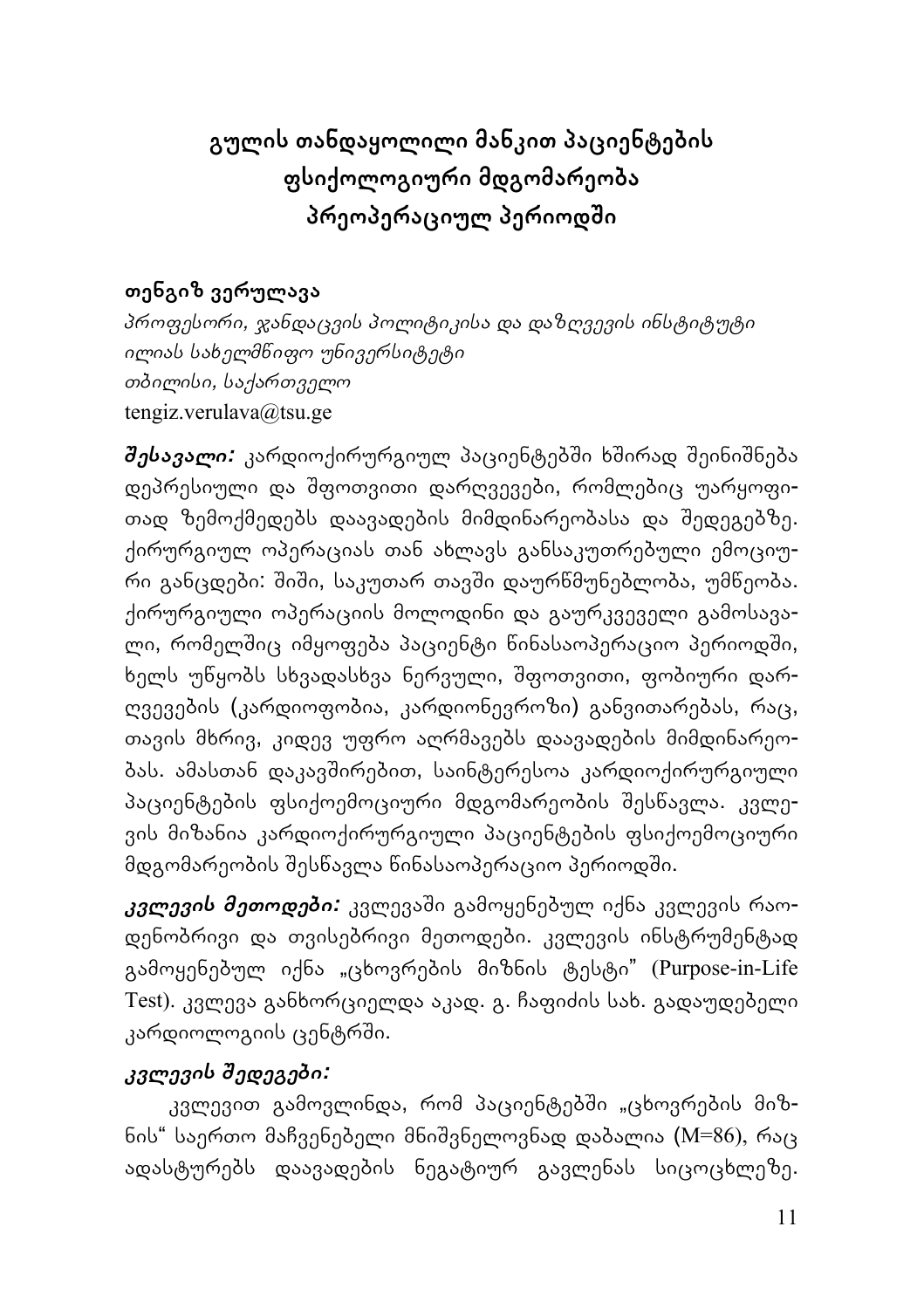# გულის თანდაყოლილი მანკით პაციენტების ფსიქოლოგიური მდგომარეობა პრეოპერაციულ პერიოდში

**თენგიზ ვერულავა**

*პროფესორი, ჯანდაცვის პოლიტიკისა და დაზღვევის ინსტიტუტი*
*ილიას სახელმწიფო უნივერსიტეტი*
*თბილისი, საქართველო*
tengiz.verulava@tsu.ge

***შესავალი:*** კარდიოქირურგიულ პაციენტებში ხშირად შეინიშნება დეპრესიული და შფოთვითი დარღვევები, რომლებიც უარყოფითად ზემოქმედებს დაავადების მიმდინარეობასა და შედეგებზე. ქირურგიულ ოპერაციას თან ახლავს განსაკუთრებული ემოციური განცდები: შიში, საკუთარ თავში დაურწმუნებლობა, უმწეობა. ქირურგიული ოპერაციის მოლოდინი და გაურკვეველი გამოსავალი, რომელშიც იმყოფება პაციენტი წინასაოპერაციო პერიოდში, ხელს უწყობს სხვადასხვა ნერვული, შფოთვითი, ფობიური დარღვევების (კარდიოფობია, კარდიონევროზი) განვითარებას, რაც, თავის მხრივ, კიდევ უფრო აღრმავებს დაავადების მიმდინარეობას. ამასთან დაკავშირებით, საინტერესოა კარდიოქირურგიული პაციენტების ფსიქოემოციური მდგომარეობის შესწავლა. კვლევის მიზანია კარდიოქირურგიული პაციენტების ფსიქოემოციური მდგომარეობის შესწავლა წინასაოპერაციო პერიოდში.

***კვლევის მეთოდები:*** კვლევაში გამოყენებულ იქნა კვლევის რაოდენობრივი და თვისებრივი მეთოდები. კვლევის ინსტრუმენტად გამოყენებულ იქნა „ცხოვრების მიზნის ტესტი" (Purpose-in-Life Test). კვლევა განხორციელდა აკად. გ. ჩაფიძის სახ. გადაუდებელი კარდიოლოგიის ცენტრში.

***კვლევის შედეგები:***

კვლევით გამოვლინდა, რომ პაციენტებში „ცხოვრების მიზნის" საერთო მაჩვენებელი მნიშვნელოვნად დაბალია (M=86), რაც ადასტურებს დაავადების ნეგატიურ გავლენას სიცოცხლეზე.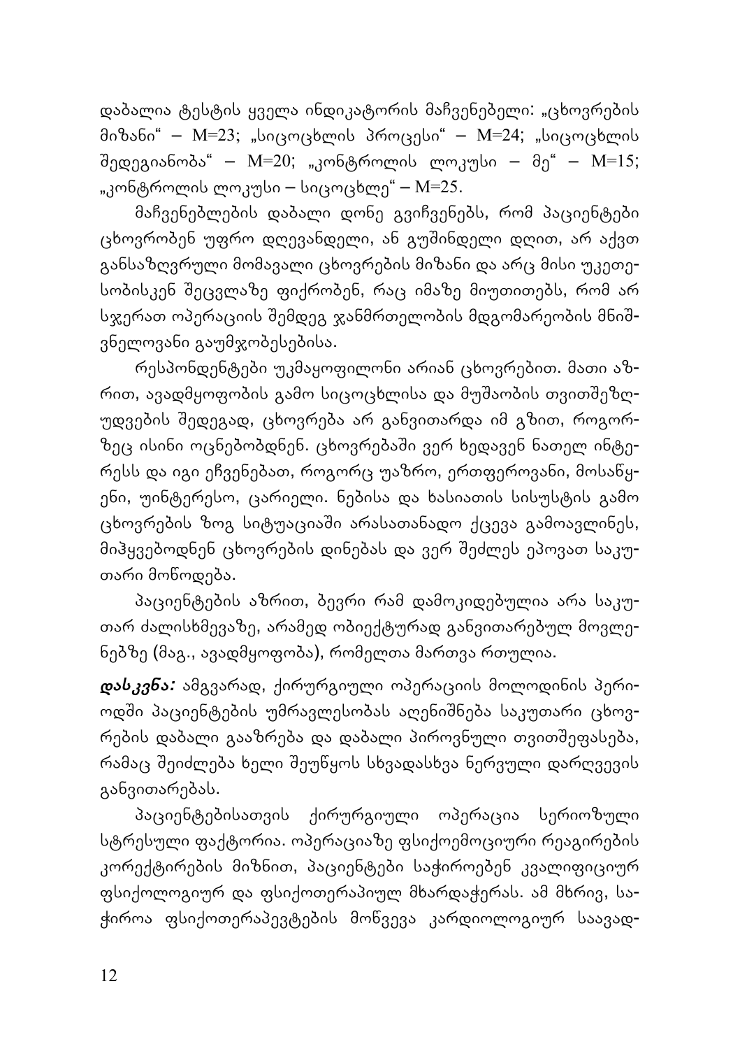დაბალია ტესტის ყველა ინდიკატორის მაჩვენებელი: „ცხოვრების მიზანი“ – M=23; „სიცოცხლის პროცესი“ – M=24; „სიცოცხლის შედეგიანობა“ – M=20; „კონტროლის ლოკუსი – მე“ – M=15; „კონტროლის ლოკუსი – სიცოცხლე“ – M=25.

მაჩვენებლების დაბალი დონე გვიჩვენებს, რომ პაციენტები ცხოვრობენ უფრო დღევანდელი, ან გუშინდელი დღით, არ აქვთ განსაზღვრული მომავალი ცხოვრების მიზანი და არც მისი უკეთესობისკენ შეცვლაზე ფიქრობენ, რაც იმაზე მიუთითებს, რომ არ სჯერათ ოპერაციის შემდეგ ჯანმრთელობის მდგომარეობის მნიშვნელოვანი გაუმჯობესებისა.

რესპონდენტები უკმაყოფილონი არიან ცხოვრებით. მათი აზრით, ავადმყოფობის გამო სიცოცხლისა და მუშაობის თვითშეზღუდვების შედეგად, ცხოვრება არ განვითარდა იმ გზით, როგორზეც ისინი ოცნებობდნენ. ცხოვრებაში ვერ ხედავენ ნათელ ინტერესს და იგი ეჩვენებათ, როგორც უაზრო, ერთფეროვანი, მოსაწყენი, უინტერესო, ცარიელი. ნებისა და ხასიათის სისუსტის გამო ცხოვრების ზოგ სიტუაციაში არასათანადო ქცევა გამოავლინეს, მიჰყვებოდნენ ცხოვრების დინებას და ვერ შეძლეს ეპოვათ საკუთარი მოწოდება.

პაციენტების აზრით, ბევრი რამ დამოკიდებულია არა საკუთარ ძალისხმევაზე, არამედ ობიექტურად განვითარებულ მოვლენებზე (მაგ., ავადმყოფობა), რომელთა მართვა რთულია.

***დასკვნა:*** ამგვარად, ქირურგიული ოპერაციის მოლოდინის პერიოდში პაციენტების უმრავლესობას აღენიშნება საკუთარი ცხოვრების დაბალი გააზრება და დაბალი პიროვნული თვითშეფასება, რამაც შეიძლება ხელი შეუწყოს სხვადასხვა ნერვული დარღვევის განვითარებას.

პაციენტებისათვის ქირურგიული ოპერაცია სერიოზული სტრესული ფაქტორია. ოპერაციაზე ფსიქოემოციური რეაგირების კორექტირების მიზნით, პაციენტები საჭიროებენ კვალიფიციურ ფსიქოლოგიურ და ფსიქოთერაპიულ მხარდაჭერას. ამ მხრივ, საჭიროა ფსიქოთერაპევტების მოწვევა კარდიოლოგიურ საავად-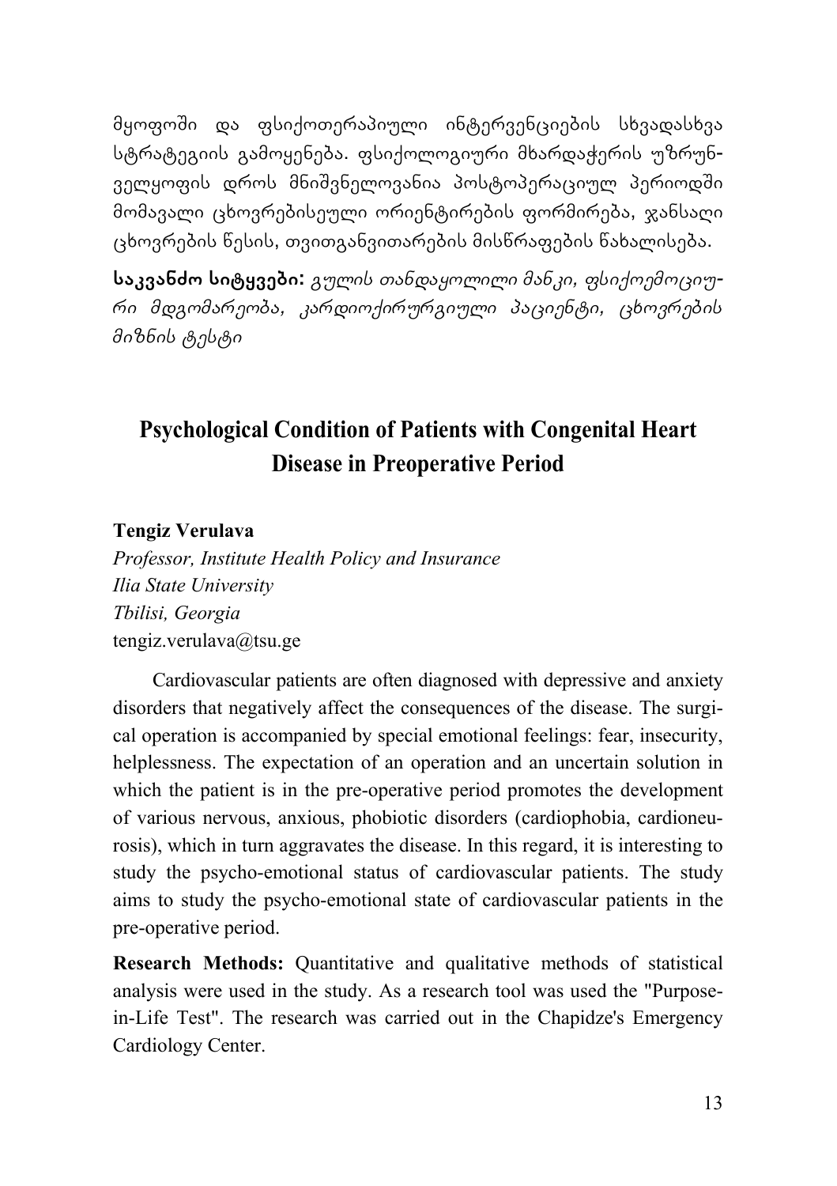მყოფოში და ფსიქოთერაპიული ინტერვენციების სხვადასხვა სტრატეგიის გამოყენება. ფსიქოლოგიური მხარდაჭერის უზრუნველყოფის დროს მნიშვნელოვანია პოსტოპერაციულ პერიოდში მომავალი ცხოვრებისეული ორიენტირების ფორმირება, ჯანსაღი ცხოვრების წესის, თვითგანვითარების მისწრაფების წახალისება.

**საკვანძო სიტყვები:** *გულის თანდაყოლილი მანკი, ფსიქოემოციური მდგომარეობა, კარდიოქირურგიული პაციენტი, ცხოვრების მიზნის ტესტი*

# Psychological Condition of Patients with Congenital Heart Disease in Preoperative Period

**Tengiz Verulava**

*Professor, Institute Health Policy and Insurance*
*Ilia State University*
*Tbilisi, Georgia*
tengiz.verulava@tsu.ge

Cardiovascular patients are often diagnosed with depressive and anxiety disorders that negatively affect the consequences of the disease. The surgical operation is accompanied by special emotional feelings: fear, insecurity, helplessness. The expectation of an operation and an uncertain solution in which the patient is in the pre-operative period promotes the development of various nervous, anxious, phobiotic disorders (cardiophobia, cardioneurosis), which in turn aggravates the disease. In this regard, it is interesting to study the psycho-emotional status of cardiovascular patients. The study aims to study the psycho-emotional state of cardiovascular patients in the pre-operative period.

**Research Methods:** Quantitative and qualitative methods of statistical analysis were used in the study. As a research tool was used the "Purpose-in-Life Test". The research was carried out in the Chapidze's Emergency Cardiology Center.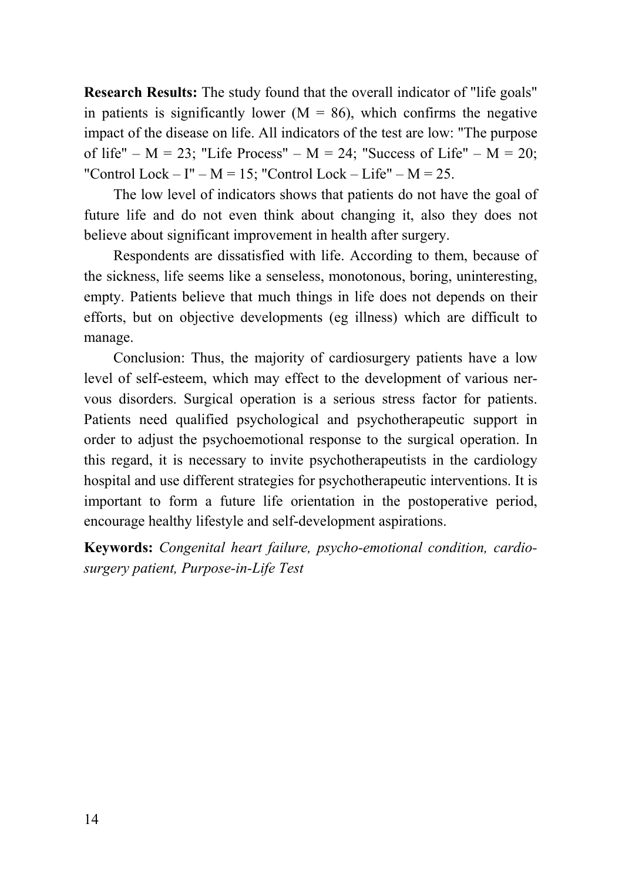**Research Results:** The study found that the overall indicator of "life goals" in patients is significantly lower ($M = 86$), which confirms the negative impact of the disease on life. All indicators of the test are low: "The purpose of life" – $M = 23$; "Life Process" – $M = 24$; "Success of Life" – $M = 20$; "Control Lock – I" – $M = 15$; "Control Lock – Life" – $M = 25$.

The low level of indicators shows that patients do not have the goal of future life and do not even think about changing it, also they does not believe about significant improvement in health after surgery.

Respondents are dissatisfied with life. According to them, because of the sickness, life seems like a senseless, monotonous, boring, uninteresting, empty. Patients believe that much things in life does not depends on their efforts, but on objective developments (eg illness) which are difficult to manage.

Conclusion: Thus, the majority of cardiosurgery patients have a low level of self-esteem, which may effect to the development of various nervous disorders. Surgical operation is a serious stress factor for patients. Patients need qualified psychological and psychotherapeutic support in order to adjust the psychoemotional response to the surgical operation. In this regard, it is necessary to invite psychotherapeutists in the cardiology hospital and use different strategies for psychotherapeutic interventions. It is important to form a future life orientation in the postoperative period, encourage healthy lifestyle and self-development aspirations.

**Keywords:** *Congenital heart failure, psycho-emotional condition, cardiosurgery patient, Purpose-in-Life Test*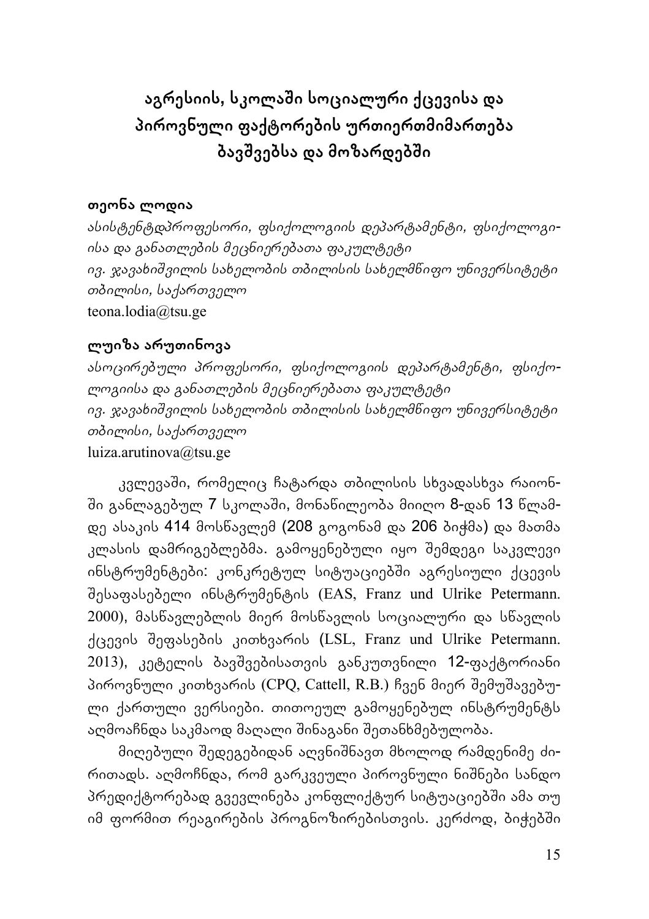# აგრესიის, სკოლაში სოციალური ქცევისა და პიროვნული ფაქტორების ურთიერთმიმართება ბავშვებსა და მოზარდებში

**თეონა ლოდია**

*ასისტენტდპროფესორი, ფსიქოლოგიის დეპარტამენტი, ფსიქოლოგიისა და განათლების მეცნიერებათა ფაკულტეტი*
*ივ. ჯავახიშვილის სახელობის თბილისის სახელმწიფო უნივერსიტეტი*
*თბილისი, საქართველო*
teona.lodia@tsu.ge

**ლუიზა არუთინოვა**

*ასოცირებული პროფესორი, ფსიქოლოგიის დეპარტამენტი, ფსიქოლოგიისა და განათლების მეცნიერებათა ფაკულტეტი*
*ივ. ჯავახიშვილის სახელობის თბილისის სახელმწიფო უნივერსიტეტი*
*თბილისი, საქართველო*
luiza.arutinova@tsu.ge

კვლევაში, რომელიც ჩატარდა თბილისის სხვადასხვა რაიონში განლაგებულ 7 სკოლაში, მონაწილეობა მიიღო 8-დან 13 წლამდე ასაკის 414 მოსწავლემ (208 გოგონამ და 206 ბიჭმა) და მათმა კლასის დამრიგებლებმა. გამოყენებული იყო შემდეგი საკვლევი ინსტრუმენტები: კონკრეტულ სიტუაციებში აგრესიული ქცევის შესაფასებელი ინსტრუმენტის (EAS, Franz und Ulrike Petermann. 2000), მასწავლებლის მიერ მოსწავლის სოციალური და სწავლის ქცევის შეფასების კითხვარის (LSL, Franz und Ulrike Petermann. 2013), კეტელის ბავშვებისათვის განკუთვნილი 12-ფაქტორიანი პიროვნული კითხვარის (CPQ, Cattell, R.B.) ჩვენ მიერ შემუშავებული ქართული ვერსიები. თითოეულ გამოყენებულ ინსტრუმენტს აღმოაჩნდა საკმაოდ მაღალი შინაგანი შეთანხმებულობა.

მიღებული შედეგებიდან აღვნიშნავთ მხოლოდ რამდენიმე ძირითადს. აღმოჩნდა, რომ გარკვეული პიროვნული ნიშნები სანდო პრედიქტორებად გვევლინება კონფლიქტურ სიტუაციებში ამა თუ იმ ფორმით რეაგირების პროგნოზირებისთვის. კერძოდ, ბიჭებში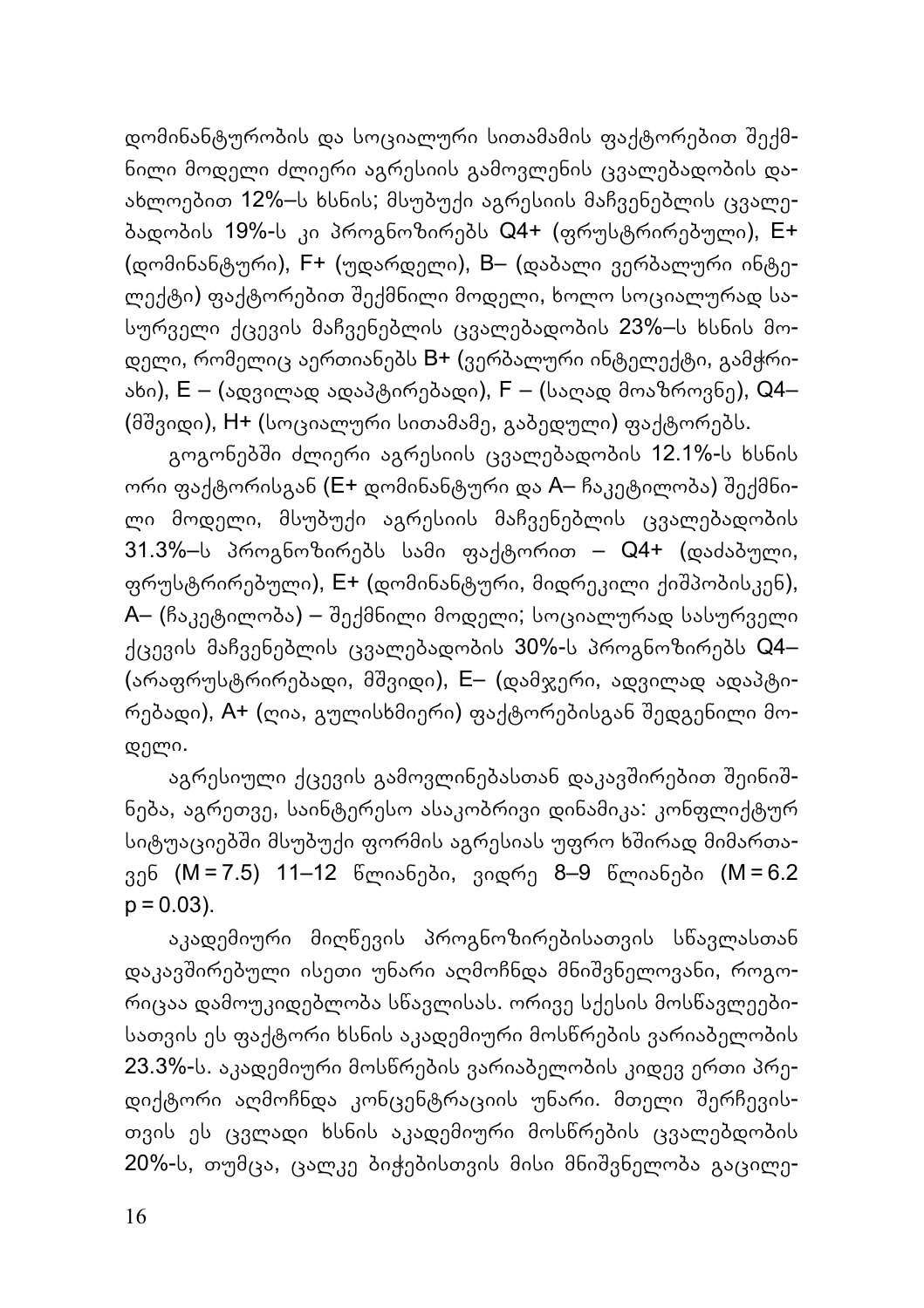დომინანტურობის და სოციალური სითამამის ფაქტორებით შექმნილი მოდელი ძლიერი აგრესიის გამოვლენის ცვალებადობის დაახლოებით 12%–ს ხსნის; მსუბუქი აგრესიის მაჩვენებლის ცვალებადობის 19%-ს კი პროგნოზირებს Q4+ (ფრუსტრირებული), E+ (დომინანტური), F+ (უდარდელი), B– (დაბალი ვერბალური ინტელექტი) ფაქტორებით შექმნილი მოდელი, ხოლო სოციალურად სასურველი ქცევის მაჩვენებლის ცვალებადობის 23%–ს ხსნის მოდელი, რომელიც აერთიანებს B+ (ვერბალური ინტელექტი, გამჭრიახი), E – (ადვილად ადაპტირებადი), F – (საღად მოაზროვნე), Q4– (მშვიდი), H+ (სოციალური სითამამე, გაბედული) ფაქტორებს.

გოგონებში ძლიერი აგრესიის ცვალებადობის 12.1%-ს ხსნის ორი ფაქტორისგან (E+ დომინანტური და A– ჩაკეტილობა) შექმნილი მოდელი, მსუბუქი აგრესიის მაჩვენებლის ცვალებადობის 31.3%–ს პროგნოზირებს სამი ფაქტორით – Q4+ (დაძაბული, ფრუსტრირებული), E+ (დომინანტური, მიდრეკილი ქიშპობისკენ), A– (ჩაკეტილობა) – შექმნილი მოდელი; სოციალურად სასურველი ქცევის მაჩვენებლის ცვალებადობის 30%-ს პროგნოზირებს Q4– (არაფრუსტრირებადი, მშვიდი), E– (დამჯერი, ადვილად ადაპტირებადი), A+ (ღია, გულისხმიერი) ფაქტორებისგან შედგენილი მოდელი.

აგრესიული ქცევის გამოვლინებასთან დაკავშირებით შეინიშნება, აგრეთვე, საინტერესო ასაკობრივი დინამიკა: კონფლიქტურ სიტუაციებში მსუბუქი ფორმის აგრესიას უფრო ხშირად მიმართავენ ($M = 7.5$) 11–12 წლიანები, ვიდრე 8–9 წლიანები ($M = 6.2$ $p = 0.03$).

აკადემიური მიღწევის პროგნოზირებისათვის სწავლასთან დაკავშირებული ისეთი უნარი აღმოჩნდა მნიშვნელოვანი, როგორიცაა დამოუკიდებლობა სწავლისას. ორივე სქესის მოსწავლეებისათვის ეს ფაქტორი ხსნის აკადემიური მოსწრების ვარიაბელობის 23.3%-ს. აკადემიური მოსწრების ვარიაბელობის კიდევ ერთი პრედიქტორი აღმოჩნდა კონცენტრაციის უნარი. მთელი შერჩევისთვის ეს ცვლადი ხსნის აკადემიური მოსწრების ცვალებდობის 20%-ს, თუმცა, ცალკე ბიჭებისთვის მისი მნიშვნელობა გაცილე-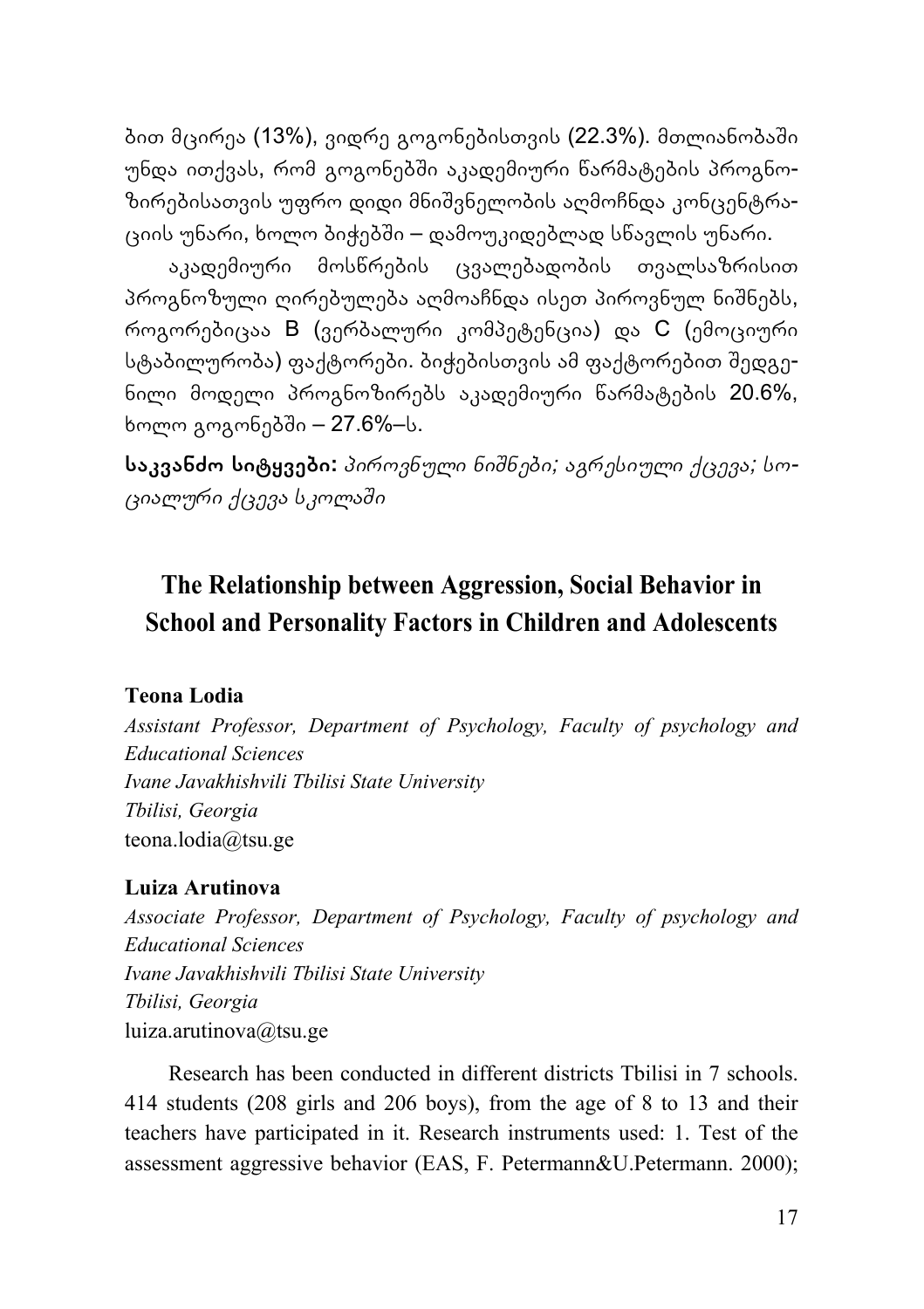ბით მცირეა (13%), ვიდრე გოგონებისთვის (22.3%). მთლიანობაში უნდა ითქვას, რომ გოგონებში აკადემიური წარმატების პროგნოზირებისათვის უფრო დიდი მნიშვნელობის აღმოჩნდა კონცენტრაციის უნარი, ხოლო ბიჭებში – დამოუკიდებლად სწავლის უნარი.

აკადემიური მოსწრების ცვალებადობის თვალსაზრისით პროგნოზული ღირებულება აღმოაჩნდა ისეთ პიროვნულ ნიშნებს, როგორებიცაა B (ვერბალური კომპეტენცია) და C (ემოციური სტაბილურობა) ფაქტორები. ბიჭებისთვის ამ ფაქტორებით შედგენილი მოდელი პროგნოზირებს აკადემიური წარმატების 20.6%, ხოლო გოგონებში – 27.6%–ს.

**საკვანძო სიტყვები:** *პიროვნული ნიშნები; აგრესიული ქცევა; სოციალური ქცევა სკოლაში*

## The Relationship between Aggression, Social Behavior in School and Personality Factors in Children and Adolescents

**Teona Lodia**

*Assistant Professor, Department of Psychology, Faculty of psychology and Educational Sciences*
*Ivane Javakhishvili Tbilisi State University*
*Tbilisi, Georgia*
teona.lodia@tsu.ge

**Luiza Arutinova**

*Associate Professor, Department of Psychology, Faculty of psychology and Educational Sciences*
*Ivane Javakhishvili Tbilisi State University*
*Tbilisi, Georgia*
luiza.arutinova@tsu.ge

Research has been conducted in different districts Tbilisi in 7 schools. 414 students (208 girls and 206 boys), from the age of 8 to 13 and their teachers have participated in it. Research instruments used: 1. Test of the assessment aggressive behavior (EAS, F. Petermann&U.Petermann. 2000);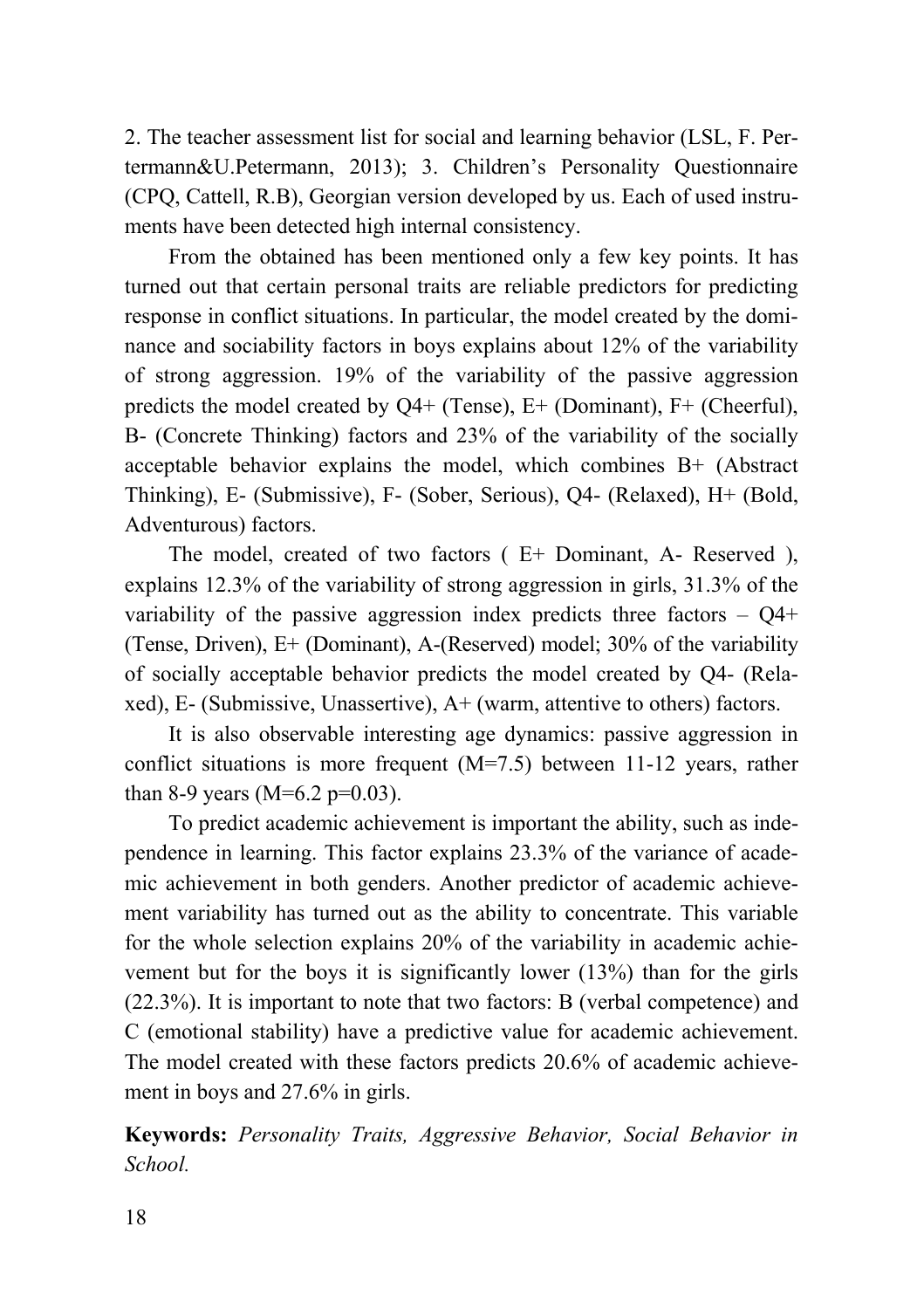2. The teacher assessment list for social and learning behavior (LSL, F. Pertermann&U.Petermann, 2013); 3. Children's Personality Questionnaire (CPQ, Cattell, R.B), Georgian version developed by us. Each of used instruments have been detected high internal consistency.

From the obtained has been mentioned only a few key points. It has turned out that certain personal traits are reliable predictors for predicting response in conflict situations. In particular, the model created by the dominance and sociability factors in boys explains about 12% of the variability of strong aggression. 19% of the variability of the passive aggression predicts the model created by Q4+ (Tense), E+ (Dominant), F+ (Cheerful), B- (Concrete Thinking) factors and 23% of the variability of the socially acceptable behavior explains the model, which combines B+ (Abstract Thinking), E- (Submissive), F- (Sober, Serious), Q4- (Relaxed), H+ (Bold, Adventurous) factors.

The model, created of two factors ( E+ Dominant, A- Reserved ), explains 12.3% of the variability of strong aggression in girls, 31.3% of the variability of the passive aggression index predicts three factors – Q4+ (Tense, Driven), E+ (Dominant), A-(Reserved) model; 30% of the variability of socially acceptable behavior predicts the model created by Q4- (Relaxed), E- (Submissive, Unassertive), A+ (warm, attentive to others) factors.

It is also observable interesting age dynamics: passive aggression in conflict situations is more frequent ($M=7.5$) between 11-12 years, rather than 8-9 years ($M=6.2$ $p=0.03$).

To predict academic achievement is important the ability, such as independence in learning. This factor explains 23.3% of the variance of academic achievement in both genders. Another predictor of academic achievement variability has turned out as the ability to concentrate. This variable for the whole selection explains 20% of the variability in academic achievement but for the boys it is significantly lower (13%) than for the girls (22.3%). It is important to note that two factors: B (verbal competence) and C (emotional stability) have a predictive value for academic achievement. The model created with these factors predicts 20.6% of academic achievement in boys and 27.6% in girls.

**Keywords:** *Personality Traits, Aggressive Behavior, Social Behavior in School.*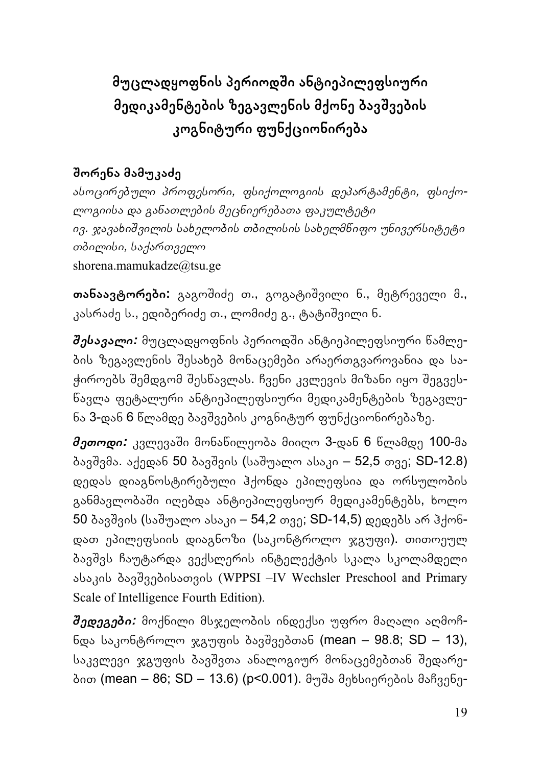# მუცლადყოფნის პერიოდში ანტიეპილეფსიური მედიკამენტების ზეგავლენის მქონე ბავშვების კოგნიტური ფუნქციონირება

**შორენა მამუკაძე**

*ასოცირებული პროფესორი, ფსიქოლოგიის დეპარტამენტი, ფსიქოლოგიისა და განათლების მეცნიერებათა ფაკულტეტი*
*ივ. ჯავახიშვილის სახელობის თბილისის სახელმწიფო უნივერსიტეტი*
*თბილისი, საქართველო*
shorena.mamukadze@tsu.ge

**თანაავტორები:** გაგოშიძე თ., გოგატიშვილი ნ., მეტრეველი მ., კასრაძე ს., ედიბერიძე თ., ლომიძე გ., ტატიშვილი ნ.

***შესავალი:*** მუცლადყოფნის პერიოდში ანტიეპილეფსიური წამლების ზეგავლენის შესახებ მონაცემები არაერთგვაროვანია და საჭიროებს შემდგომ შესწავლას. ჩვენი კვლევის მიზანი იყო შეგვესწავლა ფეტალური ანტიეპილეფსიური მედიკამენტების ზეგავლენა 3-დან 6 წლამდე ბავშვების კოგნიტურ ფუნქციონირებაზე.

***მეთოდი:*** კვლევაში მონაწილეობა მიიღო 3-დან 6 წლამდე 100-მა ბავშვმა. აქედან 50 ბავშვის (საშუალო ასაკი – 52,5 თვე; SD-12.8) დედას დიაგნოსტირებული ჰქონდა ეპილეფსია და ორსულობის განმავლობაში იღებდა ანტიეპილეფსიურ მედიკამენტებს, ხოლო 50 ბავშვის (საშუალო ასაკი – 54,2 თვე; SD-14,5) დედებს არ ჰქონდათ ეპილეფსიის დიაგნოზი (საკონტროლო ჯგუფი). თითოეულ ბავშვს ჩაუტარდა ვექსლერის ინტელექტის სკალა სკოლამდელი ასაკის ბავშვებისათვის (WPPSI –IV Wechsler Preschool and Primary Scale of Intelligence Fourth Edition).

***შედეგები:*** მოქნილი მსჯელობის ინდექსი უფრო მაღალი აღმოჩნდა საკონტროლო ჯგუფის ბავშვებთან (mean – 98.8; SD – 13), საკვლევი ჯგუფის ბავშვთა ანალოგიურ მონაცემებთან შედარებით (mean – 86; SD – 13.6) ($p<0.001$). მუშა მეხსიერების მაჩვენე-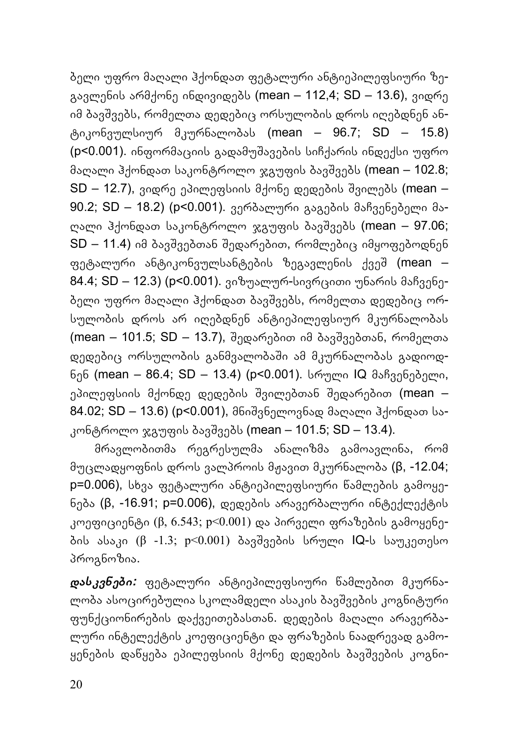ბელი უფრო მაღალი ჰქონდათ ფეტალური ანტიეპილეფსიური ზეგავლენის არმქონე ინდივიდებს (mean – 112,4; SD – 13.6), ვიდრე იმ ბავშვებს, რომელთა დედებიც ორსულობის დროს იღებდნენ ანტიკონვულსიურ მკურნალობას (mean – 96.7; SD – 15.8) ($p<0.001$). ინფორმაციის გადამუშავების სიჩქარის ინდექსი უფრო მაღალი ჰქონდათ საკონტროლო ჯგუფის ბავშვებს (mean – 102.8; SD – 12.7), ვიდრე ეპილეფსიის მქონე დედების შვილებს (mean – 90.2; SD – 18.2) ($p<0.001$). ვერბალური გაგების მაჩვენებელი მაღალი ჰქონდათ საკონტროლო ჯგუფის ბავშვებს (mean – 97.06; SD – 11.4) იმ ბავშვებთან შედარებით, რომლებიც იმყოფებოდნენ ფეტალური ანტიკონვულსანტების ზეგავლენის ქვეშ (mean – 84.4; SD – 12.3) ($p<0.001$). ვიზუალურ-სივრცითი უნარის მაჩვენებელი უფრო მაღალი ჰქონდათ ბავშვებს, რომელთა დედებიც ორსულობის დროს არ იღებდნენ ანტიეპილეფსიურ მკურნალობას (mean – 101.5; SD – 13.7), შედარებით იმ ბავშვებთან, რომელთა დედებიც ორსულობის განმვალობაში ამ მკურნალობას გადიოდნენ (mean – 86.4; SD – 13.4) ($p<0.001$). სრული IQ მაჩვენებელი, ეპილეფსიის მქონდე დედების შვილებთან შედარებით (mean – 84.02; SD – 13.6) ($p<0.001$), მნიშვნელოვნად მაღალი ჰქონდათ საკონტროლო ჯგუფის ბავშვებს (mean – 101.5; SD – 13.4).

მრავლობითმა რეგრესულმა ანალიზმა გამოავლინა, რომ მუცლადყოფნის დროს ვალპროის მჟავით მკურნალობა (β, -12.04; $p=0.006$), სხვა ფეტალური ანტიეპილეფსიური წამლების გამოყენება (β, -16.91; $p=0.006$), დედების არავერბალური ინტექლექტის კოეფიციენტი (β, 6.543; $p<0.001$) და პირველი ფრაზების გამოყენების ასაკი (β -1.3; $p<0.001$) ბავშვების სრული IQ-ს საუკეთესო პროგნოზია.

***დასკვნები:*** ფეტალური ანტიეპილეფსიური წამლებით მკურნალობა ასოცირებულია სკოლამდელი ასაკის ბავშვების კოგნიტური ფუნქციონირების დაქვეითებასთან. დედების მაღალი არავერბალური ინტელექტის კოეფიციენტი და ფრაზების ნაადრევად გამოყენების დაწყება ეპილეფსიის მქონე დედების ბავშვების კოგნი-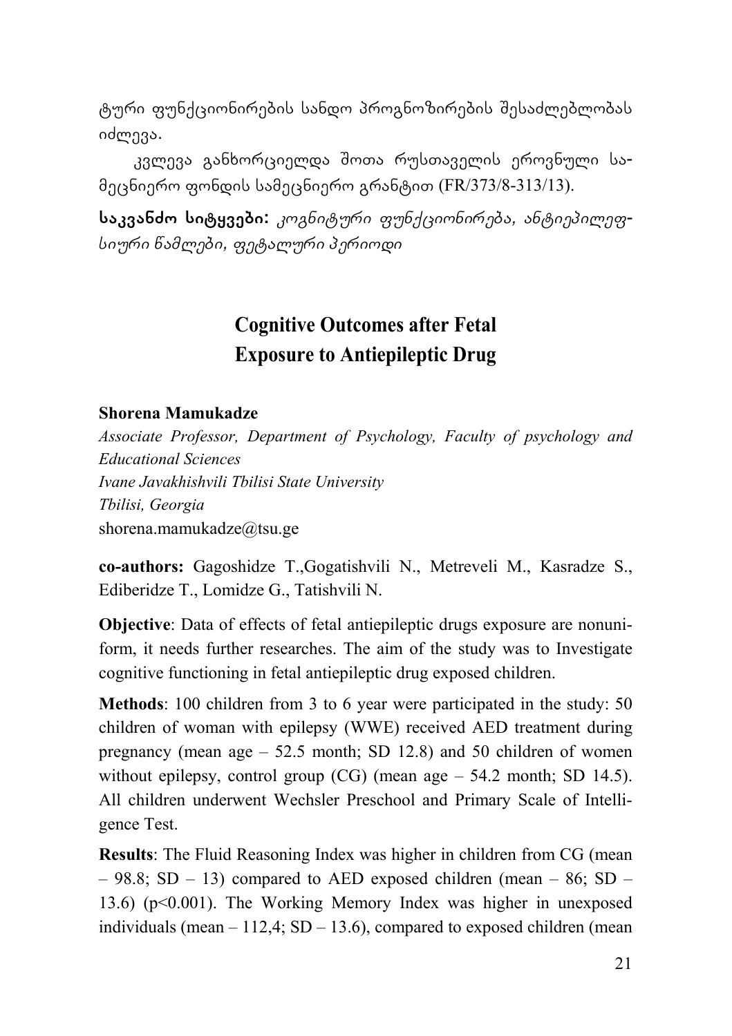ტური ფუნქციონირების სანდო პროგნოზირების შესაძლებლობას იძლევა.

კვლევა განხორციელდა შოთა რუსთაველის ეროვნული სამეცნიერო ფონდის სამეცნიერო გრანტით (FR/373/8-313/13).

**საკვანძო სიტყვები:** *კოგნიტური ფუნქციონირება, ანტიეპილეფსიური წამლები, ფეტალური პერიოდი*

## Cognitive Outcomes after Fetal Exposure to Antiepileptic Drug

**Shorena Mamukadze**

*Associate Professor, Department of Psychology, Faculty of psychology and Educational Sciences*
*Ivane Javakhishvili Tbilisi State University*
*Tbilisi, Georgia*
shorena.mamukadze@tsu.ge

**co-authors:** Gagoshidze T.,Gogatishvili N., Metreveli M., Kasradze S., Ediberidze T., Lomidze G., Tatishvili N.

**Objective**: Data of effects of fetal antiepileptic drugs exposure are nonuniform, it needs further researches. The aim of the study was to Investigate cognitive functioning in fetal antiepileptic drug exposed children.

**Methods**: 100 children from 3 to 6 year were participated in the study: 50 children of woman with epilepsy (WWE) received AED treatment during pregnancy (mean age – 52.5 month; SD 12.8) and 50 children of women without epilepsy, control group (CG) (mean age – 54.2 month; SD 14.5). All children underwent Wechsler Preschool and Primary Scale of Intelligence Test.

**Results**: The Fluid Reasoning Index was higher in children from CG (mean – 98.8; SD – 13) compared to AED exposed children (mean – 86; SD – 13.6) ($p<0.001$). The Working Memory Index was higher in unexposed individuals (mean – 112,4; SD – 13.6), compared to exposed children (mean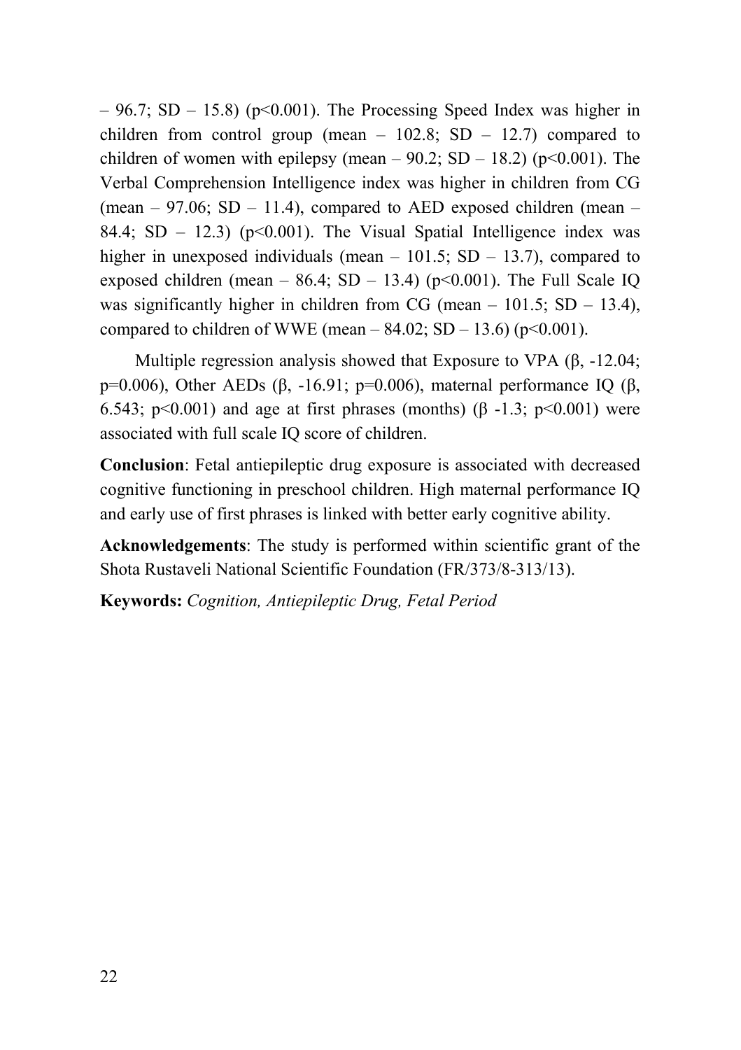– 96.7; SD – 15.8) ($p<0.001$). The Processing Speed Index was higher in children from control group (mean – 102.8; SD – 12.7) compared to children of women with epilepsy (mean – 90.2; SD – 18.2) ($p<0.001$). The Verbal Comprehension Intelligence index was higher in children from CG (mean – 97.06; SD – 11.4), compared to AED exposed children (mean – 84.4; SD – 12.3) ($p<0.001$). The Visual Spatial Intelligence index was higher in unexposed individuals (mean – 101.5; SD – 13.7), compared to exposed children (mean – 86.4; SD – 13.4) ($p<0.001$). The Full Scale IQ was significantly higher in children from CG (mean – 101.5; SD – 13.4), compared to children of WWE (mean – 84.02; SD – 13.6) ($p<0.001$).

Multiple regression analysis showed that Exposure to VPA ($\beta$, -12.04; $p=0.006$), Other AEDs ($\beta$, -16.91; $p=0.006$), maternal performance IQ ($\beta$, 6.543; $p<0.001$) and age at first phrases (months) ($\beta$ -1.3; $p<0.001$) were associated with full scale IQ score of children.

**Conclusion**: Fetal antiepileptic drug exposure is associated with decreased cognitive functioning in preschool children. High maternal performance IQ and early use of first phrases is linked with better early cognitive ability.

**Acknowledgements**: The study is performed within scientific grant of the Shota Rustaveli National Scientific Foundation (FR/373/8-313/13).

**Keywords:** *Cognition, Antiepileptic Drug, Fetal Period*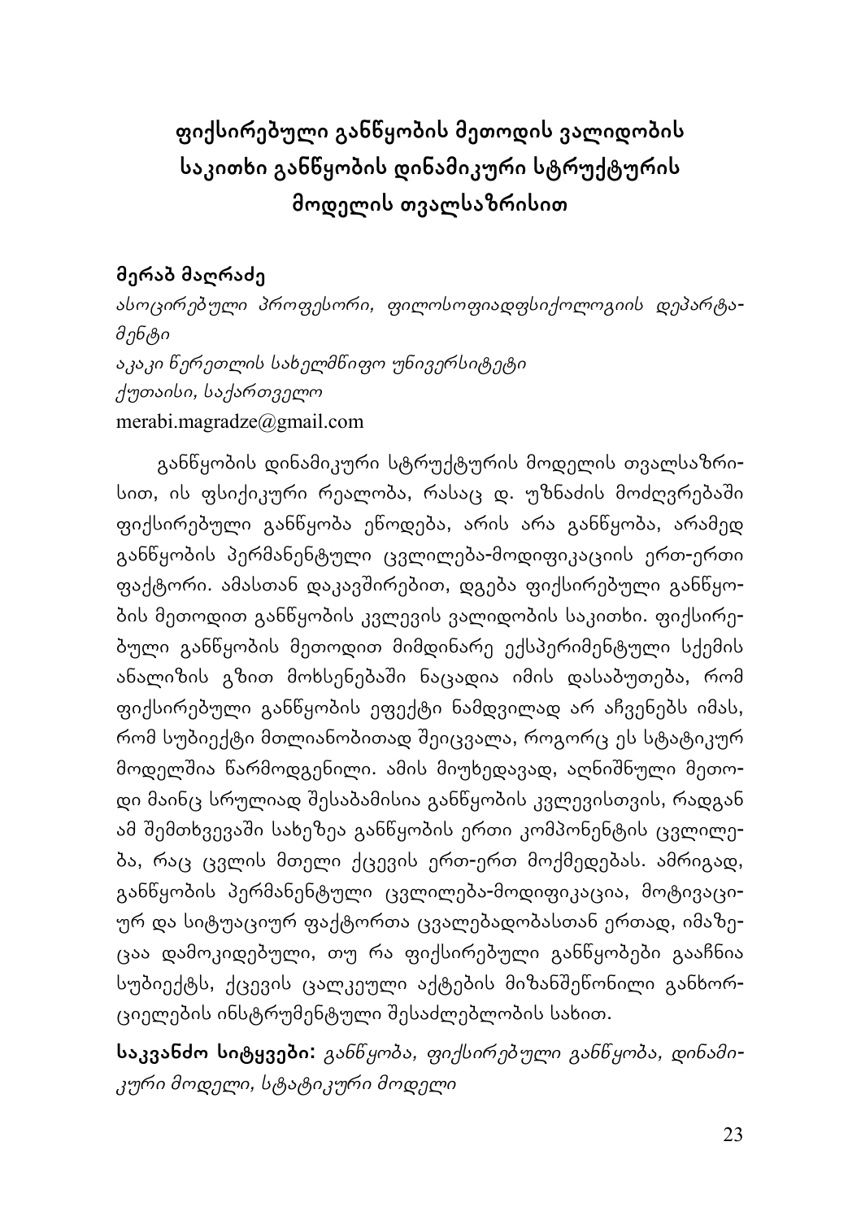# ფიქსირებული განწყობის მეთოდის ვალიდობის საკითხი განწყობის დინამიკური სტრუქტურის მოდელის თვალსაზრისით

**მერაბ მაღრაძე**

*ასოცირებული პროფესორი, ფილოსოფიადფსიქოლოგიის დეპარტამენტი*

*აკაკი წერეთლის სახელმწიფო უნივერსიტეტი*

*ქუთაისი, საქართველო*

merabi.magradze@gmail.com

განწყობის დინამიკური სტრუქტურის მოდელის თვალსაზრისით, ის ფსიქიკური რეალობა, რასაც დ. უზნაძის მოძღვრებაში ფიქსირებული განწყობა ეწოდება, არის არა განწყობა, არამედ განწყობის პერმანენტული ცვლილება-მოდიფიკაციის ერთ-ერთი ფაქტორი. ამასთან დაკავშირებით, დგება ფიქსირებული განწყობის მეთოდით განწყობის კვლევის ვალიდობის საკითხი. ფიქსირებული განწყობის მეთოდით მიმდინარე ექსპერიმენტული სქემის ანალიზის გზით მოხსენებაში ნაცადია იმის დასაბუთება, რომ ფიქსირებული განწყობის ეფექტი ნამდვილად არ აჩვენებს იმას, რომ სუბიექტი მთლიანობითად შეიცვალა, როგორც ეს სტატიკურ მოდელშია წარმოდგენილი. ამის მიუხედავად, აღნიშნული მეთოდი მაინც სრულიად შესაბამისია განწყობის კვლევისთვის, რადგან ამ შემთხვევაში სახეზეა განწყობის ერთი კომპონენტის ცვლილება, რაც ცვლის მთელი ქცევის ერთ-ერთ მოქმედებას. ამრიგად, განწყობის პერმანენტული ცვლილება-მოდიფიკაცია, მოტივაციურ და სიტუაციურ ფაქტორთა ცვალებადობასთან ერთად, იმაზეცაა დამოკიდებული, თუ რა ფიქსირებული განწყობები გააჩნია სუბიექტს, ქცევის ცალკეული აქტების მიზანშეწონილი განხორციელების ინსტრუმენტული შესაძლებლობის სახით.

**საკვანძო სიტყვები:** *განწყობა, ფიქსირებული განწყობა, დინამიკური მოდელი, სტატიკური მოდელი*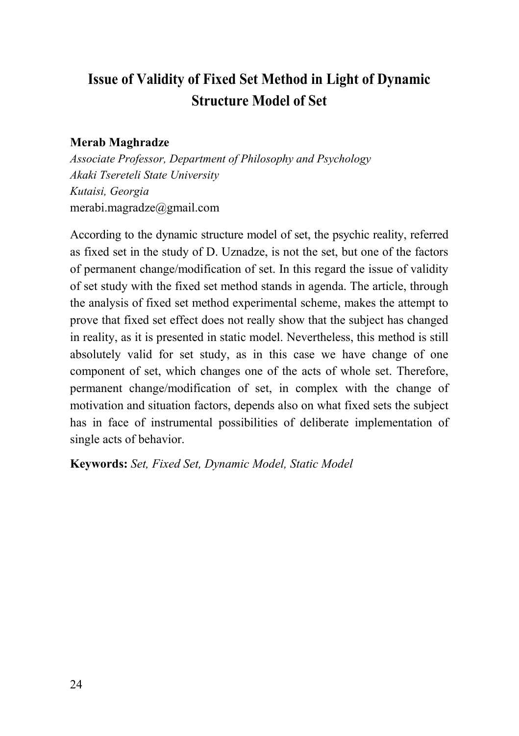# Issue of Validity of Fixed Set Method in Light of Dynamic Structure Model of Set

**Merab Maghradze**

*Associate Professor, Department of Philosophy and Psychology*
*Akaki Tsereteli State University*
*Kutaisi, Georgia*
merabi.magradze@gmail.com

According to the dynamic structure model of set, the psychic reality, referred as fixed set in the study of D. Uznadze, is not the set, but one of the factors of permanent change/modification of set. In this regard the issue of validity of set study with the fixed set method stands in agenda. The article, through the analysis of fixed set method experimental scheme, makes the attempt to prove that fixed set effect does not really show that the subject has changed in reality, as it is presented in static model. Nevertheless, this method is still absolutely valid for set study, as in this case we have change of one component of set, which changes one of the acts of whole set. Therefore, permanent change/modification of set, in complex with the change of motivation and situation factors, depends also on what fixed sets the subject has in face of instrumental possibilities of deliberate implementation of single acts of behavior.

**Keywords:** *Set, Fixed Set, Dynamic Model, Static Model*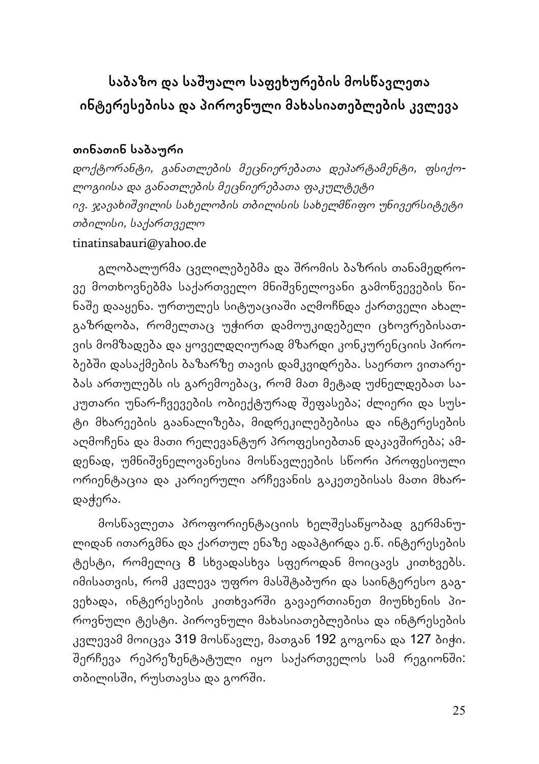# საბაზო და საშუალო საფეხურების მოსწავლეთა ინტერესებისა და პიროვნული მახასიათებლების კვლევა

**თინათინ საბაური**

*დოქტორანტი, განათლების მეცნიერებათა დეპარტამენტი, ფსიქოლოგიისა და განათლების მეცნიერებათა ფაკულტეტი*
*ივ. ჯავახიშვილის სახელობის თბილისის სახელმწიფო უნივერსიტეტი*
*თბილისი, საქართველო*
tinatinsabauri@yahoo.de

გლობალურმა ცვლილებებმა და შრომის ბაზრის თანამედროვე მოთხოვნებმა საქართველო მნიშვნელოვანი გამოწვევების წინაშე დააყენა. ურთულეს სიტუაციაში აღმოჩნდა ქართველი ახალგაზრდობა, რომელთაც უჭირთ დამოუკიდებელი ცხოვრებისათვის მომზადება და ყოველდღიურად მზარდი კონკურენციის პირობებში დასაქმების ბაზარზე თავის დამკვიდრება. საერთო ვითარებას ართულებს ის გარემოებაც, რომ მათ მეტად უძნელდებათ საკუთარი უნარ-ჩვევების ობიექტურად შეფასება; ძლიერი და სუსტი მხარეების გაანალიზება, მიდრეკილებებისა და ინტერესების აღმოჩენა და მათი რელევანტურ პროფესიებთან დაკავშირება; ამდენად, უმნიშვნელოვანესია მოსწავლეების სწორი პროფესიული ორიენტაცია და კარიერული არჩევანის გაკეთებისას მათი მხარდაჭერა.

მოსწავლეთა პროფორიენტაციის ხელშესაწყობად გერმანულიდან ითარგმნა და ქართულ ენაზე ადაპტირდა ე.წ. ინტერესების ტესტი, რომელიც 8 სხვადასხვა სფეროდან მოიცავს კითხვებს. იმისათვის, რომ კვლევა უფრო მასშტაბური და საინტერესო გაგვეხადა, ინტერესების კითხვარში გავაერთიანეთ მიუნხენის პიროვნული ტესტი. პიროვნული მახასიათებლებისა და ინტრესების კვლევამ მოიცვა 319 მოსწავლე, მათგან 192 გოგონა და 127 ბიჭი. შერჩევა რეპრეზენტატული იყო საქართველოს სამ რეგიონში: თბილისში, რუსთავსა და გორში.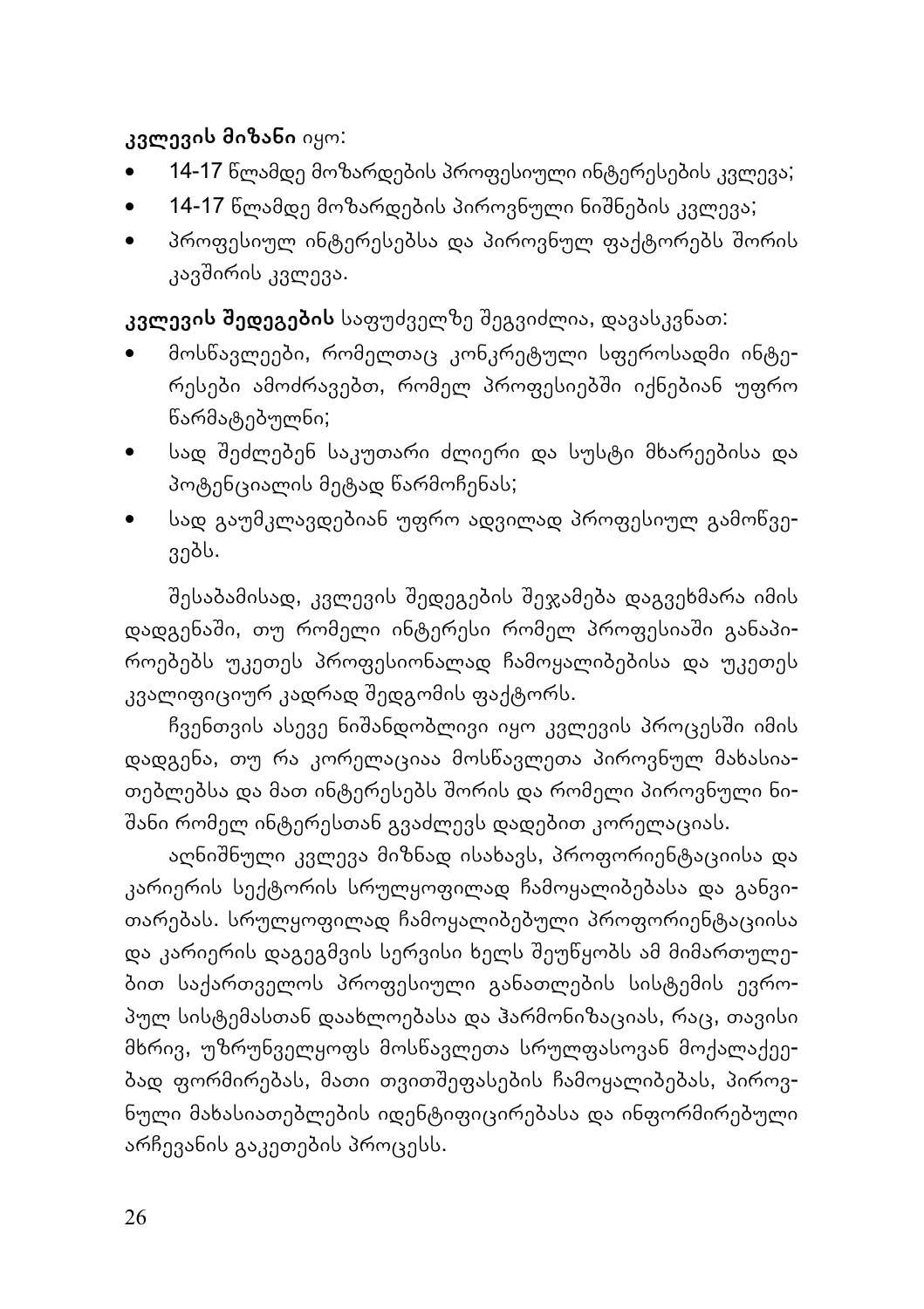**კვლევის მიზანი** იყო:

- 14-17 წლამდე მოზარდების პროფესიული ინტერესების კვლევა;
- 14-17 წლამდე მოზარდების პიროვნული ნიშნების კვლევა;
- პროფესიულ ინტერესებსა და პიროვნულ ფაქტორებს შორის კავშირის კვლევა.

**კვლევის შედეგების** საფუძველზე შეგვიძლია, დავასკვნათ:

- მოსწავლეები, რომელთაც კონკრეტული სფეროსადმი ინტერესები ამოძრავებთ, რომელ პროფესიებში იქნებიან უფრო წარმატებულნი;
- სად შეძლებენ საკუთარი ძლიერი და სუსტი მხარეებისა და პოტენციალის მეტად წარმოჩენას;
- სად გაუმკლავდებიან უფრო ადვილად პროფესიულ გამოწვევებს.

შესაბამისად, კვლევის შედეგების შეჯამება დაგვეხმარა იმის დადგენაში, თუ რომელი ინტერესი რომელ პროფესიაში განაპირობებს უკეთეს პროფესიონალად ჩამოყალიბებისა და უკეთეს კვალიფიციურ კადრად შედგომის ფაქტორს.

ჩვენთვის ასევე ნიშანდობლივი იყო კვლევის პროცესში იმის დადგენა, თუ რა კორელაციაა მოსწავლეთა პიროვნულ მახასიათებლებსა და მათ ინტერესებს შორის და რომელი პიროვნული ნიშანი რომელ ინტერესთან გვაძლევს დადებით კორელაციას.

აღნიშნული კვლევა მიზნად ისახავს, პროფორიენტაციისა და კარიერის სექტორის სრულყოფილად ჩამოყალიბებასა და განვითარებას. სრულყოფილად ჩამოყალიბებული პროფორიენტაციისა და კარიერის დაგეგმვის სერვისი ხელს შეუწყობს ამ მიმართულებით საქართველოს პროფესიული განათლების სისტემის ევროპულ სისტემასთან დაახლოებასა და ჰარმონიზაციას, რაც, თავისი მხრივ, უზრუნველყოფს მოსწავლეთა სრულფასოვან მოქალაქეებად ფორმირებას, მათი თვითშეფასების ჩამოყალიბებას, პიროვნული მახასიათებლების იდენტიფიცირებასა და ინფორმირებული არჩევანის გაკეთების პროცესს.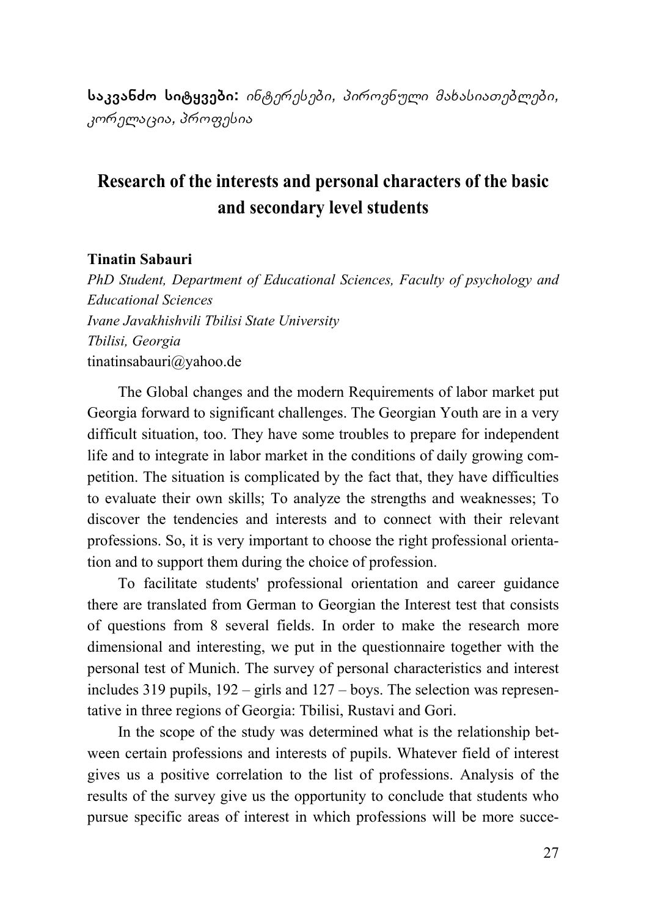**საკვანძო სიტყვები:** *ინტერესები, პიროვნული მახასიათებლები, კორელაცია, პროფესია*

## Research of the interests and personal characters of the basic and secondary level students

**Tinatin Sabauri**

*PhD Student, Department of Educational Sciences, Faculty of psychology and Educational Sciences*
*Ivane Javakhishvili Tbilisi State University*
*Tbilisi, Georgia*
tinatinsabauri@yahoo.de

The Global changes and the modern Requirements of labor market put Georgia forward to significant challenges. The Georgian Youth are in a very difficult situation, too. They have some troubles to prepare for independent life and to integrate in labor market in the conditions of daily growing competition. The situation is complicated by the fact that, they have difficulties to evaluate their own skills; To analyze the strengths and weaknesses; To discover the tendencies and interests and to connect with their relevant professions. So, it is very important to choose the right professional orientation and to support them during the choice of profession.

To facilitate students' professional orientation and career guidance there are translated from German to Georgian the Interest test that consists of questions from 8 several fields. In order to make the research more dimensional and interesting, we put in the questionnaire together with the personal test of Munich. The survey of personal characteristics and interest includes 319 pupils, 192 – girls and 127 – boys. The selection was representative in three regions of Georgia: Tbilisi, Rustavi and Gori.

In the scope of the study was determined what is the relationship between certain professions and interests of pupils. Whatever field of interest gives us a positive correlation to the list of professions. Analysis of the results of the survey give us the opportunity to conclude that students who pursue specific areas of interest in which professions will be more succe-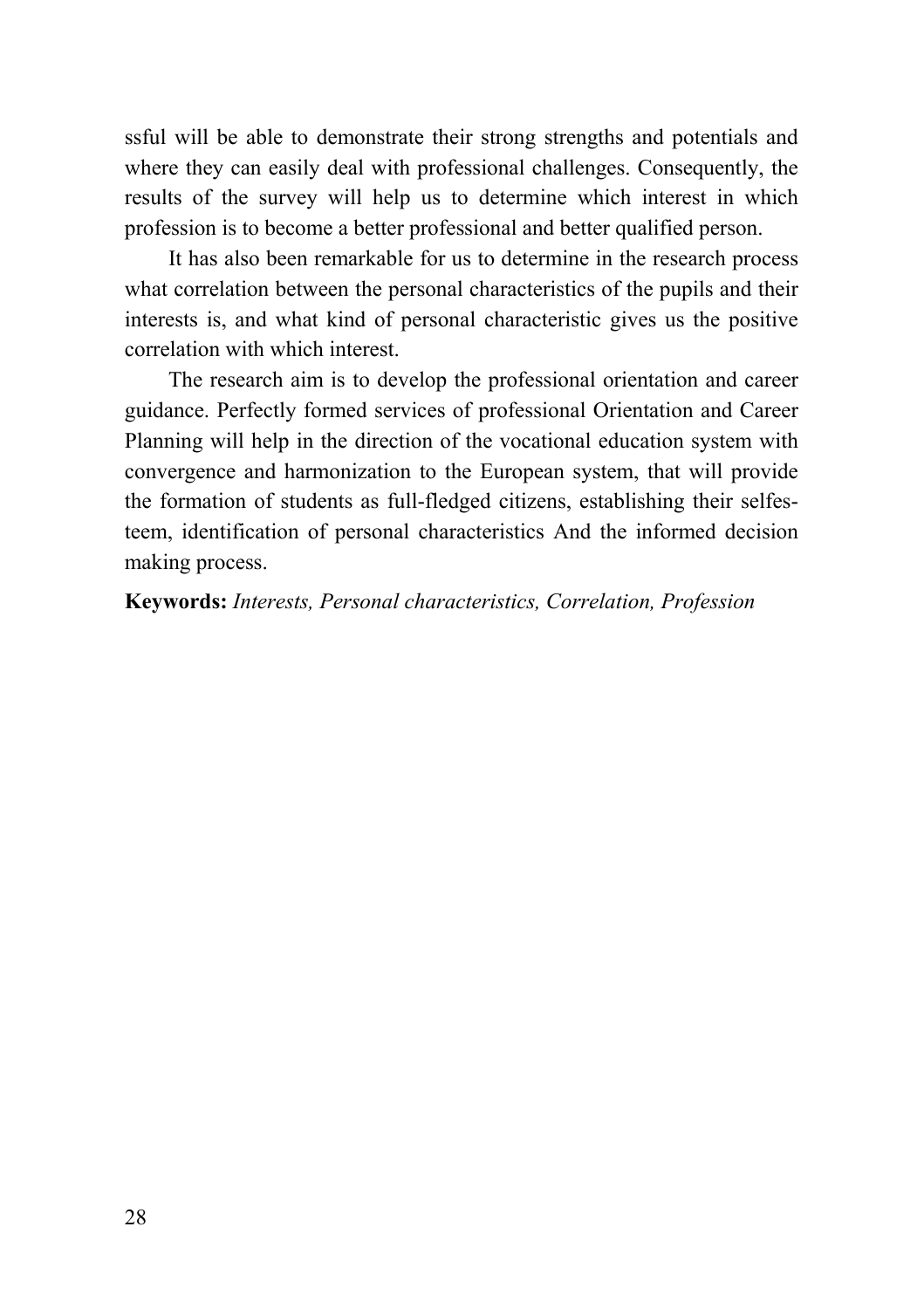ssful will be able to demonstrate their strong strengths and potentials and where they can easily deal with professional challenges. Consequently, the results of the survey will help us to determine which interest in which profession is to become a better professional and better qualified person.

It has also been remarkable for us to determine in the research process what correlation between the personal characteristics of the pupils and their interests is, and what kind of personal characteristic gives us the positive correlation with which interest.

The research aim is to develop the professional orientation and career guidance. Perfectly formed services of professional Orientation and Career Planning will help in the direction of the vocational education system with convergence and harmonization to the European system, that will provide the formation of students as full-fledged citizens, establishing their selfesteem, identification of personal characteristics And the informed decision making process.

**Keywords:** *Interests, Personal characteristics, Correlation, Profession*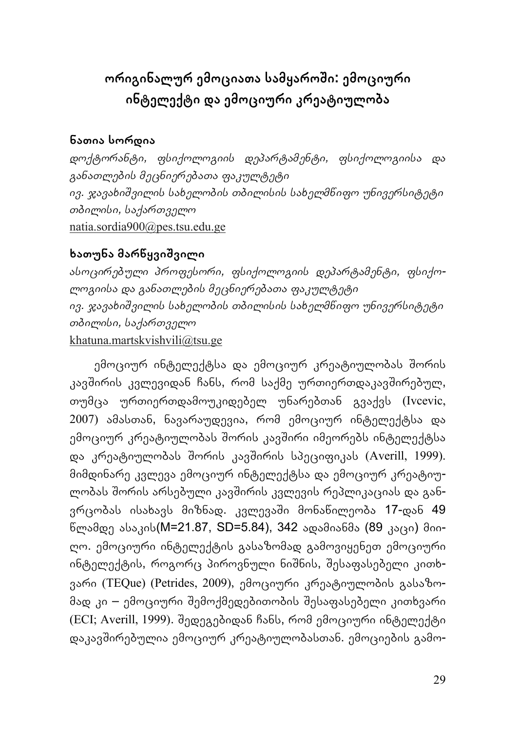# ორიგინალურ ემოციათა სამყაროში: ემოციური ინტელექტი და ემოციური კრეატიულობა

**ნათია სორდია**

*დოქტორანტი, ფსიქოლოგიის დეპარტამენტი, ფსიქოლოგიისა და განათლების მეცნიერებათა ფაკულტეტი*
*ივ. ჯავახიშვილის სახელობის თბილისის სახელმწიფო უნივერსიტეტი*
*თბილისი, საქართველო*
natia.sordia900@pes.tsu.edu.ge

**ხათუნა მარწყვიშვილი**

*ასოცირებული პროფესორი, ფსიქოლოგიის დეპარტამენტი, ფსიქოლოგიისა და განათლების მეცნიერებათა ფაკულტეტი*
*ივ. ჯავახიშვილის სახელობის თბილისის სახელმწიფო უნივერსიტეტი*
*თბილისი, საქართველო*
khatuna.martskvishvili@tsu.ge

ემოციურ ინტელექტსა და ემოციურ კრეატიულობას შორის კავშირის კვლევიდან ჩანს, რომ საქმე ურთიერთდაკავშირებულ, თუმცა ურთიერთდამოუკიდებელ უნარებთან გვაქვს (Ivcevic, 2007) ამასთან, ნავარაუდევია, რომ ემოციურ ინტელექტსა და ემოციურ კრეატიულობას შორის კავშირი იმეორებს ინტელექტსა და კრეატიულობას შორის კავშირის სპეციფიკას (Averill, 1999). მიმდინარე კვლევა ემოციურ ინტელექტსა და ემოციურ კრეატიულობას შორის არსებული კავშირის კვლევის რეპლიკაციას და განვრცობას ისახავს მიზნად. კვლევაში მონაწილეობა 17-დან 49 წლამდე ასაკის($M=21.87$, $SD=5.84$), 342 ადამიანმა (89 კაცი) მიიღო. ემოციური ინტელექტის გასაზომად გამოვიყენეთ ემოციური ინტელექტის, როგორც პიროვნული ნიშნის, შესაფასებელი კითხვარი (TEQue) (Petrides, 2009), ემოციური კრეატიულობის გასაზომად კი – ემოციური შემოქმედებითობის შესაფასებელი კითხვარი (ECI; Averill, 1999). შედეგებიდან ჩანს, რომ ემოციური ინტელექტი დაკავშირებულია ემოციურ კრეატიულობასთან. ემოციების გამო-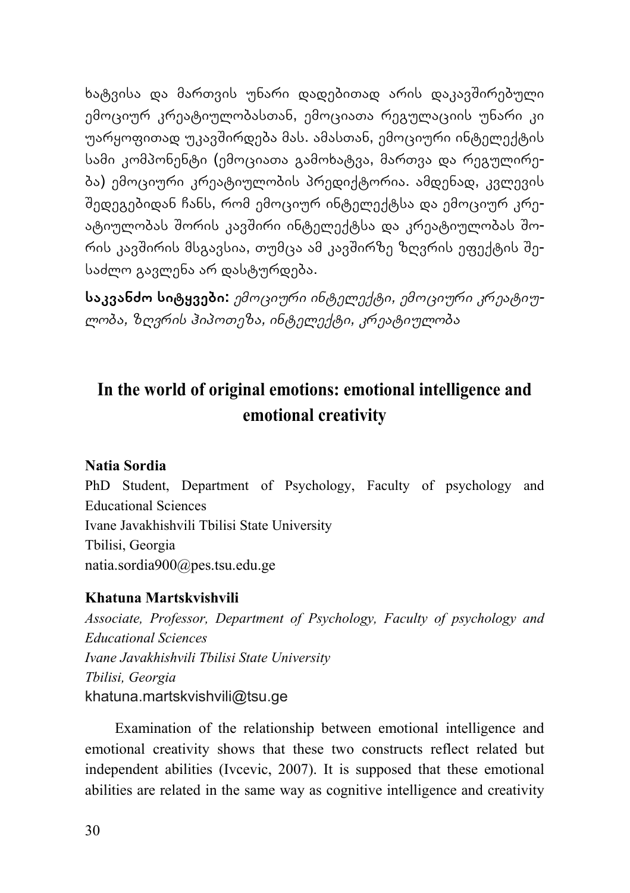ხატვისა და მართვის უნარი დადებითად არის დაკავშირებული ემოციურ კრეატიულობასთან, ემოციათა რეგულაციის უნარი კი უარყოფითად უკავშირდება მას. ამასთან, ემოციური ინტელექტის სამი კომპონენტი (ემოციათა გამოხატვა, მართვა და რეგულირება) ემოციური კრეატიულობის პრედიქტორია. ამდენად, კვლევის შედეგებიდან ჩანს, რომ ემოციურ ინტელექტსა და ემოციურ კრეატიულობას შორის კავშირი ინტელექტსა და კრეატიულობას შორის კავშირის მსგავსია, თუმცა ამ კავშირზე ზღვრის ეფექტის შესაძლო გავლენა არ დასტურდება.

**საკვანძო სიტყვები:** *ემოციური ინტელექტი, ემოციური კრეატიულობა, ზღვრის ჰიპოთეზა, ინტელექტი, კრეატიულობა*

## In the world of original emotions: emotional intelligence and emotional creativity

**Natia Sordia**
PhD Student, Department of Psychology, Faculty of psychology and Educational Sciences
Ivane Javakhishvili Tbilisi State University
Tbilisi, Georgia
natia.sordia900@pes.tsu.edu.ge

**Khatuna Martskvishvili**
*Associate, Professor, Department of Psychology, Faculty of psychology and Educational Sciences*
*Ivane Javakhishvili Tbilisi State University*
*Tbilisi, Georgia*
khatuna.martskvishvili@tsu.ge

Examination of the relationship between emotional intelligence and emotional creativity shows that these two constructs reflect related but independent abilities (Ivcevic, 2007). It is supposed that these emotional abilities are related in the same way as cognitive intelligence and creativity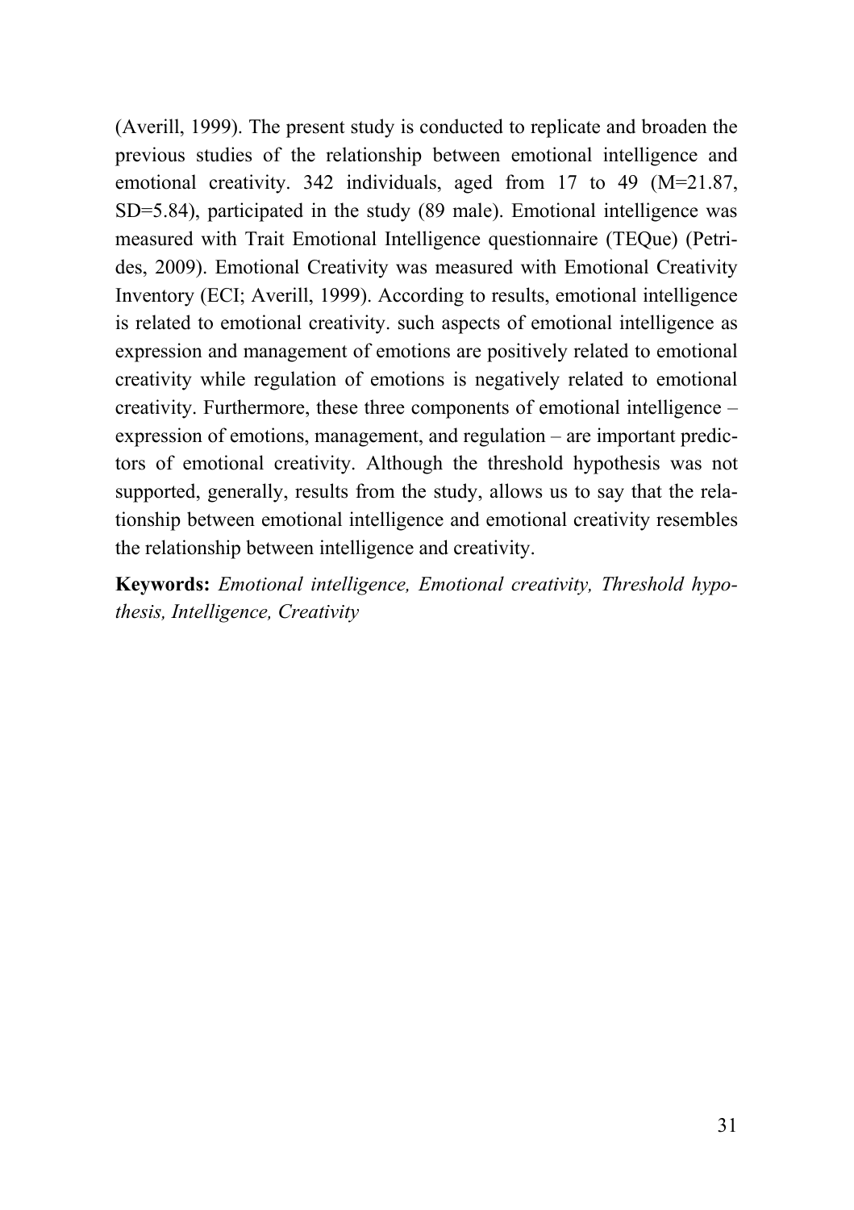(Averill, 1999). The present study is conducted to replicate and broaden the previous studies of the relationship between emotional intelligence and emotional creativity. 342 individuals, aged from 17 to 49 ($M=21.87$, $SD=5.84$), participated in the study (89 male). Emotional intelligence was measured with Trait Emotional Intelligence questionnaire (TEQue) (Petrides, 2009). Emotional Creativity was measured with Emotional Creativity Inventory (ECI; Averill, 1999). According to results, emotional intelligence is related to emotional creativity. such aspects of emotional intelligence as expression and management of emotions are positively related to emotional creativity while regulation of emotions is negatively related to emotional creativity. Furthermore, these three components of emotional intelligence – expression of emotions, management, and regulation – are important predictors of emotional creativity. Although the threshold hypothesis was not supported, generally, results from the study, allows us to say that the relationship between emotional intelligence and emotional creativity resembles the relationship between intelligence and creativity.

**Keywords:** *Emotional intelligence, Emotional creativity, Threshold hypothesis, Intelligence, Creativity*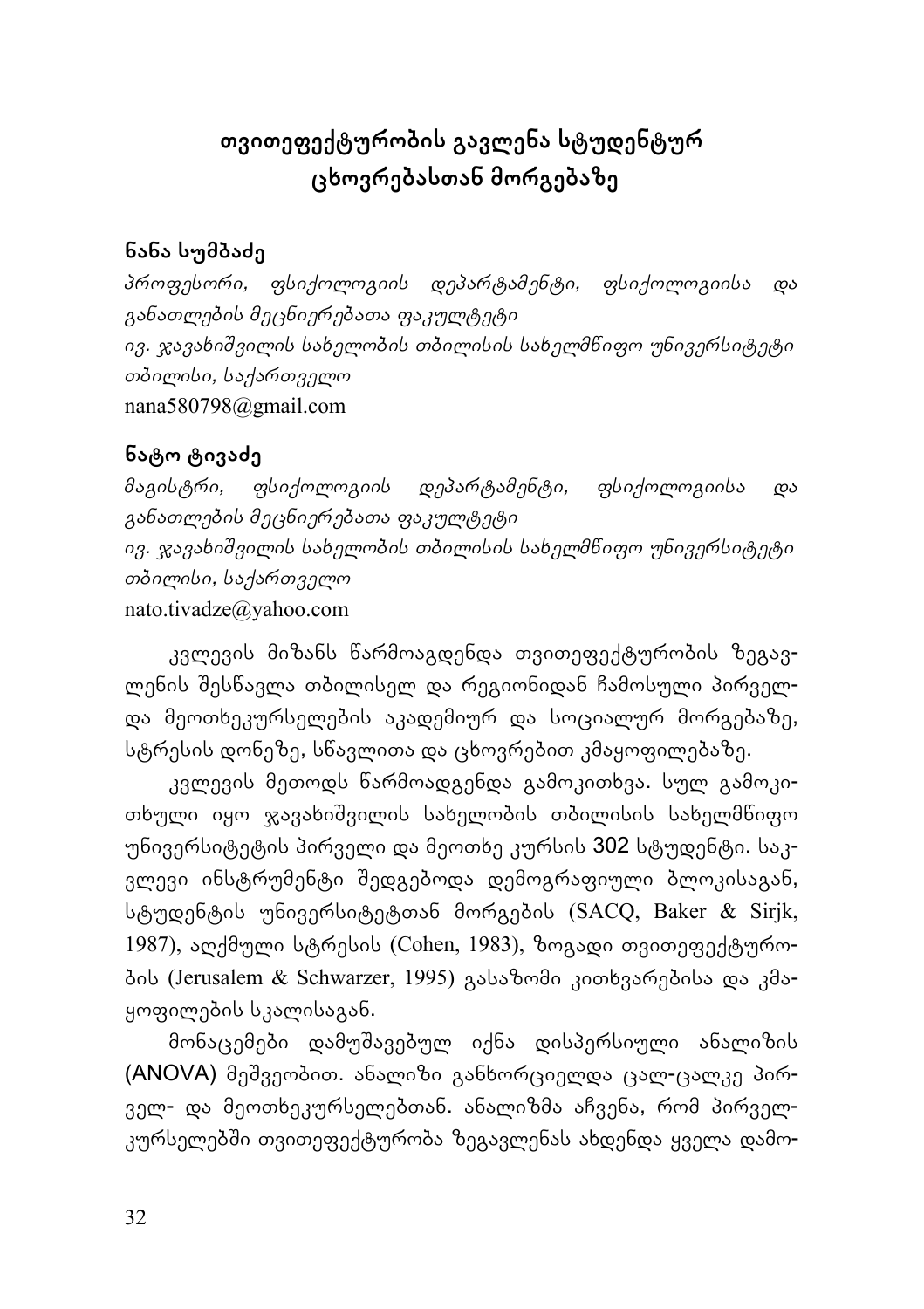# თვითეფექტურობის გავლენა სტუდენტურ ცხოვრებასთან მორგებაზე

**ნანა სუმბაძე**

*პროფესორი, ფსიქოლოგიის დეპარტამენტი, ფსიქოლოგიისა და განათლების მეცნიერებათა ფაკულტეტი*
*ივ. ჯავახიშვილის სახელობის თბილისის სახელმწიფო უნივერსიტეტი*
*თბილისი, საქართველო*
nana580798@gmail.com

**ნატო ტივაძე**

*მაგისტრი, ფსიქოლოგიის დეპარტამენტი, ფსიქოლოგიისა და განათლების მეცნიერებათა ფაკულტეტი*
*ივ. ჯავახიშვილის სახელობის თბილისის სახელმწიფო უნივერსიტეტი*
*თბილისი, საქართველო*
nato.tivadze@yahoo.com

კვლევის მიზანს წარმოაგდენდა თვითეფექტურობის ზეგავლენის შესწავლა თბილისელ და რეგიონიდან ჩამოსული პირველ- და მეოთხეკურსელების აკადემიურ და სოციალურ მორგებაზე, სტრესის დონეზე, სწავლითა და ცხოვრებით კმაყოფილებაზე.

კვლევის მეთოდს წარმოადგენდა გამოკითხვა. სულ გამოკითხული იყო ჯავახიშვილის სახელობის თბილისის სახელმწიფო უნივერსიტეტის პირველი და მეოთხე კურსის 302 სტუდენტი. საკვლევი ინსტრუმენტი შედგებოდა დემოგრაფიული ბლოკისაგან, სტუდენტის უნივერსიტეტთან მორგების (SACQ, Baker & Sirjk, 1987), აღქმული სტრესის (Cohen, 1983), ზოგადი თვითეფექტურობის (Jerusalem & Schwarzer, 1995) გასაზომი კითხვარებისა და კმაყოფილების სკალისაგან.

მონაცემები დამუშავებულ იქნა დისპერსიული ანალიზის (ANOVA) მეშვეობით. ანალიზი განხორციელდა ცალ-ცალკე პირველ- და მეოთხეკურსელებთან. ანალიზმა აჩვენა, რომ პირველკურსელებში თვითეფექტურობა ზეგავლენას ახდენდა ყველა დამო-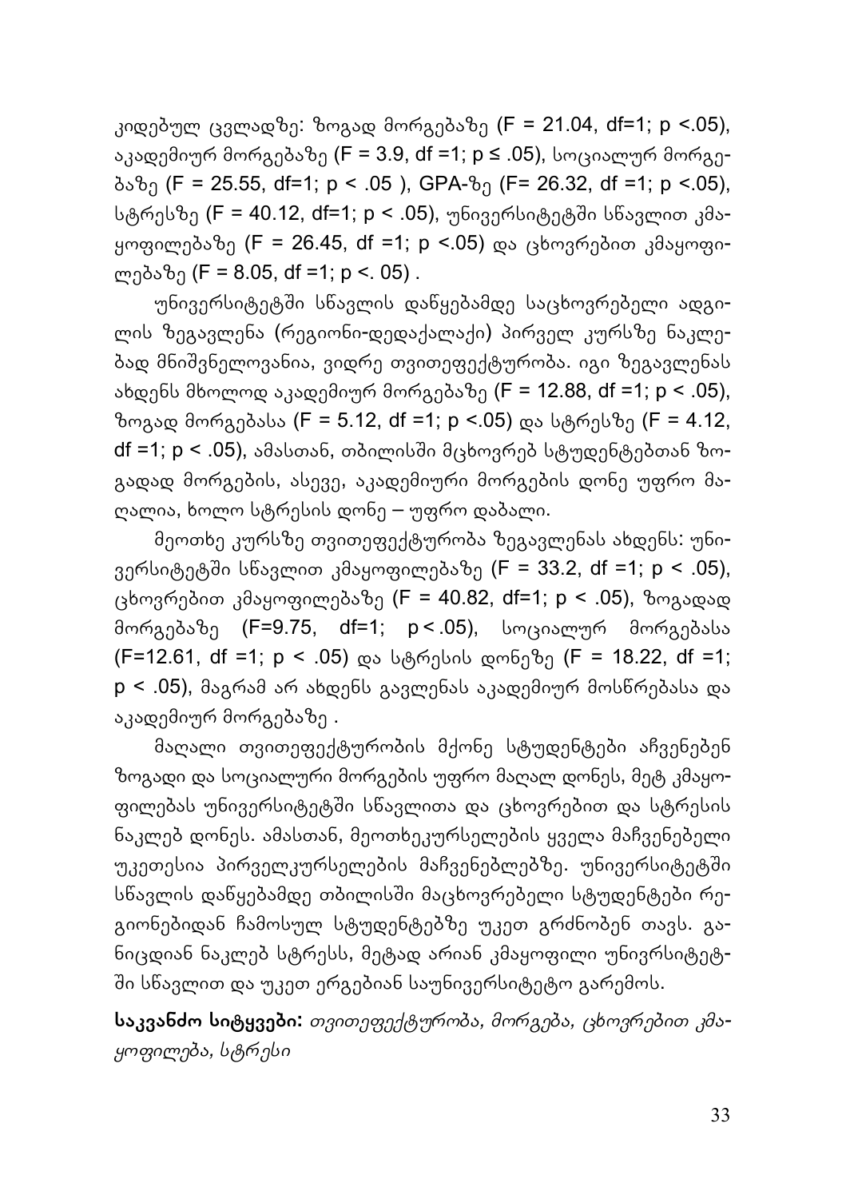კიდებულ ცვლადზე: ზოგად მორგებაზე ($F = 21.04$, $df=1$; $p <.05$), აკადემიურ მორგებაზე ($F = 3.9$, $df =1$; $p \leq .05$), სოციალურ მორგებაზე ($F = 25.55$, $df=1$; $p < .05$ ), GPA-ზე ($F= 26.32$, $df =1$; $p <.05$), სტრესზე ($F = 40.12$, $df=1$; $p < .05$), უნივერსიტეტში სწავლით კმაყოფილებაზე ($F = 26.45$, $df =1$; $p <.05$) და ცხოვრებით კმაყოფილებაზე ($F = 8.05$, $df =1$; $p <. 05$) .

უნივერსიტეტში სწავლის დაწყებამდე საცხოვრებელი ადგილის ზეგავლენა (რეგიონი-დედაქალაქი) პირველ კურსზე ნაკლებად მნიშვნელოვანია, ვიდრე თვითეფექტურობა. იგი ზეგავლენას ახდენს მხოლოდ აკადემიურ მორგებაზე ($F = 12.88$, $df =1$; $p < .05$), ზოგად მორგებასა ($F = 5.12$, $df =1$; $p <.05$) და სტრესზე ($F = 4.12$, $df =1$; $p < .05$), ამასთან, თბილისში მცხოვრებ სტუდენტებთან ზოგადად მორგების, ასევე, აკადემიური მორგების დონე უფრო მაღალია, ხოლო სტრესის დონე – უფრო დაბალი.

მეოთხე კურსზე თვითეფექტურობა ზეგავლენას ახდენს: უნივერსიტეტში სწავლით კმაყოფილებაზე ($F = 33.2$, $df =1$; $p < .05$), ცხოვრებით კმაყოფილებაზე ($F = 40.82$, $df=1$; $p < .05$), ზოგადად მორგებაზე ($F=9.75$, $df=1$; $p<.05$), სოციალურ მორგებასა ($F=12.61$, $df =1$; $p < .05$) და სტრესის დონეზე ($F = 18.22$, $df =1$; $p < .05$), მაგრამ არ ახდენს გავლენას აკადემიურ მოსწრებასა და აკადემიურ მორგებაზე .

მაღალი თვითეფექტურობის მქონე სტუდენტები აჩვენებენ ზოგადი და სოციალური მორგების უფრო მაღალ დონეს, მეტ კმაყოფილებას უნივერსიტეტში სწავლითა და ცხოვრებით და სტრესის ნაკლებ დონეს. ამასთან, მეოთხეკურსელების ყველა მაჩვენებელი უკეთესია პირველკურსელების მაჩვენებლებზე. უნივერსიტეტში სწავლის დაწყებამდე თბილისში მაცხოვრებელი სტუდენტები რეგიონებიდან ჩამოსულ სტუდენტებზე უკეთ გრძნობენ თავს. განიცდიან ნაკლებ სტრესს, მეტად არიან კმაყოფილი უნივრსიტეტში სწავლით და უკეთ ერგებიან საუნივერსიტეტო გარემოს.

**საკვანძო სიტყვები:** *თვითეფექტურობა, მორგება, ცხოვრებით კმაყოფილება, სტრესი*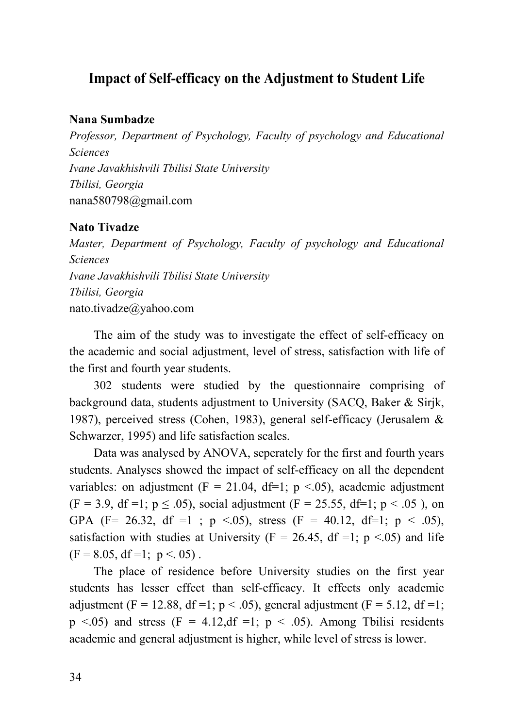## Impact of Self-efficacy on the Adjustment to Student Life

**Nana Sumbadze**

*Professor, Department of Psychology, Faculty of psychology and Educational Sciences*

*Ivane Javakhishvili Tbilisi State University*

*Tbilisi, Georgia*

nana580798@gmail.com

**Nato Tivadze**

*Master, Department of Psychology, Faculty of psychology and Educational Sciences*

*Ivane Javakhishvili Tbilisi State University*

*Tbilisi, Georgia*

nato.tivadze@yahoo.com

The aim of the study was to investigate the effect of self-efficacy on the academic and social adjustment, level of stress, satisfaction with life of the first and fourth year students.

302 students were studied by the questionnaire comprising of background data, students adjustment to University (SACQ, Baker & Sirjk, 1987), perceived stress (Cohen, 1983), general self-efficacy (Jerusalem & Schwarzer, 1995) and life satisfaction scales.

Data was analysed by ANOVA, seperately for the first and fourth years students. Analyses showed the impact of self-efficacy on all the dependent variables: on adjustment ($F = 21.04$, $df=1$; $p < .05$), academic adjustment ($F = 3.9$, $df = 1$; $p \leq .05$), social adjustment ($F = 25.55$, $df=1$; $p < .05$ ), on GPA ($F = 26.32$, $df = 1$ ; $p < .05$), stress ($F = 40.12$, $df=1$; $p < .05$), satisfaction with studies at University ($F = 26.45$, $df = 1$; $p < .05$) and life ($F = 8.05$, $df = 1$; $p < .05$) .

The place of residence before University studies on the first year students has lesser effect than self-efficacy. It effects only academic adjustment ($F = 12.88$, $df = 1$; $p < .05$), general adjustment ($F = 5.12$, $df = 1$; $p < .05$) and stress ($F = 4.12$, $df = 1$; $p < .05$). Among Tbilisi residents academic and general adjustment is higher, while level of stress is lower.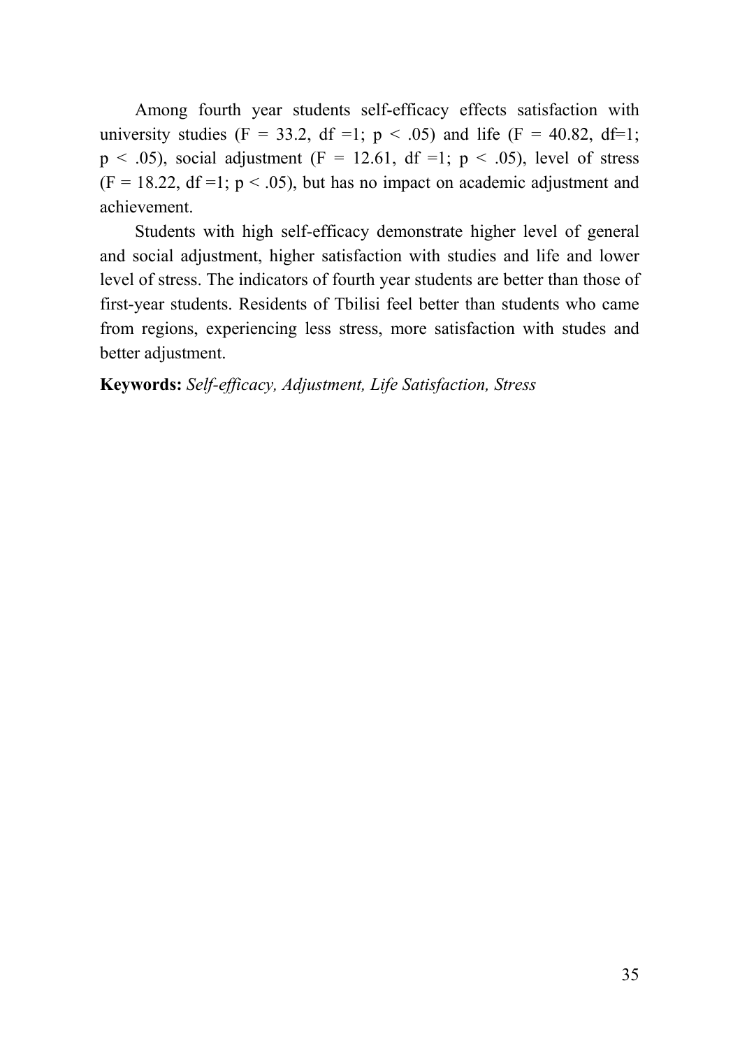Among fourth year students self-efficacy effects satisfaction with university studies ($F = 33.2$, $df = 1$; $p < .05$) and life ($F = 40.82$, $df = 1$; $p < .05$), social adjustment ($F = 12.61$, $df = 1$; $p < .05$), level of stress ($F = 18.22$, $df = 1$; $p < .05$), but has no impact on academic adjustment and achievement.

Students with high self-efficacy demonstrate higher level of general and social adjustment, higher satisfaction with studies and life and lower level of stress. The indicators of fourth year students are better than those of first-year students. Residents of Tbilisi feel better than students who came from regions, experiencing less stress, more satisfaction with studes and better adjustment.

**Keywords:** *Self-efficacy, Adjustment, Life Satisfaction, Stress*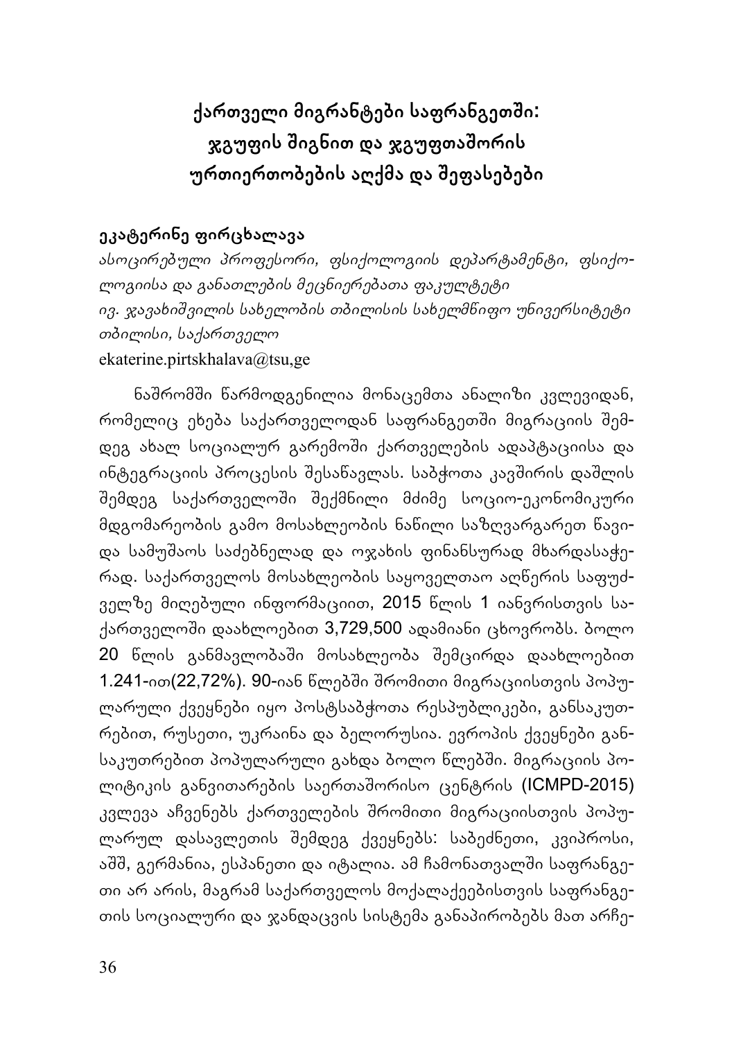# ქართველი მიგრანტები საფრანგეთში: ჯგუფის შიგნით და ჯგუფთაშორის ურთიერთობების აღქმა და შეფასებები

**ეკატერინე ფირცხალავა**

*ასოცირებული პროფესორი, ფსიქოლოგიის დეპარტამენტი, ფსიქოლოგიისა და განათლების მეცნიერებათა ფაკულტეტი*
*ივ. ჯავახიშვილის სახელობის თბილისის სახელმწიფო უნივერსიტეტი*
*თბილისი, საქართველო*
ekaterine.pirtskhalava@tsu,ge

ნაშრომში წარმოდგენილია მონაცემთა ანალიზი კვლევიდან, რომელიც ეხება საქართველოდან საფრანგეთში მიგრაციის შემდეგ ახალ სოციალურ გარემოში ქართველების ადაპტაციისა და ინტეგრაციის პროცესის შესწავლას. საბჭოთა კავშირის დაშლის შემდეგ საქართველოში შექმნილი მძიმე სოციო-ეკონომიკური მდგომარეობის გამო მოსახლეობის ნაწილი საზღვარგარეთ წავიდა სამუშაოს საძებნელად და ოჯახის ფინანსურად მხარდასაჭერად. საქართველოს მოსახლეობის საყოველთაო აღწერის საფუძველზე მიღებული ინფორმაციით, 2015 წლის 1 იანვრისთვის საქართველოში დაახლოებით 3,729,500 ადამიანი ცხოვრობს. ბოლო 20 წლის განმავლობაში მოსახლეობა შემცირდა დაახლოებით 1.241-ით(22,72%). 90-იან წლებში შრომითი მიგრაციისთვის პოპულარული ქვეყნები იყო პოსტსაბჭოთა რესპუბლიკები, განსაკუთრებით, რუსეთი, უკრაინა და ბელორუსია. ევროპის ქვეყნები განსაკუთრებით პოპულარული გახდა ბოლო წლებში. მიგრაციის პოლიტიკის განვითარების საერთაშორისო ცენტრის (ICMPD-2015) კვლევა აჩვენებს ქართველების შრომითი მიგრაციისთვის პოპულარულ დასავლეთის შემდეგ ქვეყნებს: საბერძნეთი, კვიპროსი, აშშ, გერმანია, ესპანეთი და იტალია. ამ ჩამონათვალში საფრანგეთი არ არის, მაგრამ საქართველოს მოქალაქეებისთვის საფრანგეთის სოციალური და ჯანდაცვის სისტემა განაპირობებს მათ არჩე-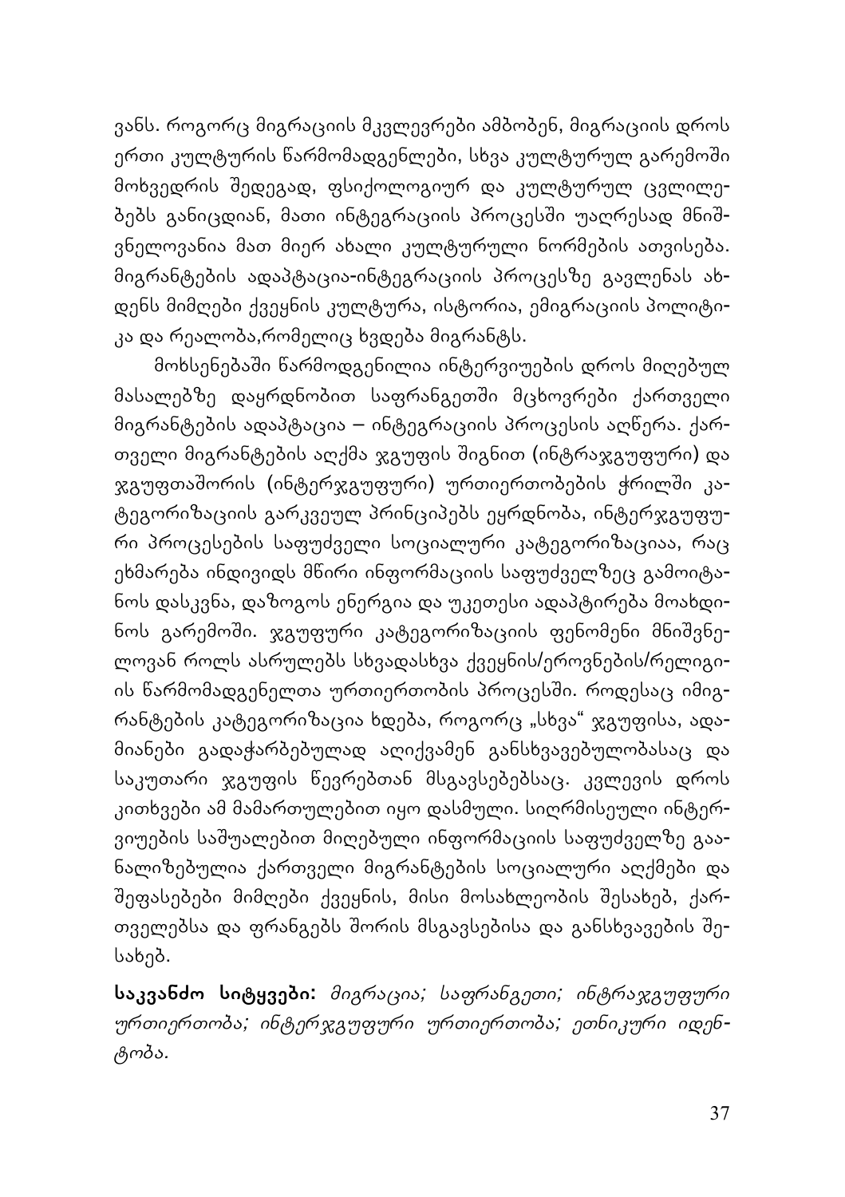ვანს. როგორც მიგრაციის მკვლევრები ამბობენ, მიგრაციის დროს ერთი კულტურის წარმომადგენლები, სხვა კულტურულ გარემოში მოხვედრის შედეგად, ფსიქოლოგიურ და კულტურულ ცვლილებებს განიცდიან, მათი ინტეგრაციის პროცესში უაღრესად მნიშვნელოვანია მათ მიერ ახალი კულტურული ნორმების ათვისება. მიგრანტების ადაპტაცია-ინტეგრაციის პროცესზე გავლენას ახდენს მიმღები ქვეყნის კულტურა, ისტორია, ემიგრაციის პოლიტიკა და რეალობა,რომელიც ხვდება მიგრანტს.

მოხსენებაში წარმოდგენილია ინტერვიუების დროს მიღებულ მასალებზე დაყრდნობით საფრანგეთში მცხოვრები ქართველი მიგრანტების ადაპტაცია – ინტეგრაციის პროცესის აღწერა. ქართველი მიგრანტების აღქმა ჯგუფის შიგნით (ინტრაჯგუფური) და ჯგუფთაშორის (ინტერჯგუფური) ურთიერთობების ჭრილში კატეგორიზაციის გარკვეულ პრინციპებს ეყრდნობა, ინტერჯგუფური პროცესების საფუძველი სოციალური კატეგორიზაციაა, რაც ეხმარება ინდივიდს მწირი ინფორმაციის საფუძველზეც გამოიტანოს დასკვნა, დაზოგოს ენერგია და უკეთესი ადაპტირება მოახდინოს გარემოში. ჯგუფური კატეგორიზაციის ფენომენი მნიშვნელოვან როლს ასრულებს სხვადასხვა ქვეყნის/ეროვნების/რელიგიის წარმომადგენელთა ურთიერთობის პროცესში. როდესაც იმიგრანტების კატეგორიზაცია ხდება, როგორც „სხვა“ ჯგუფისა, ადამიანები გადაჭარბებულად აღიქვამენ განსხვავებულობასაც და საკუთარი ჯგუფის წევრებთან მსგავსებებსაც. კვლევის დროს კითხვები ამ მამართულებით იყო დასმული. სიღრმისეული ინტერვიუების საშუალებით მიღებული ინფორმაციის საფუძველზე გაანალიზებულია ქართველი მიგრანტების სოციალური აღქმები და შეფასებები მიმღები ქვეყნის, მისი მოსახლეობის შესახებ, ქართველებსა და ფრანგებს შორის მსგავსებისა და განსხვავების შესახებ.

**საკვანძო სიტყვები:** *მიგრაცია; საფრანგეთი; ინტრაჯგუფური ურთიერთობა; ინტერჯგუფური ურთიერთობა; ეთნიკური იდენტობა.*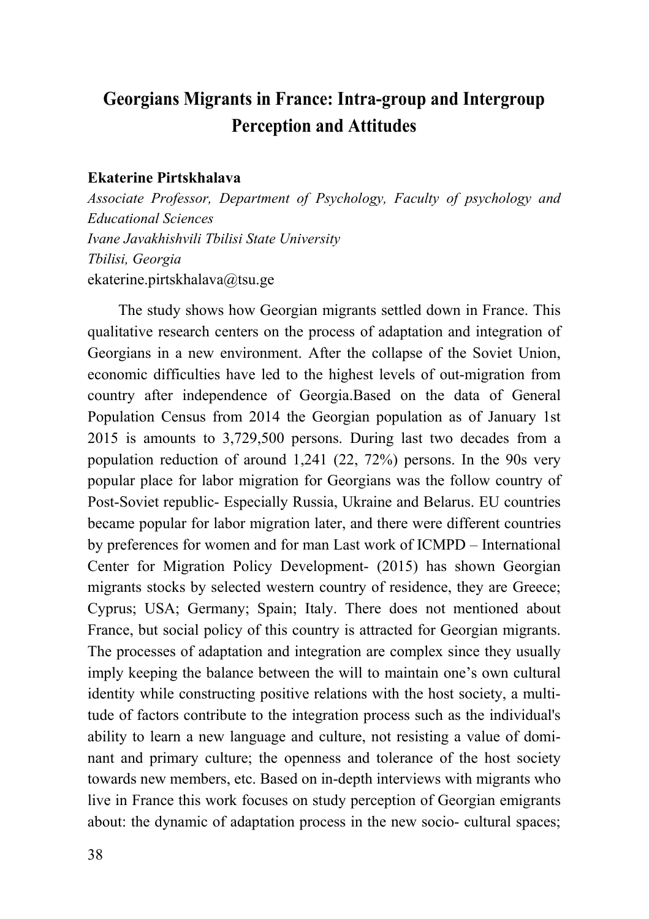# Georgians Migrants in France: Intra-group and Intergroup Perception and Attitudes

**Ekaterine Pirtskhalava**

*Associate Professor, Department of Psychology, Faculty of psychology and Educational Sciences*
*Ivane Javakhishvili Tbilisi State University*
*Tbilisi, Georgia*
ekaterine.pirtskhalava@tsu.ge

The study shows how Georgian migrants settled down in France. This qualitative research centers on the process of adaptation and integration of Georgians in a new environment. After the collapse of the Soviet Union, economic difficulties have led to the highest levels of out-migration from country after independence of Georgia.Based on the data of General Population Census from 2014 the Georgian population as of January 1st 2015 is amounts to 3,729,500 persons. During last two decades from a population reduction of around 1,241 (22, 72%) persons. In the 90s very popular place for labor migration for Georgians was the follow country of Post-Soviet republic- Especially Russia, Ukraine and Belarus. EU countries became popular for labor migration later, and there were different countries by preferences for women and for man Last work of ICMPD – International Center for Migration Policy Development- (2015) has shown Georgian migrants stocks by selected western country of residence, they are Greece; Cyprus; USA; Germany; Spain; Italy. There does not mentioned about France, but social policy of this country is attracted for Georgian migrants. The processes of adaptation and integration are complex since they usually imply keeping the balance between the will to maintain one's own cultural identity while constructing positive relations with the host society, a multitude of factors contribute to the integration process such as the individual's ability to learn a new language and culture, not resisting a value of dominant and primary culture; the openness and tolerance of the host society towards new members, etc. Based on in-depth interviews with migrants who live in France this work focuses on study perception of Georgian emigrants about: the dynamic of adaptation process in the new socio- cultural spaces;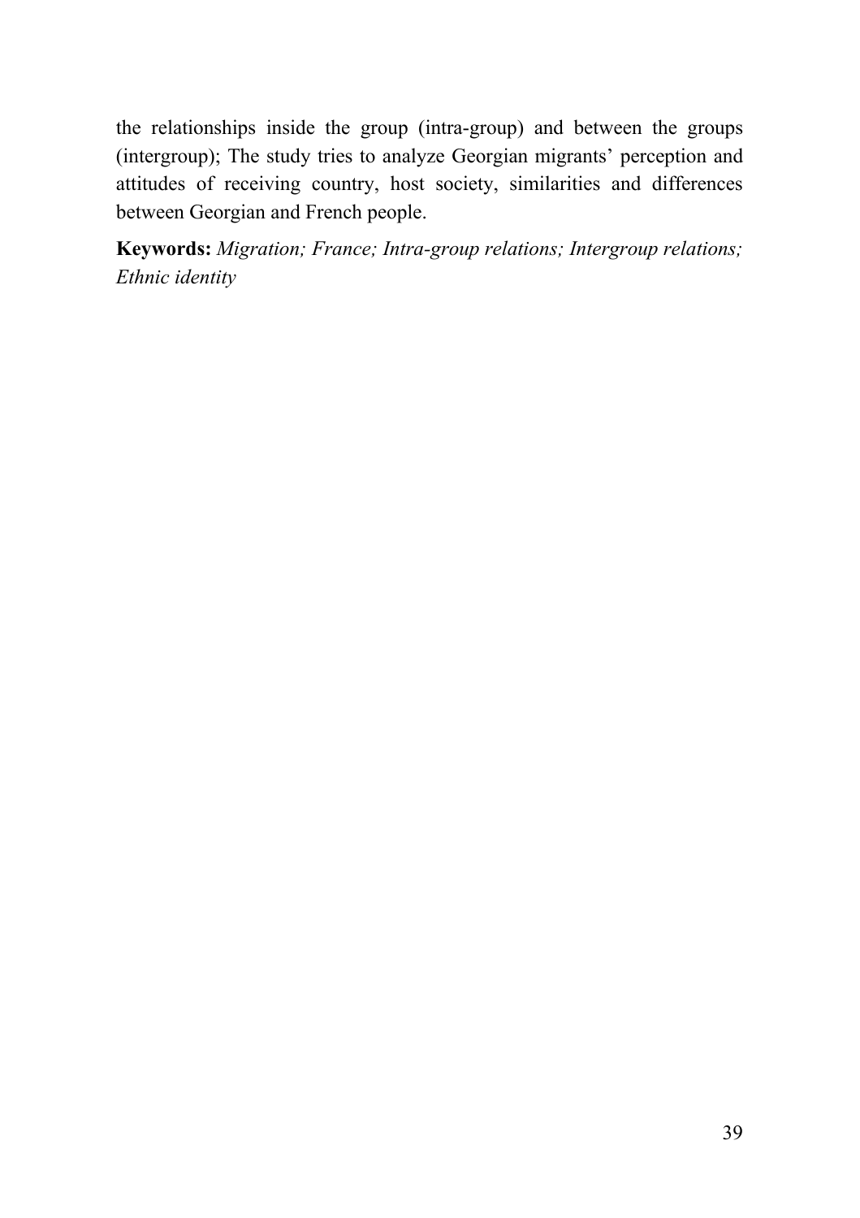the relationships inside the group (intra-group) and between the groups (intergroup); The study tries to analyze Georgian migrants' perception and attitudes of receiving country, host society, similarities and differences between Georgian and French people.

**Keywords:** *Migration; France; Intra-group relations; Intergroup relations; Ethnic identity*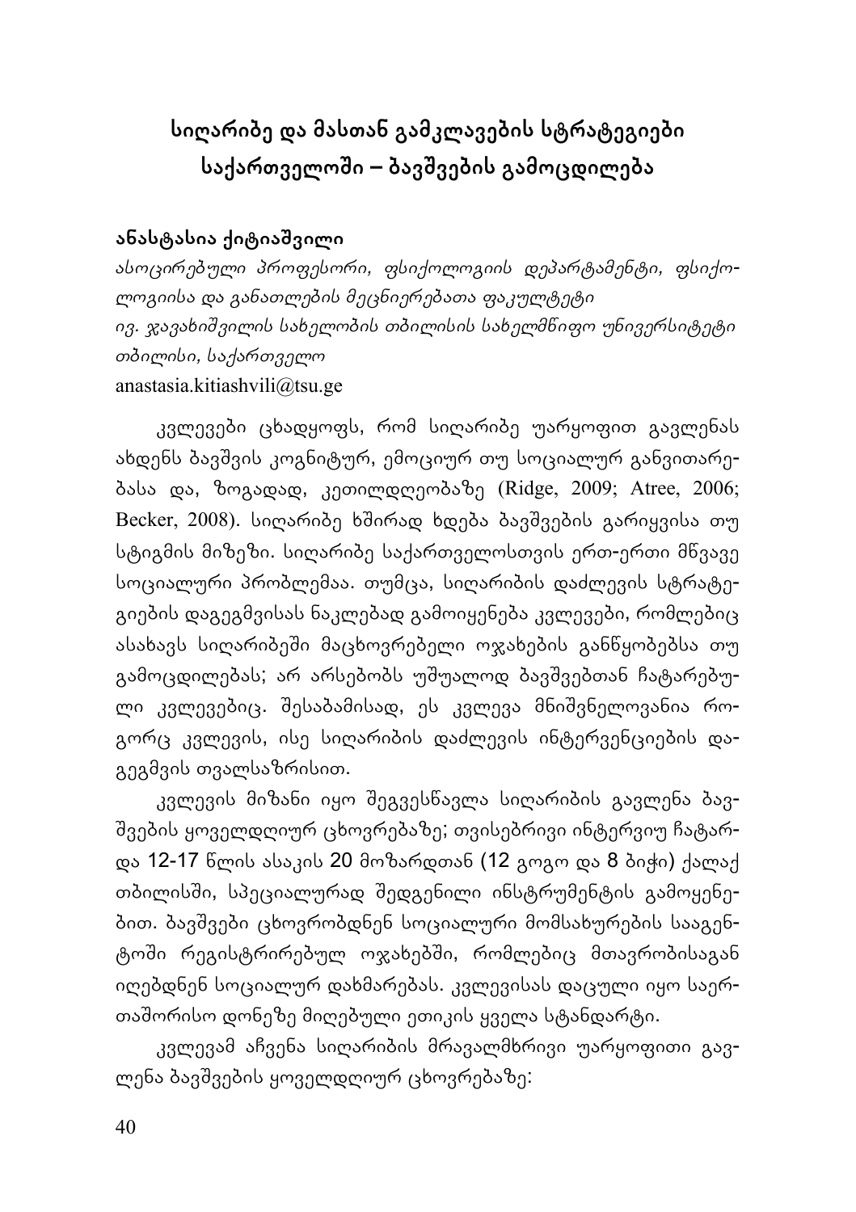# სიღარიბე და მასთან გამკლავების სტრატეგიები საქართველოში – ბავშვების გამოცდილება

**ანასტასია ქიტიაშვილი**

*ასოცირებული პროფესორი, ფსიქოლოგიის დეპარტამენტი, ფსიქოლოგიისა და განათლების მეცნიერებათა ფაკულტეტი*
*ივ. ჯავახიშვილის სახელობის თბილისის სახელმწიფო უნივერსიტეტი*
*თბილისი, საქართველო*
anastasia.kitiashvili@tsu.ge

კვლევები ცხადყოფს, რომ სიღარიბე უარყოფით გავლენას ახდენს ბავშვის კოგნიტურ, ემოციურ თუ სოციალურ განვითარებასა და, ზოგადად, კეთილდღეობაზე (Ridge, 2009; Atree, 2006; Becker, 2008). სიღარიბე ხშირად ხდება ბავშვების გარიყვისა თუ სტიგმის მიზეზი. სიღარიბე საქართველოსთვის ერთ-ერთი მწვავე სოციალური პრობლემაა. თუმცა, სიღარიბის დაძლევის სტრატეგიების დაგეგმვისას ნაკლებად გამოიყენება კვლევები, რომლებიც ასახავს სიღარიბეში მაცხოვრებელი ოჯახების განწყობებსა თუ გამოცდილებას; არ არსებობს უშუალოდ ბავშვებთან ჩატარებული კვლევებიც. შესაბამისად, ეს კვლევა მნიშვნელოვანია როგორც კვლევის, ისე სიღარიბის დაძლევის ინტერვენციების დაგეგმვის თვალსაზრისით.

კვლევის მიზანი იყო შეგვესწავლა სიღარიბის გავლენა ბავშვების ყოველდღიურ ცხოვრებაზე; თვისებრივი ინტერვიუ ჩატარდა 12-17 წლის ასაკის 20 მოზარდთან (12 გოგო და 8 ბიჭი) ქალაქ თბილისში, სპეციალურად შედგენილი ინსტრუმენტის გამოყენებით. ბავშვები ცხოვრობდნენ სოციალური მომსახურების სააგენტოში რეგისტრირებულ ოჯახებში, რომლებიც მთავრობისაგან იღებდნენ სოციალურ დახმარებას. კვლევისას დაცული იყო საერთაშორისო დონეზე მიღებული ეთიკის ყველა სტანდარტი.

კვლევამ აჩვენა სიღარიბის მრავალმხრივი უარყოფითი გავლენა ბავშვების ყოველდღიურ ცხოვრებაზე: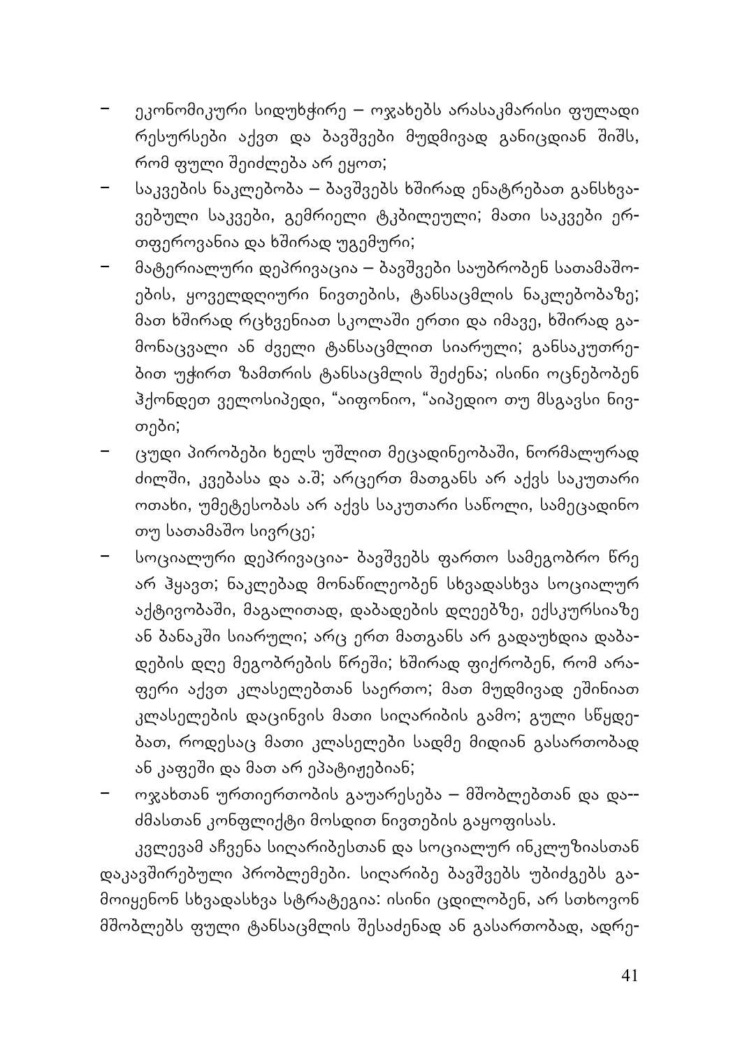- ეკონომიკური სიდუხჭირე – ოჯახებს არასაკმარისი ფულადი რესურსები აქვთ და ბავშვები მუდმივად განიცდიან შიშს, რომ ფული შეიძლება არ ეყოთ;
- საკვების ნაკლებობა – ბავშვებს ხშირად ენატრებათ განსხვავებული საკვები, გემრიელი ტკბილეული; მათი საკვები ერთფეროვანია და ხშირად უგემური;
- მატერიალური დეპრივაცია – ბავშვები საუბრობენ სათამაშოების, ყოველდღიური ნივთების, ტანსაცმლის ნაკლებობაზე; მათ ხშირად რცხვენიათ სკოლაში ერთი და იმავე, ხშირად გამონაცვალი ან ძველი ტანსაცმლით სიარული; განსაკუთრებით უჭირთ ზამთრის ტანსაცმლის შეძენა; ისინი ოცნებობენ ჰქონდეთ ველოსიპედი, "აიფონიო, "აიპედიო თუ მსგავსი ნივთები;
- ცუდი პირობები ხელს უშლით მეცადინეობაში, ნორმალურად ძილში, კვებასა და ა.შ; არცერთ მათგანს არ აქვს საკუთარი ოთახი, უმეტესობას არ აქვს საკუთარი საწოლი, სამეცადინო თუ სათამაშო სივრცე;
- სოციალური დეპრივაცია- ბავშვებს ფართო სამეგობრო წრე არ ჰყავთ; ნაკლებად მონაწილეობენ სხვადასხვა სოციალურ აქტივობაში, მაგალითად, დაბადების დღეებზე, ექსკურსიაზე ან ბანაკში სიარული; არც ერთ მათგანს არ გადაუხდია დაბადების დღე მეგობრების წრეში; ხშირად ფიქრობენ, რომ არაფერი აქვთ კლასელებთან საერთო; მათ მუდმივად ეშინიათ კლასელების დაცინვის მათი სიღარიბის გამო; გული სწყდებათ, როდესაც მათი კლასელები სადმე მიდიან გასართობად ან კაფეში და მათ არ ეპატიჟებიან;
- ოჯახთან ურთიერთობის გაუარესება – მშობლებთან და და--ძმასთან კონფლიქტი მოსდით ნივთების გაყოფისას.

კვლევამ აჩვენა სიღარიბესთან და სოციალურ ინკლუზიასთან დაკავშირებული პრობლემები. სიღარიბე ბავშვებს უბიძგებს გამოიყენონ სხვადასხვა სტრატეგია: ისინი ცდილობენ, არ სთხოვონ მშობლებს ფული ტანსაცმლის შესაძენად ან გასართობად, ადრე-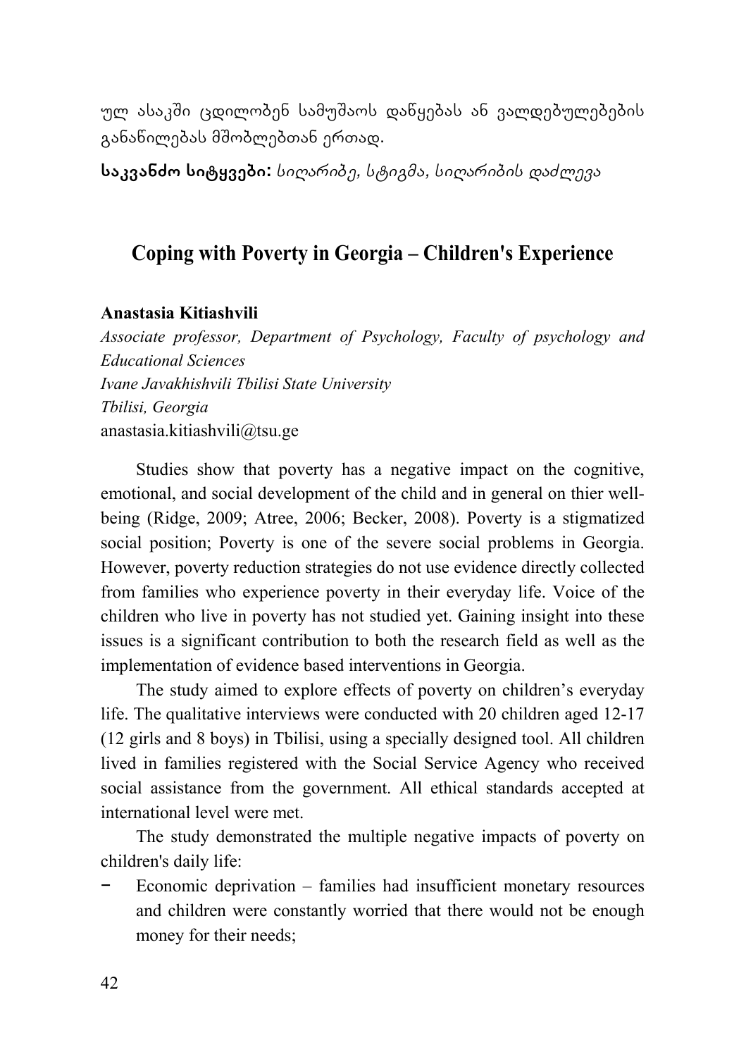ულ ასაკში ცდილობენ სამუშაოს დაწყებას ან ვალდებულებების განაწილებას მშობლებთან ერთად.

**საკვანძო სიტყვები:** *სიღარიბე, სტიგმა, სიღარიბის დაძლევა*

## Coping with Poverty in Georgia – Children's Experience

**Anastasia Kitiashvili**

*Associate professor, Department of Psychology, Faculty of psychology and Educational Sciences*
*Ivane Javakhishvili Tbilisi State University*
*Tbilisi, Georgia*
anastasia.kitiashvili@tsu.ge

Studies show that poverty has a negative impact on the cognitive, emotional, and social development of the child and in general on thier well-being (Ridge, 2009; Atree, 2006; Becker, 2008). Poverty is a stigmatized social position; Poverty is one of the severe social problems in Georgia. However, poverty reduction strategies do not use evidence directly collected from families who experience poverty in their everyday life. Voice of the children who live in poverty has not studied yet. Gaining insight into these issues is a significant contribution to both the research field as well as the implementation of evidence based interventions in Georgia.

The study aimed to explore effects of poverty on children's everyday life. The qualitative interviews were conducted with 20 children aged 12-17 (12 girls and 8 boys) in Tbilisi, using a specially designed tool. All children lived in families registered with the Social Service Agency who received social assistance from the government. All ethical standards accepted at international level were met.

The study demonstrated the multiple negative impacts of poverty on children's daily life:

- Economic deprivation – families had insufficient monetary resources and children were constantly worried that there would not be enough money for their needs;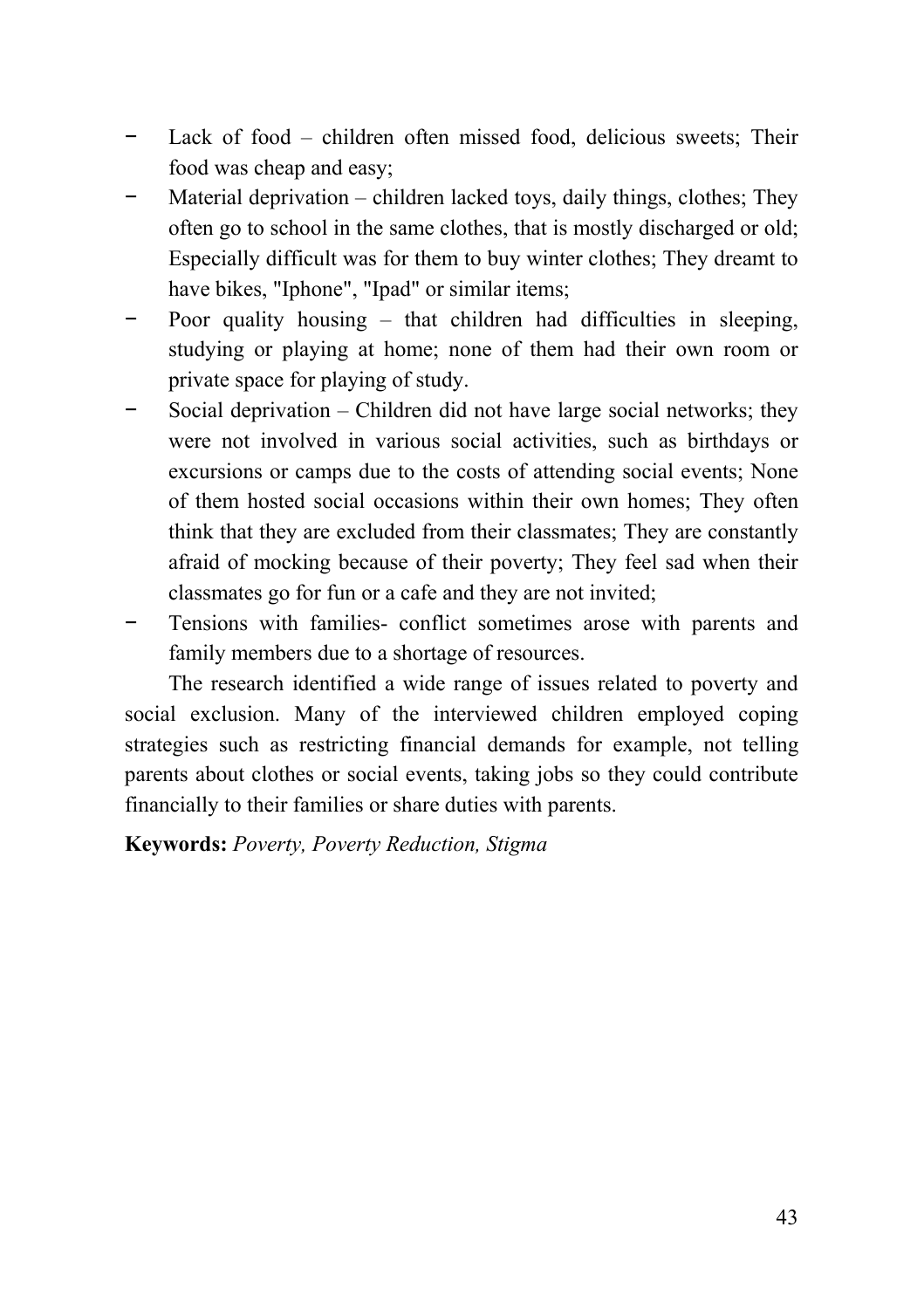- Lack of food – children often missed food, delicious sweets; Their food was cheap and easy;
- Material deprivation – children lacked toys, daily things, clothes; They often go to school in the same clothes, that is mostly discharged or old; Especially difficult was for them to buy winter clothes; They dreamt to have bikes, "Iphone", "Ipad" or similar items;
- Poor quality housing – that children had difficulties in sleeping, studying or playing at home; none of them had their own room or private space for playing of study.
- Social deprivation – Children did not have large social networks; they were not involved in various social activities, such as birthdays or excursions or camps due to the costs of attending social events; None of them hosted social occasions within their own homes; They often think that they are excluded from their classmates; They are constantly afraid of mocking because of their poverty; They feel sad when their classmates go for fun or a cafe and they are not invited;
- Tensions with families- conflict sometimes arose with parents and family members due to a shortage of resources.

The research identified a wide range of issues related to poverty and social exclusion. Many of the interviewed children employed coping strategies such as restricting financial demands for example, not telling parents about clothes or social events, taking jobs so they could contribute financially to their families or share duties with parents.

**Keywords:** *Poverty, Poverty Reduction, Stigma*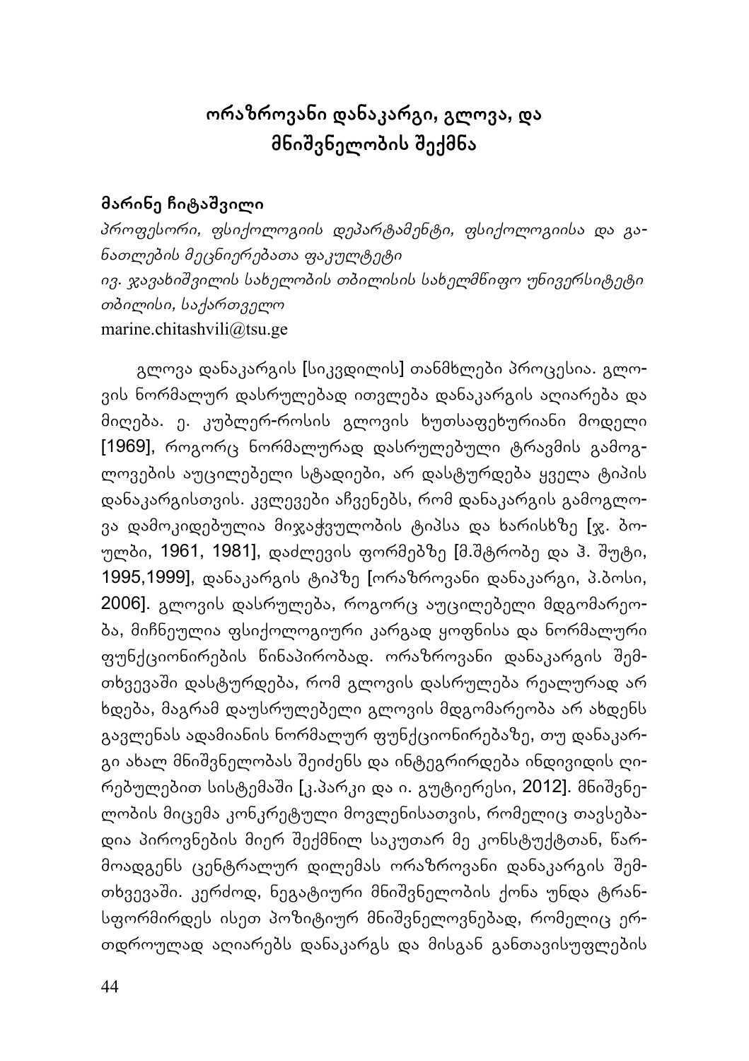# ორაზროვანი დანაკარგი, გლოვა, და მნიშვნელობის შექმნა

**მარინე ჩიტაშვილი**

*პროფესორი, ფსიქოლოგიის დეპარტამენტი, ფსიქოლოგიისა და განათლების მეცნიერებათა ფაკულტეტი*
*ივ. ჯავახიშვილის სახელობის თბილისის სახელმწიფო უნივერსიტეტი*
*თბილისი, საქართველო*
marine.chitashvili@tsu.ge

გლოვა დანაკარგის [სიკვდილის] თანმხლები პროცესია. გლოვის ნორმალურ დასრულებად ითვლება დანაკარგის აღიარება და მიღება. ე. კუბლერ-როსის გლოვის ხუთსაფეხურიანი მოდელი [1969], როგორც ნორმალურად დასრულებული ტრავმის გამოგლოვების აუცილებელი სტადიები, არ დასტურდება ყველა ტიპის დანაკარგისთვის. კვლევები აჩვენებს, რომ დანაკარგის გამოგლოვა დამოკიდებულია მიჯაჭვულობის ტიპსა და ხარისხზე [ჯ. ბოულბი, 1961, 1981], დაძლევის ფორმებზე [მ.შტრობე და ჰ. შუტი, 1995,1999], დანაკარგის ტიპზე [ორაზროვანი დანაკარგი, პ.ბოსი, 2006]. გლოვის დასრულება, როგორც აუცილებელი მდგომარეობა, მიჩნეულია ფსიქოლოგიური კარგად ყოფნისა და ნორმალური ფუნქციონირების წინაპირობად. ორაზროვანი დანაკარგის შემთხვევაში დასტურდება, რომ გლოვის დასრულება რეალურად არ ხდება, მაგრამ დაუსრულებელი გლოვის მდგომარეობა არ ახდენს გავლენას ადამიანის ნორმალურ ფუნქციონირებაზე, თუ დანაკარგი ახალ მნიშვნელობას შეიძენს და ინტეგრირდება ინდივიდის ღირებულებით სისტემაში [კ.პარკი და ი. გუტიერესი, 2012]. მნიშვნელობის მიცემა კონკრეტული მოვლენისათვის, რომელიც თავსებადია პიროვნების მიერ შექმნილ საკუთარ მე კონსტუქტთან, წარმოადგენს ცენტრალურ დილემას ორაზროვანი დანაკარგის შემთხვევაში. კერძოდ, ნეგატიური მნიშვნელობის ქონა უნდა ტრანსფორმირდეს ისეთ პოზიტიურ მნიშვნელოვნებად, რომელიც ერთდროულად აღიარებს დანაკარგს და მისგან განთავისუფლების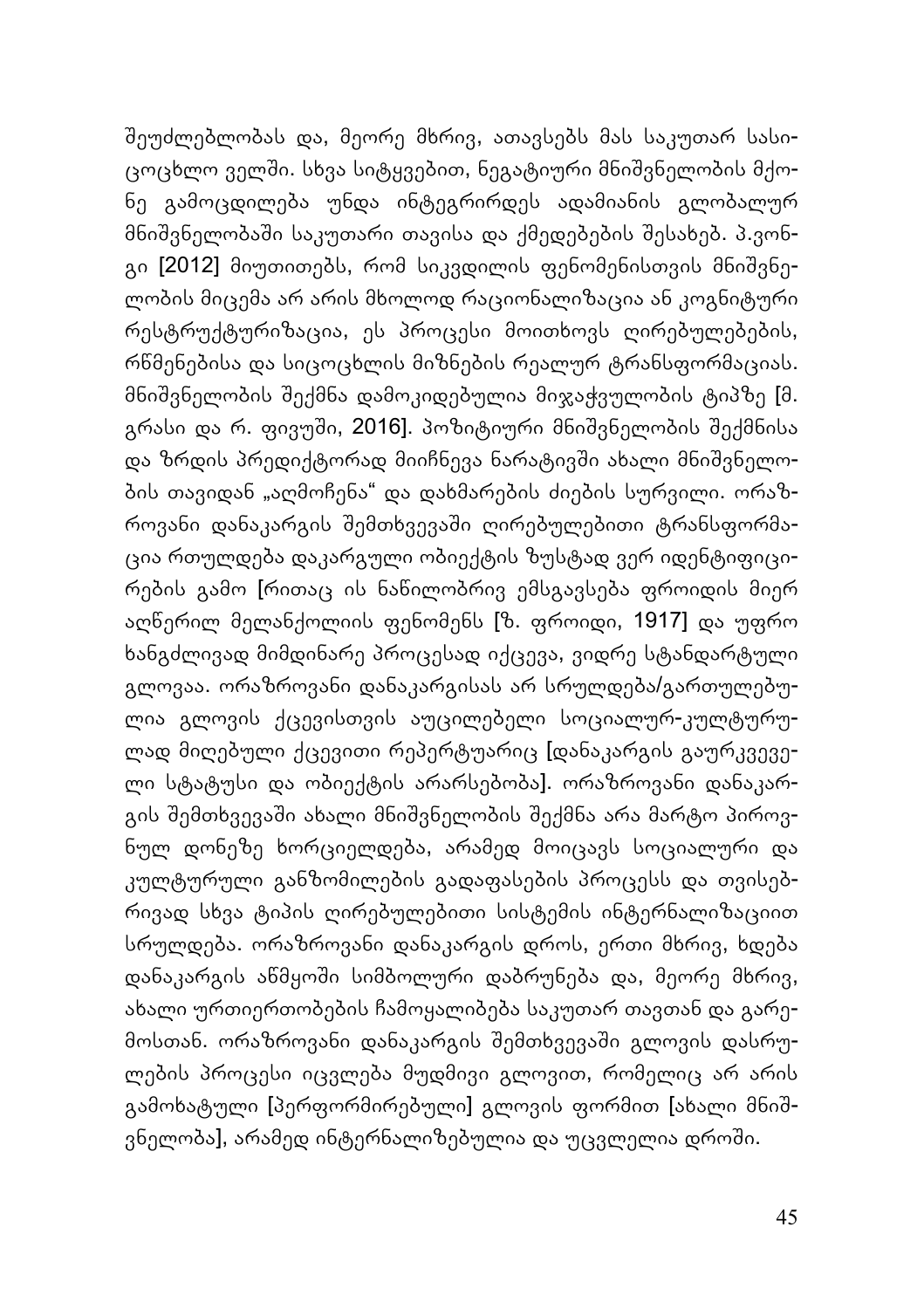შეუძლებლობას და, მეორე მხრივ, ათავსებს მას საკუთარ სასიცოცხლო ველში. სხვა სიტყვებით, ნეგატიური მნიშვნელობის მქონე გამოცდილება უნდა ინტეგრირდეს ადამიანის გლობალურ მნიშვნელობაში საკუთარი თავისა და ქმედებების შესახებ. პ.ვონგი [2012] მიუთითებს, რომ სიკვდილის ფენომენისთვის მნიშვნელობის მიცემა არ არის მხოლოდ რაციონალიზაცია ან კოგნიტური რესტრუქტურიზაცია, ეს პროცესი მოითხოვს ღირებულებების, რწმენებისა და სიცოცხლის მიზნების რეალურ ტრანსფორმაციას. მნიშვნელობის შექმნა დამოკიდებულია მიჯაჭვულობის ტიპზე [მ. გრასი და რ. ფივუში, 2016]. პოზიტიური მნიშვნელობის შექმნისა და ზრდის პრედიქტორად მიიჩნევა ნარატივში ახალი მნიშვნელობის თავიდან „აღმოჩენა“ და დახმარების ძიების სურვილი. ორაზროვანი დანაკარგის შემთხვევაში ღირებულებითი ტრანსფორმაცია რთულდება დაკარგული ობიექტის ზუსტად ვერ იდენტიფიცირების გამო [რითაც ის ნაწილობრივ ემსგავსება ფროიდის მიერ აღწერილ მელანქოლიის ფენომენს [ზ. ფროიდი, 1917] და უფრო ხანგძლივად მიმდინარე პროცესად იქცევა, ვიდრე სტანდარტული გლოვაა. ორაზროვანი დანაკარგისას არ სრულდება/გართულებულია გლოვის ქცევისთვის აუცილებელი სოციალურ-კულტურულად მიღებული ქცევითი რეპერტუარიც [დანაკარგის გაურკვეველი სტატუსი და ობიექტის არარსებობა]. ორაზროვანი დანაკარგის შემთხვევაში ახალი მნიშვნელობის შექმნა არა მარტო პიროვნულ დონეზე ხორციელდება, არამედ მოიცავს სოციალური და კულტურული განზომილების გადაფასების პროცესს და თვისებრივად სხვა ტიპის ღირებულებითი სისტემის ინტერნალიზაციით სრულდება. ორაზროვანი დანაკარგის დროს, ერთი მხრივ, ხდება დანაკარგის აწმყოში სიმბოლური დაბრუნება და, მეორე მხრივ, ახალი ურთიერთობების ჩამოყალიბება საკუთარ თავთან და გარემოსთან. ორაზროვანი დანაკარგის შემთხვევაში გლოვის დასრულების პროცესი იცვლება მუდმივი გლოვით, რომელიც არ არის გამოხატული [პერფორმირებული] გლოვის ფორმით [ახალი მნიშვნელობა], არამედ ინტერნალიზებულია და უცვლელია დროში.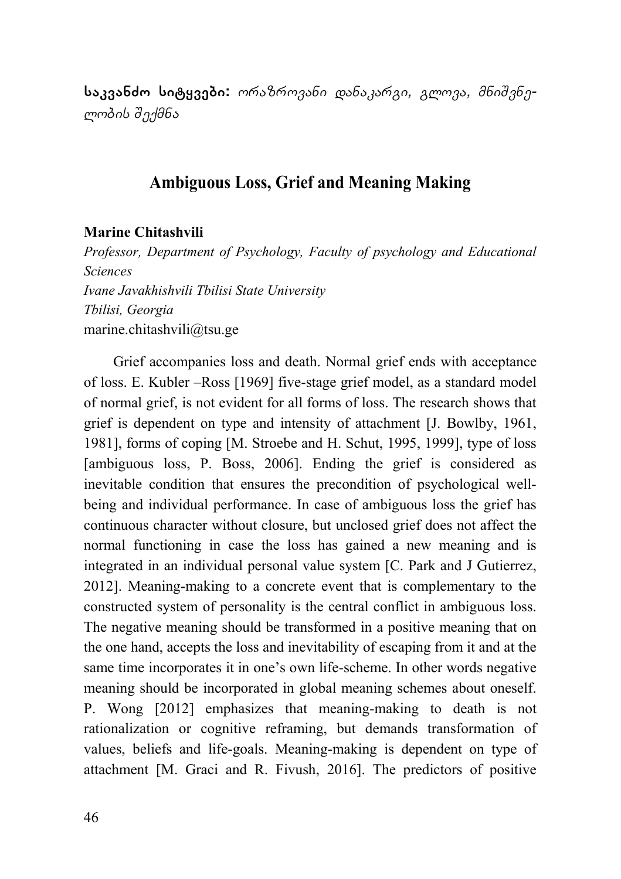**საკვანძო სიტყვები:** *ორაზროვანი დანაკარგი, გლოვა, მნიშვნელობის შექმნა*

## Ambiguous Loss, Grief and Meaning Making

**Marine Chitashvili**
*Professor, Department of Psychology, Faculty of psychology and Educational Sciences*
*Ivane Javakhishvili Tbilisi State University*
*Tbilisi, Georgia*
marine.chitashvili@tsu.ge

Grief accompanies loss and death. Normal grief ends with acceptance of loss. E. Kubler –Ross [1969] five-stage grief model, as a standard model of normal grief, is not evident for all forms of loss. The research shows that grief is dependent on type and intensity of attachment [J. Bowlby, 1961, 1981], forms of coping [M. Stroebe and H. Schut, 1995, 1999], type of loss [ambiguous loss, P. Boss, 2006]. Ending the grief is considered as inevitable condition that ensures the precondition of psychological well-being and individual performance. In case of ambiguous loss the grief has continuous character without closure, but unclosed grief does not affect the normal functioning in case the loss has gained a new meaning and is integrated in an individual personal value system [C. Park and J Gutierrez, 2012]. Meaning-making to a concrete event that is complementary to the constructed system of personality is the central conflict in ambiguous loss. The negative meaning should be transformed in a positive meaning that on the one hand, accepts the loss and inevitability of escaping from it and at the same time incorporates it in one's own life-scheme. In other words negative meaning should be incorporated in global meaning schemes about oneself. P. Wong [2012] emphasizes that meaning-making to death is not rationalization or cognitive reframing, but demands transformation of values, beliefs and life-goals. Meaning-making is dependent on type of attachment [M. Graci and R. Fivush, 2016]. The predictors of positive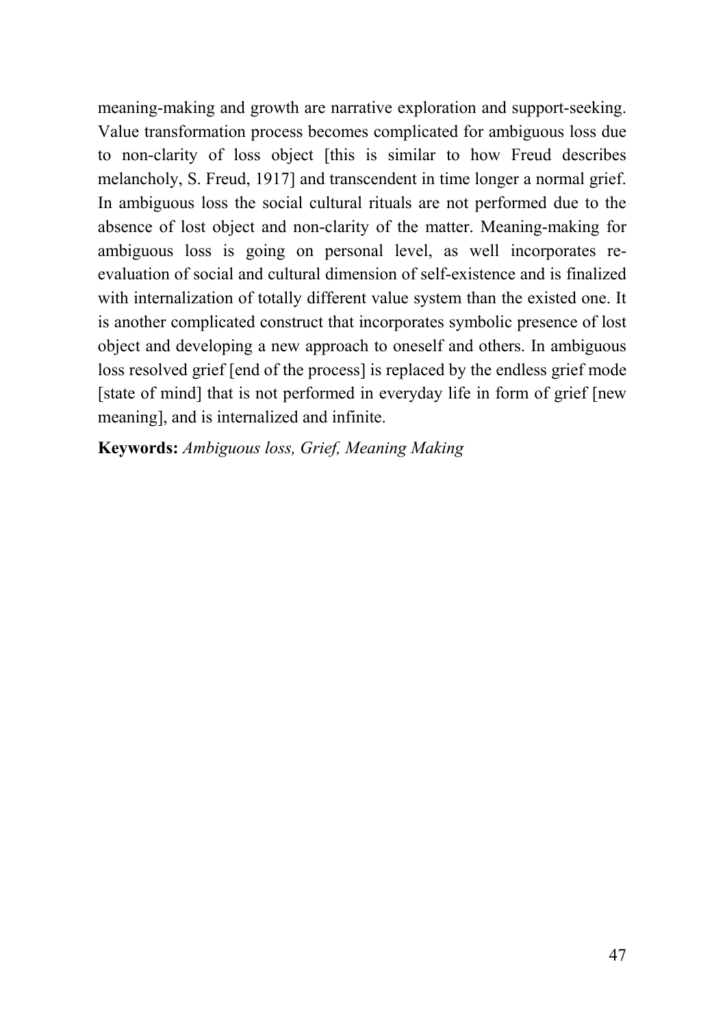meaning-making and growth are narrative exploration and support-seeking. Value transformation process becomes complicated for ambiguous loss due to non-clarity of loss object [this is similar to how Freud describes melancholy, S. Freud, 1917] and transcendent in time longer a normal grief. In ambiguous loss the social cultural rituals are not performed due to the absence of lost object and non-clarity of the matter. Meaning-making for ambiguous loss is going on personal level, as well incorporates re-evaluation of social and cultural dimension of self-existence and is finalized with internalization of totally different value system than the existed one. It is another complicated construct that incorporates symbolic presence of lost object and developing a new approach to oneself and others. In ambiguous loss resolved grief [end of the process] is replaced by the endless grief mode [state of mind] that is not performed in everyday life in form of grief [new meaning], and is internalized and infinite.

**Keywords:** *Ambiguous loss, Grief, Meaning Making*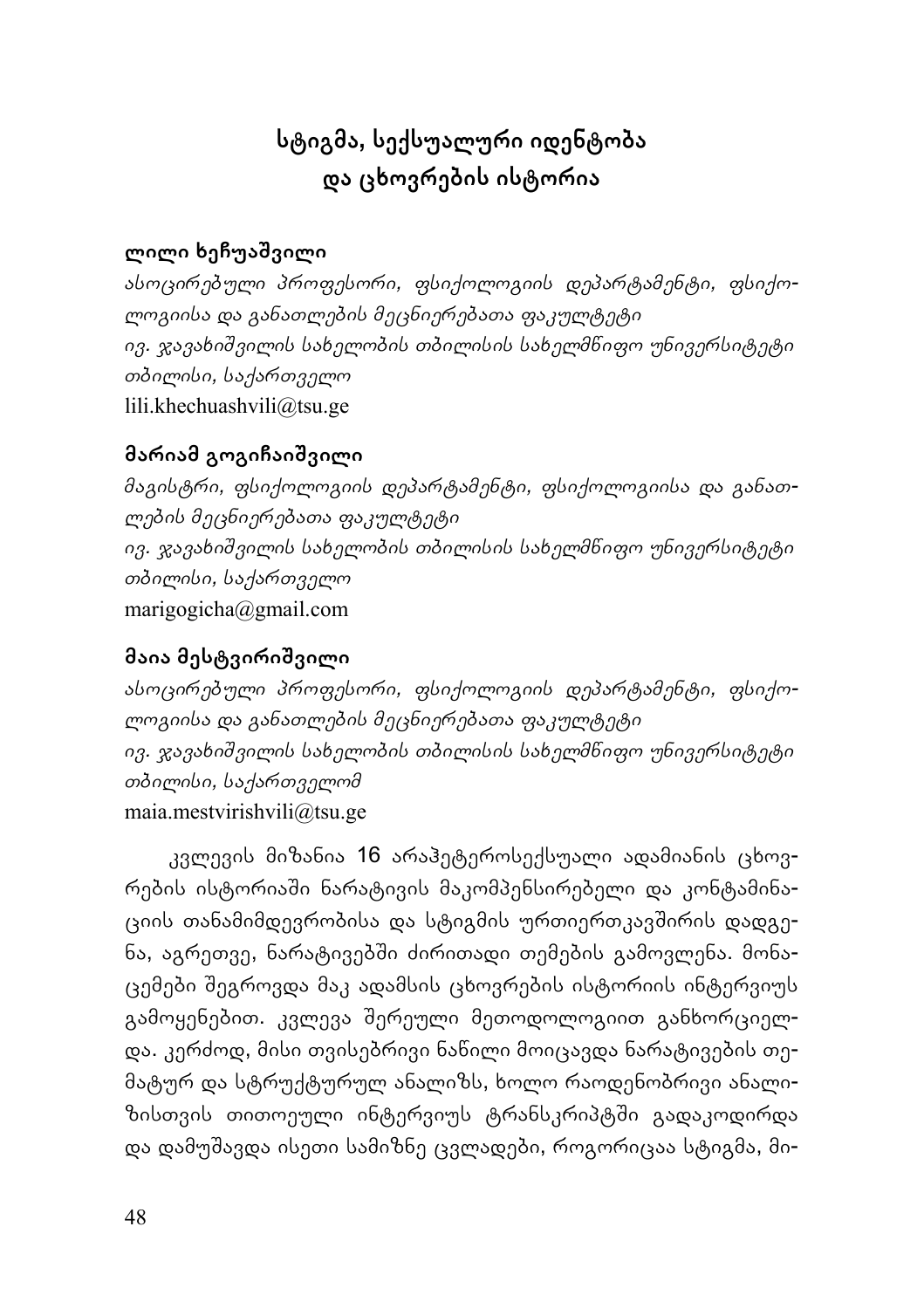# სტიგმა, სექსუალური იდენტობა და ცხოვრების ისტორია

**ლილი ხეჩუაშვილი**

*ასოცირებული პროფესორი, ფსიქოლოგიის დეპარტამენტი, ფსიქოლოგიისა და განათლების მეცნიერებათა ფაკულტეტი*
*ივ. ჯავახიშვილის სახელობის თბილისის სახელმწიფო უნივერსიტეტი*
*თბილისი, საქართველო*
lili.khechuashvili@tsu.ge

**მარიამ გოგიჩაიშვილი**

*მაგისტრი, ფსიქოლოგიის დეპარტამენტი, ფსიქოლოგიისა და განათლების მეცნიერებათა ფაკულტეტი*
*ივ. ჯავახიშვილის სახელობის თბილისის სახელმწიფო უნივერსიტეტი*
*თბილისი, საქართველო*
marigogicha@gmail.com

**მაია მესტვირიშვილი**

*ასოცირებული პროფესორი, ფსიქოლოგიის დეპარტამენტი, ფსიქოლოგიისა და განათლების მეცნიერებათა ფაკულტეტი*
*ივ. ჯავახიშვილის სახელობის თბილისის სახელმწიფო უნივერსიტეტი*
*თბილისი, საქართველომ*
maia.mestvirishvili@tsu.ge

კვლევის მიზანია 16 არაჰეტეროსექსუალი ადამიანის ცხოვრების ისტორიაში ნარატივის მაკომპენსირებელი და კონტამინაციის თანამიმდევრობისა და სტიგმის ურთიერთკავშირის დადგენა, აგრეთვე, ნარატივებში ძირითადი თემების გამოვლენა. მონაცემები შეგროვდა მაკ ადამსის ცხოვრების ისტორიის ინტერვიუს გამოყენებით. კვლევა შერეული მეთოდოლოგიით განხორციელდა. კერძოდ, მისი თვისებრივი ნაწილი მოიცავდა ნარატივების თემატურ და სტრუქტურულ ანალიზს, ხოლო რაოდენობრივი ანალიზისთვის თითოეული ინტერვიუს ტრანსკრიპტში გადაკოდირდა და დამუშავდა ისეთი სამიზნე ცვლადები, როგორიცაა სტიგმა, მი-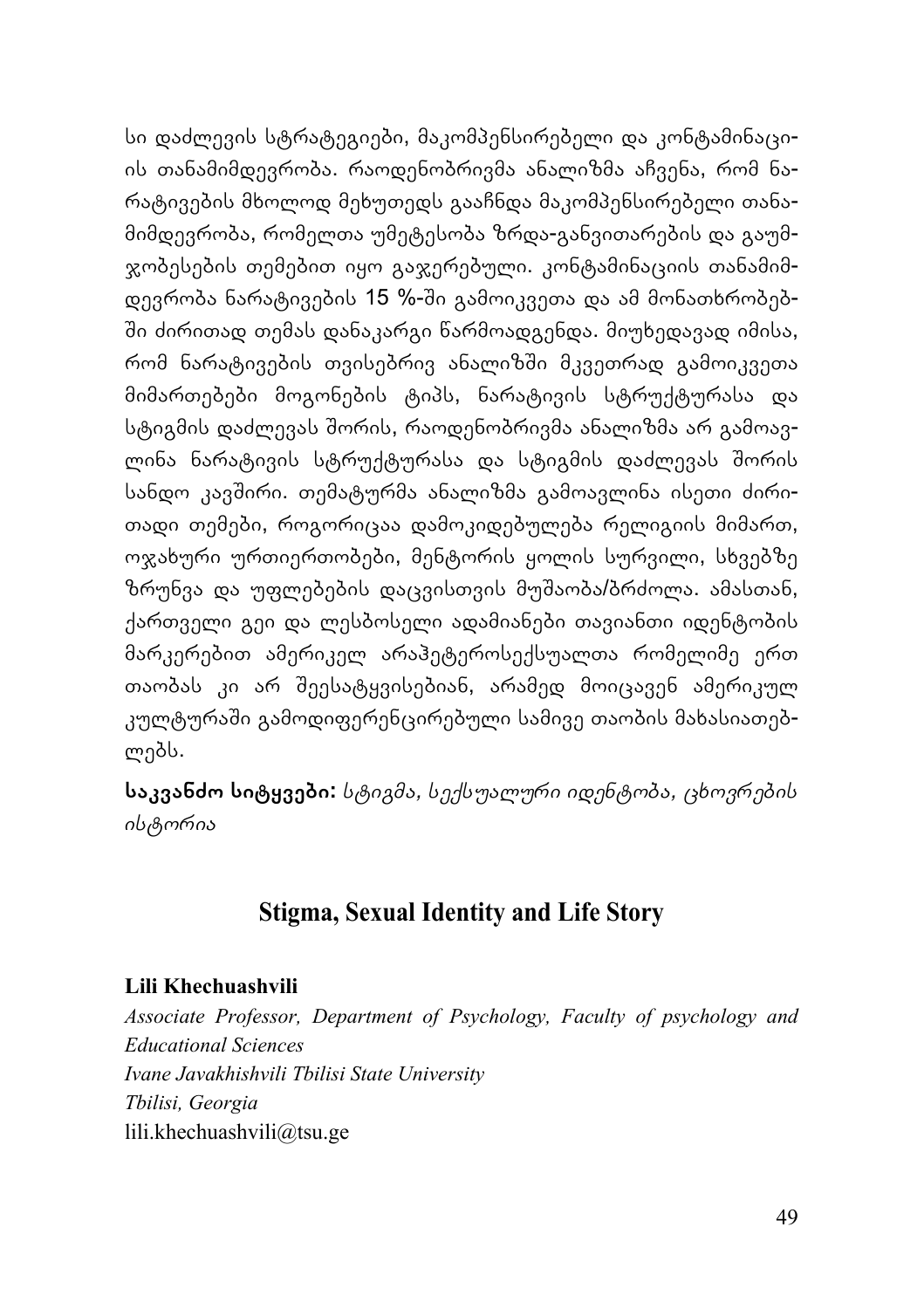სი დაძლევის სტრატეგიები, მაკომპენსირებელი და კონტამინაციის თანამიმდევრობა. რაოდენობრივმა ანალიზმა აჩვენა, რომ ნარატივების მხოლოდ მეხუთედს გააჩნდა მაკომპენსირებელი თანამიმდევრობა, რომელთა უმეტესობა ზრდა-განვითარების და გაუმჯობესების თემებით იყო გაჯერებული. კონტამინაციის თანამიმდევრობა ნარატივების 15 %-ში გამოიკვეთა და ამ მონათხრობებში ძირითად თემას დანაკარგი წარმოადგენდა. მიუხედავად იმისა, რომ ნარატივების თვისებრივ ანალიზში მკვეთრად გამოიკვეთა მიმართებები მოგონების ტიპს, ნარატივის სტრუქტურასა და სტიგმის დაძლევას შორის, რაოდენობრივმა ანალიზმა არ გამოავლინა ნარატივის სტრუქტურასა და სტიგმის დაძლევას შორის სანდო კავშირი. თემატურმა ანალიზმა გამოავლინა ისეთი ძირითადი თემები, როგორიცაა დამოკიდებულება რელიგიის მიმართ, ოჯახური ურთიერთობები, მენტორის ყოლის სურვილი, სხვებზე ზრუნვა და უფლებების დაცვისთვის მუშაობა/ბრძოლა. ამასთან, ქართველი გეი და ლესბოსელი ადამიანები თავიანთი იდენტობის მარკერებით ამერიკელ არაჰეტეროსექსუალთა რომელიმე ერთ თაობას კი არ შეესატყვისებიან, არამედ მოიცავენ ამერიკულ კულტურაში გამოდიფერენცირებული სამივე თაობის მახასიათებლებს.

**საკვანძო სიტყვები:** *სტიგმა, სექსუალური იდენტობა, ცხოვრების ისტორია*

## Stigma, Sexual Identity and Life Story

**Lili Khechuashvili**

*Associate Professor, Department of Psychology, Faculty of psychology and Educational Sciences*
*Ivane Javakhishvili Tbilisi State University*
*Tbilisi, Georgia*
lili.khechuashvili@tsu.ge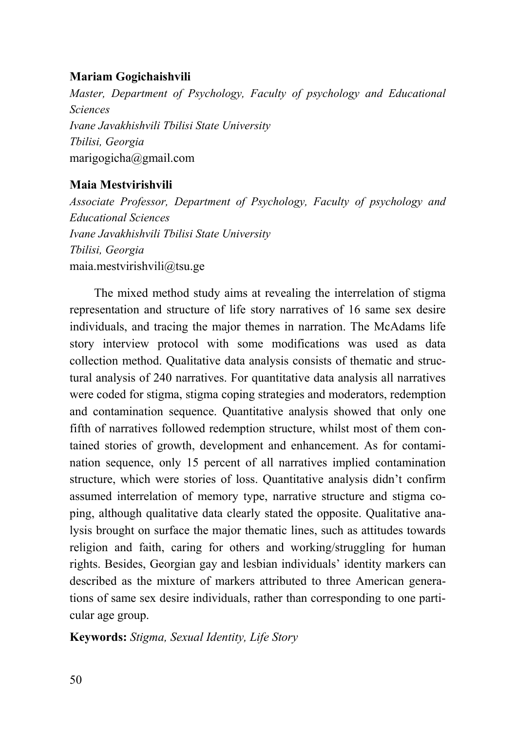**Mariam Gogichaishvili**

*Master, Department of Psychology, Faculty of psychology and Educational Sciences*
*Ivane Javakhishvili Tbilisi State University*
*Tbilisi, Georgia*
marigogicha@gmail.com

**Maia Mestvirishvili**

*Associate Professor, Department of Psychology, Faculty of psychology and Educational Sciences*
*Ivane Javakhishvili Tbilisi State University*
*Tbilisi, Georgia*
maia.mestvirishvili@tsu.ge

The mixed method study aims at revealing the interrelation of stigma representation and structure of life story narratives of 16 same sex desire individuals, and tracing the major themes in narration. The McAdams life story interview protocol with some modifications was used as data collection method. Qualitative data analysis consists of thematic and structural analysis of 240 narratives. For quantitative data analysis all narratives were coded for stigma, stigma coping strategies and moderators, redemption and contamination sequence. Quantitative analysis showed that only one fifth of narratives followed redemption structure, whilst most of them contained stories of growth, development and enhancement. As for contamination sequence, only 15 percent of all narratives implied contamination structure, which were stories of loss. Quantitative analysis didn't confirm assumed interrelation of memory type, narrative structure and stigma coping, although qualitative data clearly stated the opposite. Qualitative analysis brought on surface the major thematic lines, such as attitudes towards religion and faith, caring for others and working/struggling for human rights. Besides, Georgian gay and lesbian individuals' identity markers can described as the mixture of markers attributed to three American generations of same sex desire individuals, rather than corresponding to one particular age group.

**Keywords:** *Stigma, Sexual Identity, Life Story*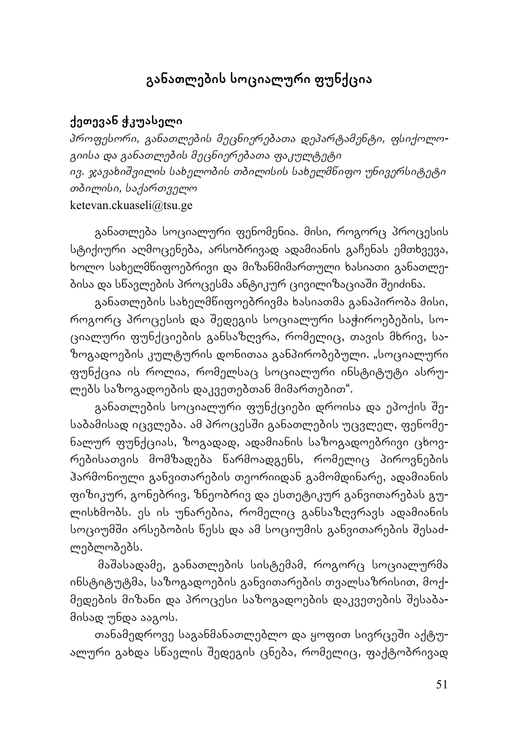# განათლების სოციალური ფუნქცია

**ქეთევან ჭკუასელი**

*პროფესორი, განათლების მეცნიერებათა დეპარტამენტი, ფსიქოლოგიისა და განათლების მეცნიერებათა ფაკულტეტი*
*ივ. ჯავახიშვილის სახელობის თბილისის სახელმწიფო უნივერსიტეტი*
*თბილისი, საქართველო*
ketevan.ckuaseli@tsu.ge

განათლება სოციალური ფენომენია. მისი, როგორც პროცესის სტიქიური აღმოცენება, არსობრივად ადამიანის გაჩენას ემთხვევა, ხოლო სახელმწიფოებრივი და მიზანმიმართული ხასიათი განათლებისა და სწავლების პროცესმა ანტიკურ ცივილიზაციაში შეიძინა.

განათლების სახელმწიფოებრივმა ხასიათმა განაპირობა მისი, როგორც პროცესის და შედეგის სოციალური საჭიროებების, სოციალური ფუნქციების განსაზღვრა, რომელიც, თავის მხრივ, საზოგადოების კულტურის დონითაა განპირობებული. „სოციალური ფუნქცია ის როლია, რომელსაც სოციალური ინსტიტუტი ასრულებს საზოგადოების დაკვეთებთან მიმართებით".

განათლების სოციალური ფუნქციები დროისა და ეპოქის შესაბამისად იცვლება. ამ პროცესში განათლების უცვლელ, ფენომენალურ ფუნქციას, ზოგადად, ადამიანის საზოგადოებრივი ცხოვრებისათვის მომზადება წარმოადგენს, რომელიც პიროვნების ჰარმონიული განვითარების თეორიიდან გამომდინარე, ადამიანის ფიზიკურ, გონებრივ, ზნეობრივ და ესთეტიკურ განვითარებას გულისხმობს. ეს ის უნარებია, რომელიც განსაზღვრავს ადამიანის სოციუმში არსებობის წესს და ამ სოციუმის განვითარების შესაძლებლობებს.

მაშასადამე, განათლების სისტემამ, როგორც სოციალურმა ინსტიტუტმა, საზოგადოების განვითარების თვალსაზრისით, მოქმედების მიზანი და პროცესი საზოგადოების დაკვეთების შესაბამისად უნდა ააგოს.

თანამედროვე საგანმანათლებლო და ყოფით სივრცეში აქტუალური გახდა სწავლის შედეგის ცნება, რომელიც, ფაქტობრივად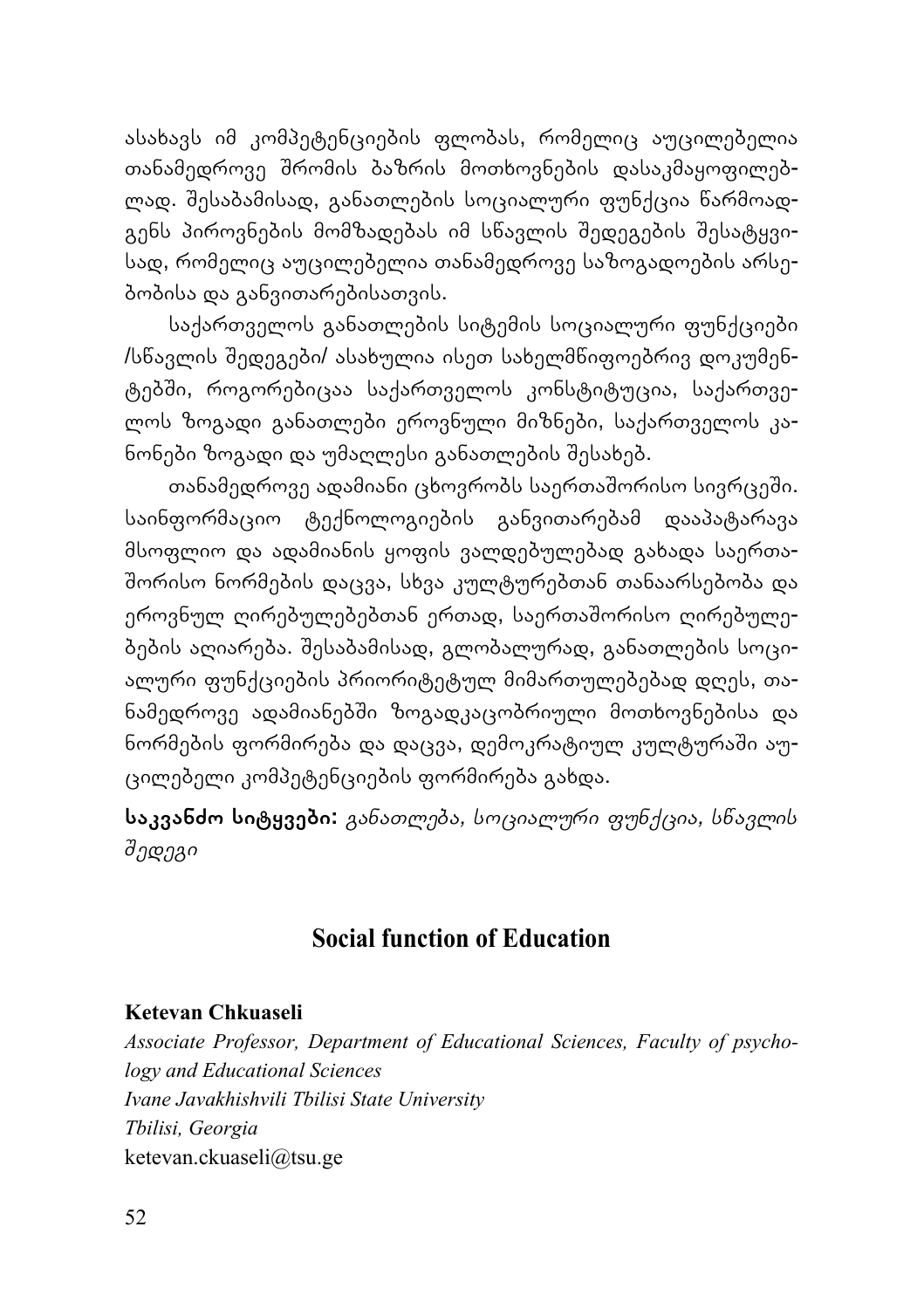ასახავს იმ კომპეტენციების ფლობას, რომელიც აუცილებელია თანამედროვე შრომის ბაზრის მოთხოვნების დასაკმაყოფილებლად. შესაბამისად, განათლების სოციალური ფუნქცია წარმოადგენს პიროვნების მომზადებას იმ სწავლის შედეგების შესატყვისად, რომელიც აუცილებელია თანამედროვე საზოგადოების არსებობისა და განვითარებისათვის.

საქართველოს განათლების სიტემის სოციალური ფუნქციები /სწავლის შედეგები/ ასახულია ისეთ სახელმწიფოებრივ დოკუმენტებში, როგორებიცაა საქართველოს კონსტიტუცია, საქართველოს ზოგადი განათლები ეროვნული მიზნები, საქართველოს კანონები ზოგადი და უმაღლესი განათლების შესახებ.

თანამედროვე ადამიანი ცხოვრობს საერთაშორისო სივრცეში. საინფორმაციო ტექნოლოგიების განვითარებამ დააპატარავა მსოფლიო და ადამიანის ყოფის ვალდებულებად გახადა საერთაშორისო ნორმების დაცვა, სხვა კულტურებთან თანაარსებობა და ეროვნულ ღირებულებებთან ერთად, საერთაშორისო ღირებულებების აღიარება. შესაბამისად, გლობალურად, განათლების სოციალური ფუნქციების პრიორიტეტულ მიმართულებებად დღეს, თანამედროვე ადამიანებში ზოგადკაცობრიული მოთხოვნებისა და ნორმების ფორმირება და დაცვა, დემოკრატიულ კულტურაში აუცილებელი კომპეტენციების ფორმირება გახდა.

**საკვანძო სიტყვები:** *განათლება, სოციალური ფუნქცია, სწავლის შედეგი*

## Social function of Education

**Ketevan Chkuaseli**

*Associate Professor, Department of Educational Sciences, Faculty of psychology and Educational Sciences*
*Ivane Javakhishvili Tbilisi State University*
*Tbilisi, Georgia*
ketevan.ckuaseli@tsu.ge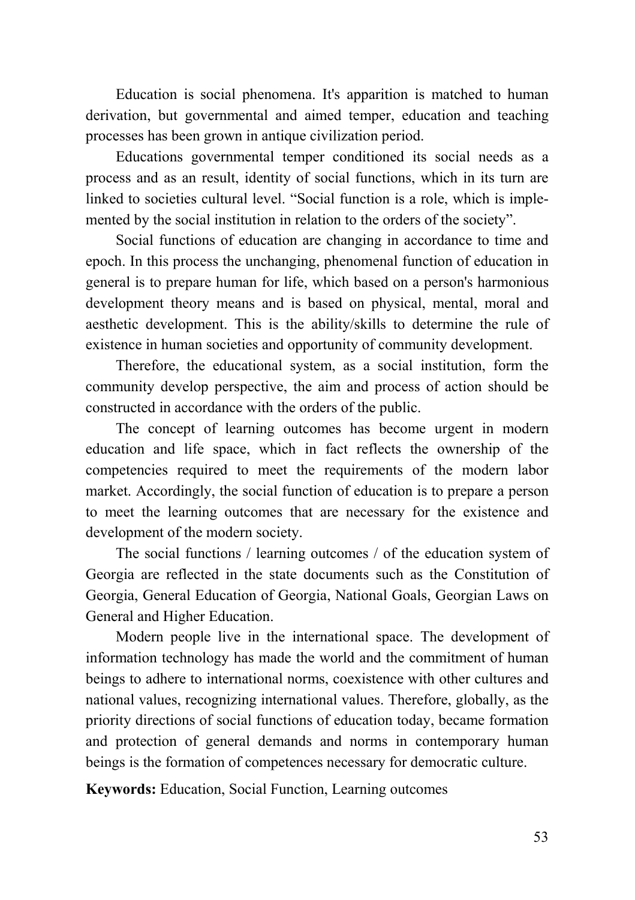Education is social phenomena. It's apparition is matched to human derivation, but governmental and aimed temper, education and teaching processes has been grown in antique civilization period.

Educations governmental temper conditioned its social needs as a process and as an result, identity of social functions, which in its turn are linked to societies cultural level. "Social function is a role, which is implemented by the social institution in relation to the orders of the society".

Social functions of education are changing in accordance to time and epoch. In this process the unchanging, phenomenal function of education in general is to prepare human for life, which based on a person's harmonious development theory means and is based on physical, mental, moral and aesthetic development. This is the ability/skills to determine the rule of existence in human societies and opportunity of community development.

Therefore, the educational system, as a social institution, form the community develop perspective, the aim and process of action should be constructed in accordance with the orders of the public.

The concept of learning outcomes has become urgent in modern education and life space, which in fact reflects the ownership of the competencies required to meet the requirements of the modern labor market. Accordingly, the social function of education is to prepare a person to meet the learning outcomes that are necessary for the existence and development of the modern society.

The social functions / learning outcomes / of the education system of Georgia are reflected in the state documents such as the Constitution of Georgia, General Education of Georgia, National Goals, Georgian Laws on General and Higher Education.

Modern people live in the international space. The development of information technology has made the world and the commitment of human beings to adhere to international norms, coexistence with other cultures and national values, recognizing international values. Therefore, globally, as the priority directions of social functions of education today, became formation and protection of general demands and norms in contemporary human beings is the formation of competences necessary for democratic culture.

**Keywords:** Education, Social Function, Learning outcomes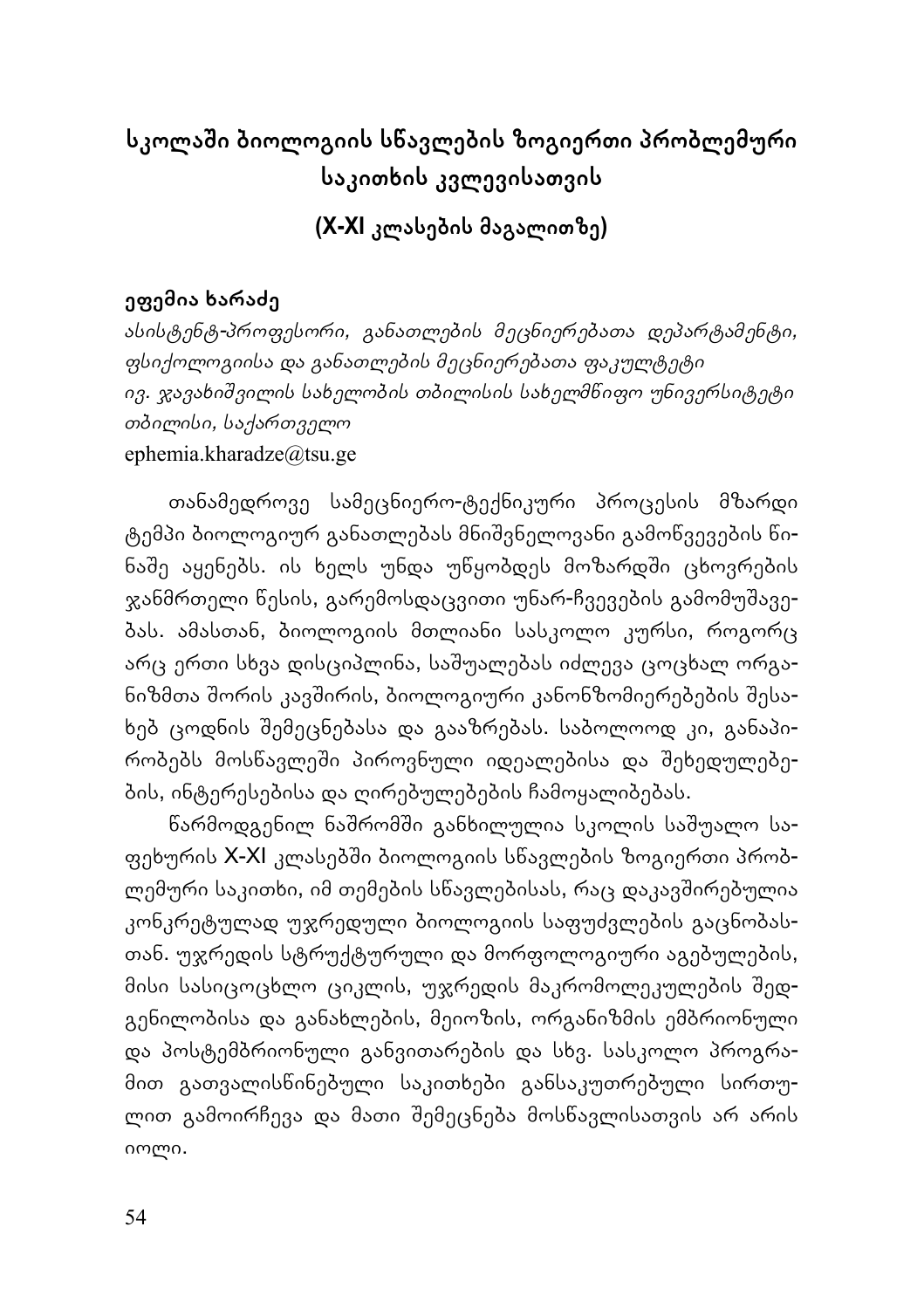# სკოლაში ბიოლოგიის სწავლების ზოგიერთი პრობლემური საკითხის კვლევისათვის

## (X-XI კლასების მაგალითზე)

**ეფემია ხარაძე**

*ასისტენტ-პროფესორი, განათლების მეცნიერებათა დეპარტამენტი, ფსიქოლოგიისა და განათლების მეცნიერებათა ფაკულტეტი*
*ივ. ჯავახიშვილის სახელობის თბილისის სახელმწიფო უნივერსიტეტი*
*თბილისი, საქართველო*
ephemia.kharadze@tsu.ge

თანამედროვე სამეცნიერო-ტექნიკური პროცესის მზარდი ტემპი ბიოლოგიურ განათლებას მნიშვნელოვანი გამოწვევების წინაშე აყენებს. ის ხელს უნდა უწყობდეს მოზარდში ცხოვრების ჯანმრთელი წესის, გარემოსდაცვითი უნარ-ჩვევების გამომუშავებას. ამასთან, ბიოლოგიის მთლიანი სასკოლო კურსი, როგორც არც ერთი სხვა დისციპლინა, საშუალებას იძლევა ცოცხალ ორგანიზმთა შორის კავშირის, ბიოლოგიური კანონზომიერებების შესახებ ცოდნის შემეცნებასა და გააზრებას. საბოლოოდ კი, განაპირობებს მოსწავლეში პიროვნული იდეალებისა და შეხედულებების, ინტერესებისა და ღირებულებების ჩამოყალიბებას.

წარმოდგენილ ნაშრომში განხილულია სკოლის საშუალო საფეხურის X-XI კლასებში ბიოლოგიის სწავლების ზოგიერთი პრობლემური საკითხი, იმ თემების სწავლებისას, რაც დაკავშირებულია კონკრეტულად უჯრედული ბიოლოგიის საფუძვლების გაცნობასთან. უჯრედის სტრუქტურული და მორფოლოგიური აგებულების, მისი სასიცოცხლო ციკლის, უჯრედის მაკრომოლეკულების შედგენილობისა და განახლების, მეიოზის, ორგანიზმის ემბრიონული და პოსტემბრიონული განვითარების და სხვ. სასკოლო პროგრამით გათვალისწინებული საკითხები განსაკუთრებული სირთულით გამოირჩევა და მათი შემეცნება მოსწავლისათვის არ არის იოლი.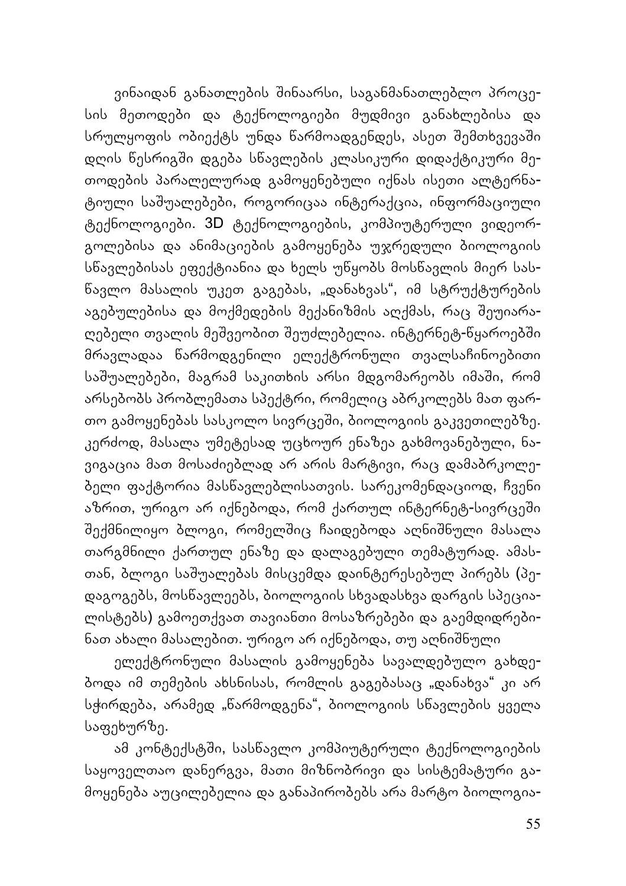ვინაიდან განათლების შინაარსი, საგანმანათლებლო პროცესის მეთოდები და ტექნოლოგიები მუდმივი განახლებისა და სრულყოფის ობიექტს უნდა წარმოადგენდეს, ასეთ შემთხვევაში დღის წესრიგში დგება სწავლების კლასიკური დიდაქტიკური მეთოდების პარალელურად გამოყენებული იქნას ისეთი ალტერნატიული საშუალებები, როგორიცაა ინტერაქცია, ინფორმაციული ტექნოლოგიები. 3D ტექნოლოგიების, კომპიუტერული ვიდეორგოლებისა და ანიმაციების გამოყენება უჯრედული ბიოლოგიის სწავლებისას ეფექტიანია და ხელს უწყობს მოსწავლის მიერ სასწავლო მასალის უკეთ გაგებას, „დანახვას", იმ სტრუქტურების აგებულებისა და მოქმედების მექანიზმის აღქმას, რაც შეუიარაღებელი თვალის მეშვეობით შეუძლებელია. ინტერნეტ-წყაროებში მრავლადაა წარმოდგენილი ელექტრონული თვალსაჩინოებითი საშუალებები, მაგრამ საკითხის არსი მდგომარეობს იმაში, რომ არსებობს პრობლემათა სპექტრი, რომელიც აბრკოლებს მათ ფართო გამოყენებას სასკოლო სივრცეში, ბიოლოგიის გაკვეთილებზე. კერძოდ, მასალა უმეტესად უცხოურ ენაზეა გახმოვანებული, ნავიგაცია მათ მოსაძიებლად არ არის მარტივი, რაც დამაბრკოლებელი ფაქტორია მასწავლებლისათვის. სარეკომენდაციოდ, ჩვენი აზრით, ურიგო არ იქნებოდა, რომ ქართულ ინტერნეტ-სივრცეში შექმნილიყო ბლოგი, რომელშიც ჩაიდებოდა აღნიშნული მასალა თარგმნილი ქართულ ენაზე და დალაგებული თემატურად. ამასთან, ბლოგი საშუალებას მისცემდა დაინტერესებულ პირებს (პედაგოგებს, მოსწავლეებს, ბიოლოგიის სხვადასხვა დარგის სპეციალისტებს) გამოეთქვათ თავიანთი მოსაზრებები და გაემდიდრებინათ ახალი მასალებით. ურიგო არ იქნებოდა, თუ აღნიშნული

ელექტრონული მასალის გამოყენება სავალდებულო გახდებოდა იმ თემების ახსნისას, რომლის გაგებასაც „დანახვა" კი არ სჭირდება, არამედ „წარმოდგენა", ბიოლოგიის სწავლების ყველა საფეხურზე.

ამ კონტექსტში, სასწავლო კომპიუტერული ტექნოლოგიების საყოველთაო დანერგვა, მათი მიზნობრივი და სისტემატური გამოყენება აუცილებელია და განაპირობებს არა მარტო ბიოლოგია-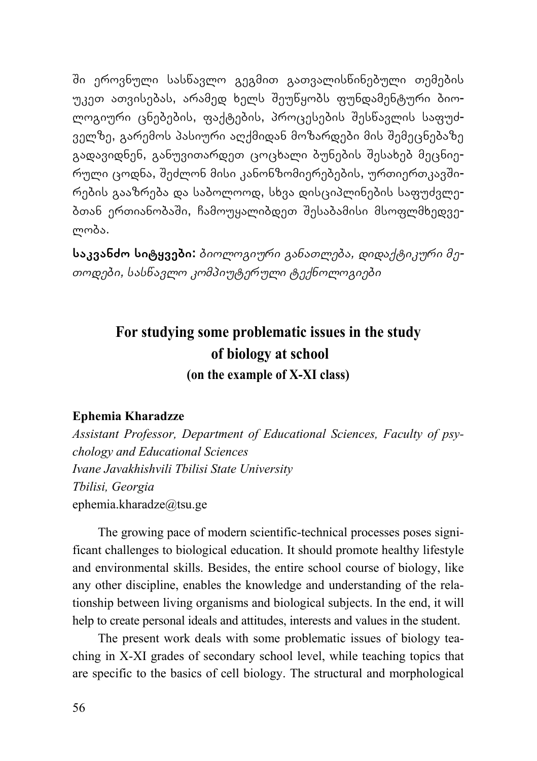ში ეროვნული სასწავლო გეგმით გათვალისწინებული თემების უკეთ ათვისებას, არამედ ხელს შეუწყობს ფუნდამენტური ბიოლოგიური ცნებების, ფაქტების, პროცესების შესწავლის საფუძველზე, გარემოს პასიური აღქმიდან მოზარდები მის შემეცნებაზე გადავიდნენ, განუვითარდეთ ცოცხალი ბუნების შესახებ მეცნიერული ცოდნა, შეძლონ მისი კანონზომიერებების, ურთიერთკავშირების გააზრება და საბოლოოდ, სხვა დისციპლინების საფუძვლებთან ერთიანობაში, ჩამოუყალიბდეთ შესაბამისი მსოფლმხედველობა.

**საკვანძო სიტყვები:** *ბიოლოგიური განათლება, დიდაქტიკური მეთოდები, სასწავლო კომპიუტერული ტექნოლოგიები*

## For studying some problematic issues in the study of biology at school
### (on the example of X-XI class)

**Ephemia Kharadzze**
*Assistant Professor, Department of Educational Sciences, Faculty of psychology and Educational Sciences*
*Ivane Javakhishvili Tbilisi State University*
*Tbilisi, Georgia*
ephemia.kharadze@tsu.ge

The growing pace of modern scientific-technical processes poses significant challenges to biological education. It should promote healthy lifestyle and environmental skills. Besides, the entire school course of biology, like any other discipline, enables the knowledge and understanding of the relationship between living organisms and biological subjects. In the end, it will help to create personal ideals and attitudes, interests and values in the student.

The present work deals with some problematic issues of biology teaching in X-XI grades of secondary school level, while teaching topics that are specific to the basics of cell biology. The structural and morphological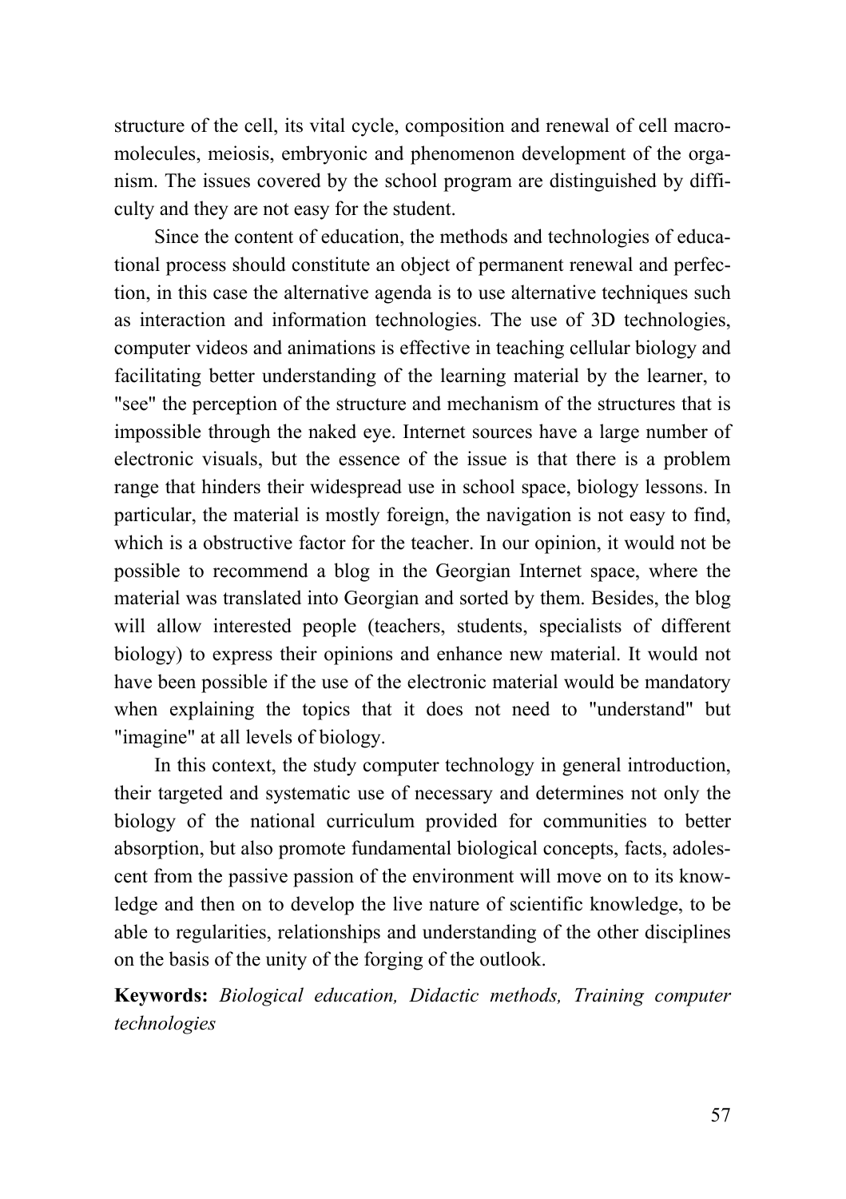structure of the cell, its vital cycle, composition and renewal of cell macromolecules, meiosis, embryonic and phenomenon development of the organism. The issues covered by the school program are distinguished by difficulty and they are not easy for the student.

Since the content of education, the methods and technologies of educational process should constitute an object of permanent renewal and perfection, in this case the alternative agenda is to use alternative techniques such as interaction and information technologies. The use of 3D technologies, computer videos and animations is effective in teaching cellular biology and facilitating better understanding of the learning material by the learner, to "see" the perception of the structure and mechanism of the structures that is impossible through the naked eye. Internet sources have a large number of electronic visuals, but the essence of the issue is that there is a problem range that hinders their widespread use in school space, biology lessons. In particular, the material is mostly foreign, the navigation is not easy to find, which is a obstructive factor for the teacher. In our opinion, it would not be possible to recommend a blog in the Georgian Internet space, where the material was translated into Georgian and sorted by them. Besides, the blog will allow interested people (teachers, students, specialists of different biology) to express their opinions and enhance new material. It would not have been possible if the use of the electronic material would be mandatory when explaining the topics that it does not need to "understand" but "imagine" at all levels of biology.

In this context, the study computer technology in general introduction, their targeted and systematic use of necessary and determines not only the biology of the national curriculum provided for communities to better absorption, but also promote fundamental biological concepts, facts, adolescent from the passive passion of the environment will move on to its knowledge and then on to develop the live nature of scientific knowledge, to be able to regularities, relationships and understanding of the other disciplines on the basis of the unity of the forging of the outlook.

**Keywords:** *Biological education, Didactic methods, Training computer technologies*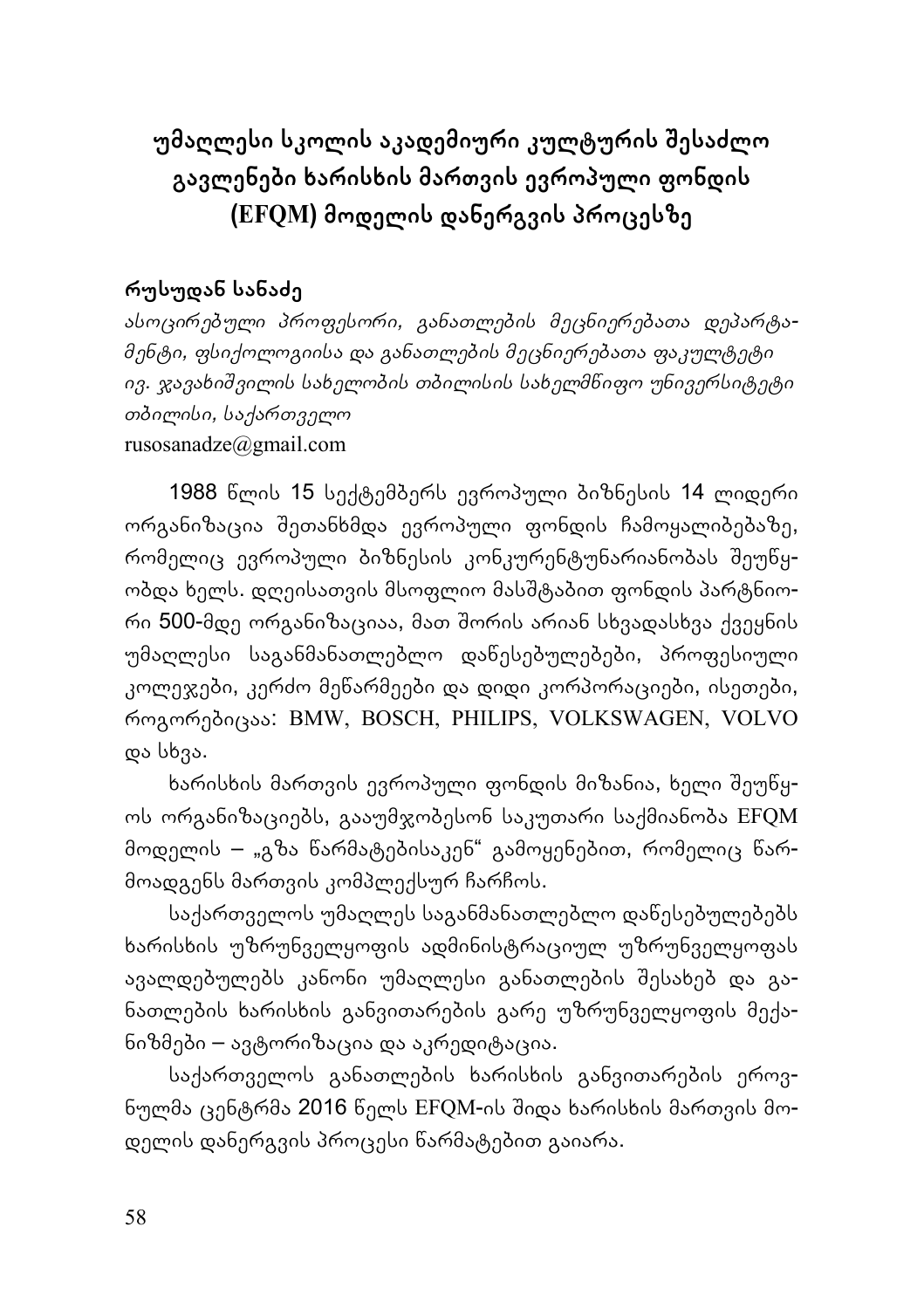# უმაღლესი სკოლის აკადემიური კულტურის შესაძლო გავლენები ხარისხის მართვის ევროპული ფონდის (EFQM) მოდელის დანერგვის პროცესზე

**რუსუდან სანაძე**

*ასოცირებული პროფესორი, განათლების მეცნიერებათა დეპარტამენტი, ფსიქოლოგიისა და განათლების მეცნიერებათა ფაკულტეტი*
*ივ. ჯავახიშვილის სახელობის თბილისის სახელმწიფო უნივერსიტეტი*
*თბილისი, საქართველო*
rusosanadze@gmail.com

1988 წლის 15 სექტემბერს ევროპული ბიზნესის 14 ლიდერი ორგანიზაცია შეთანხმდა ევროპული ფონდის ჩამოყალიბებაზე, რომელიც ევროპული ბიზნესის კონკურენტუნარიანობას შეუწყობდა ხელს. დღეისათვის მსოფლიო მასშტაბით ფონდის პარტნიორი 500-მდე ორგანიზაციაა, მათ შორის არიან სხვადასხვა ქვეყნის უმაღლესი საგანმანათლებლო დაწესებულებები, პროფესიული კოლეჯები, კერძო მეწარმეები და დიდი კორპორაციები, ისეთები, როგორებიცაა: BMW, BOSCH, PHILIPS, VOLKSWAGEN, VOLVO და სხვა.

ხარისხის მართვის ევროპული ფონდის მიზანია, ხელი შეუწყოს ორგანიზაციებს, გააუმჯობესონ საკუთარი საქმიანობა EFQM მოდელის – „გზა წარმატებისაკენ" გამოყენებით, რომელიც წარმოადგენს მართვის კომპლექსურ ჩარჩოს.

საქართველოს უმაღლეს საგანმანათლებლო დაწესებულებებს ხარისხის უზრუნველყოფის ადმინისტრაციულ უზრუნველყოფას ავალდებულებს კანონი უმაღლესი განათლების შესახებ და განათლების ხარისხის განვითარების გარე უზრუნველყოფის მექანიზმები – ავტორიზაცია და აკრედიტაცია.

საქართველოს განათლების ხარისხის განვითარების ეროვნულმა ცენტრმა 2016 წელს EFQM-ის შიდა ხარისხის მართვის მოდელის დანერგვის პროცესი წარმატებით გაიარა.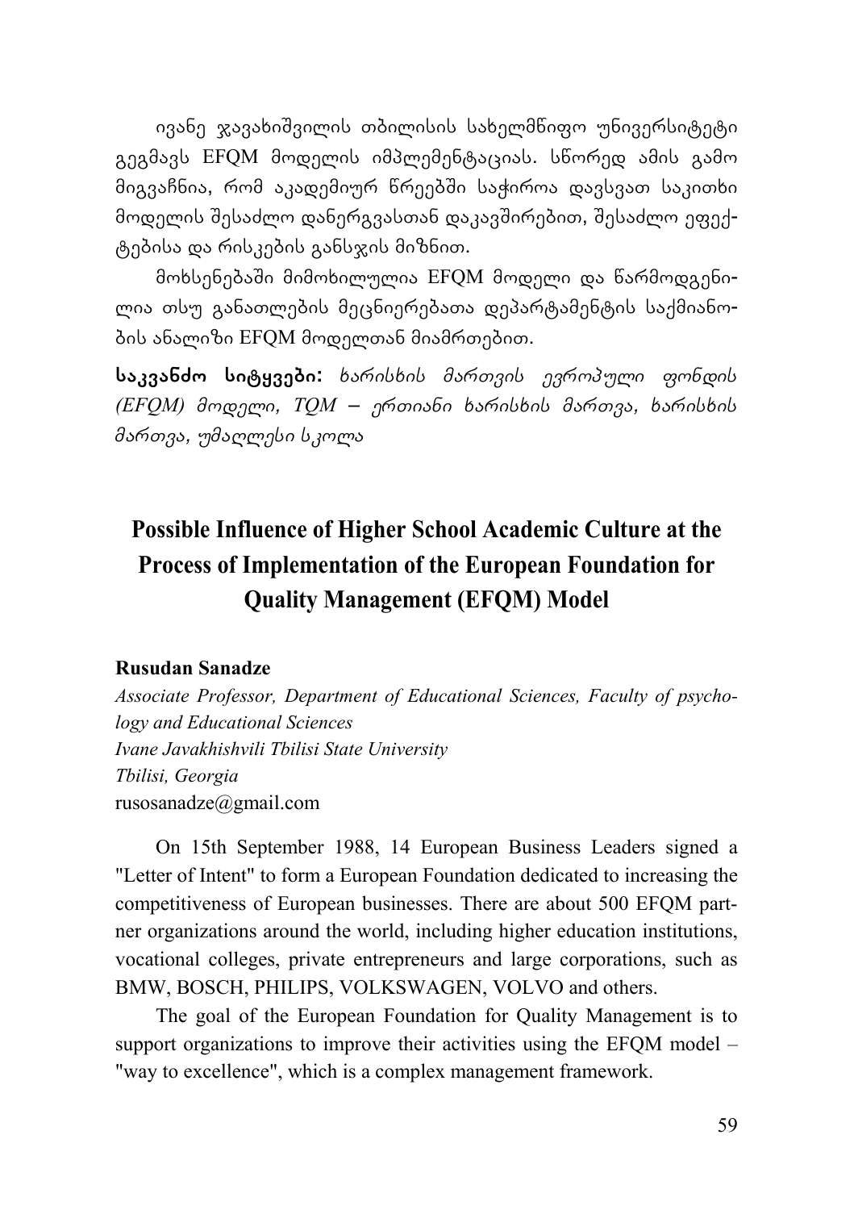ივანე ჯავახიშვილის თბილისის სახელმწიფო უნივერსიტეტი გეგმავს EFQM მოდელის იმპლემენტაციას. სწორედ ამის გამო მიგვაჩნია, რომ აკადემიურ წრეებში საჭიროა დავსვათ საკითხი მოდელის შესაძლო დანერგვასთან დაკავშირებით, შესაძლო ეფექტებისა და რისკების განსჯის მიზნით.

მოხსენებაში მიმოხილულია EFQM მოდელი და წარმოდგენილია თსუ განათლების მეცნიერებათა დეპარტამენტის საქმიანობის ანალიზი EFQM მოდელთან მიამრთებით.

**საკვანძო სიტყვები:** *ხარისხის მართვის ევროპული ფონდის (EFQM) მოდელი, TQM – ერთიანი ხარისხის მართვა, ხარისხის მართვა, უმაღლესი სკოლა*

## Possible Influence of Higher School Academic Culture at the Process of Implementation of the European Foundation for Quality Management (EFQM) Model

**Rusudan Sanadze**

*Associate Professor, Department of Educational Sciences, Faculty of psychology and Educational Sciences*
*Ivane Javakhishvili Tbilisi State University*
*Tbilisi, Georgia*
rusosanadze@gmail.com

On 15th September 1988, 14 European Business Leaders signed a "Letter of Intent" to form a European Foundation dedicated to increasing the competitiveness of European businesses. There are about 500 EFQM partner organizations around the world, including higher education institutions, vocational colleges, private entrepreneurs and large corporations, such as BMW, BOSCH, PHILIPS, VOLKSWAGEN, VOLVO and others.

The goal of the European Foundation for Quality Management is to support organizations to improve their activities using the EFQM model – "way to excellence", which is a complex management framework.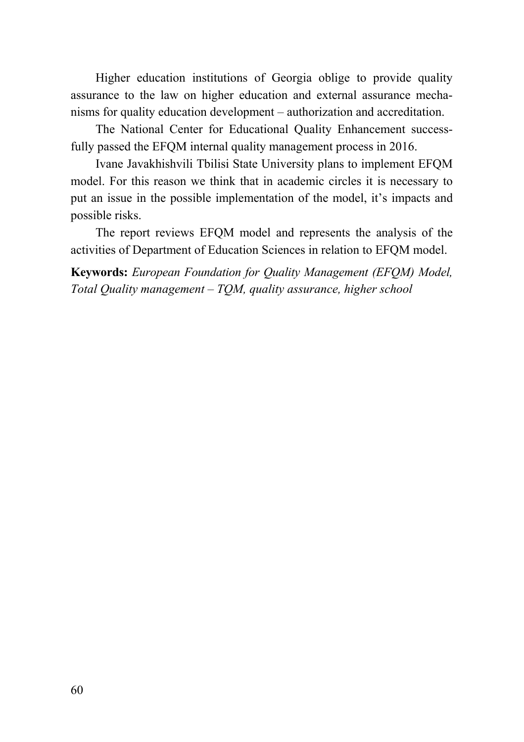Higher education institutions of Georgia oblige to provide quality assurance to the law on higher education and external assurance mechanisms for quality education development – authorization and accreditation.

The National Center for Educational Quality Enhancement successfully passed the EFQM internal quality management process in 2016.

Ivane Javakhishvili Tbilisi State University plans to implement EFQM model. For this reason we think that in academic circles it is necessary to put an issue in the possible implementation of the model, it's impacts and possible risks.

The report reviews EFQM model and represents the analysis of the activities of Department of Education Sciences in relation to EFQM model.

**Keywords:** *European Foundation for Quality Management (EFQM) Model, Total Quality management – TQM, quality assurance, higher school*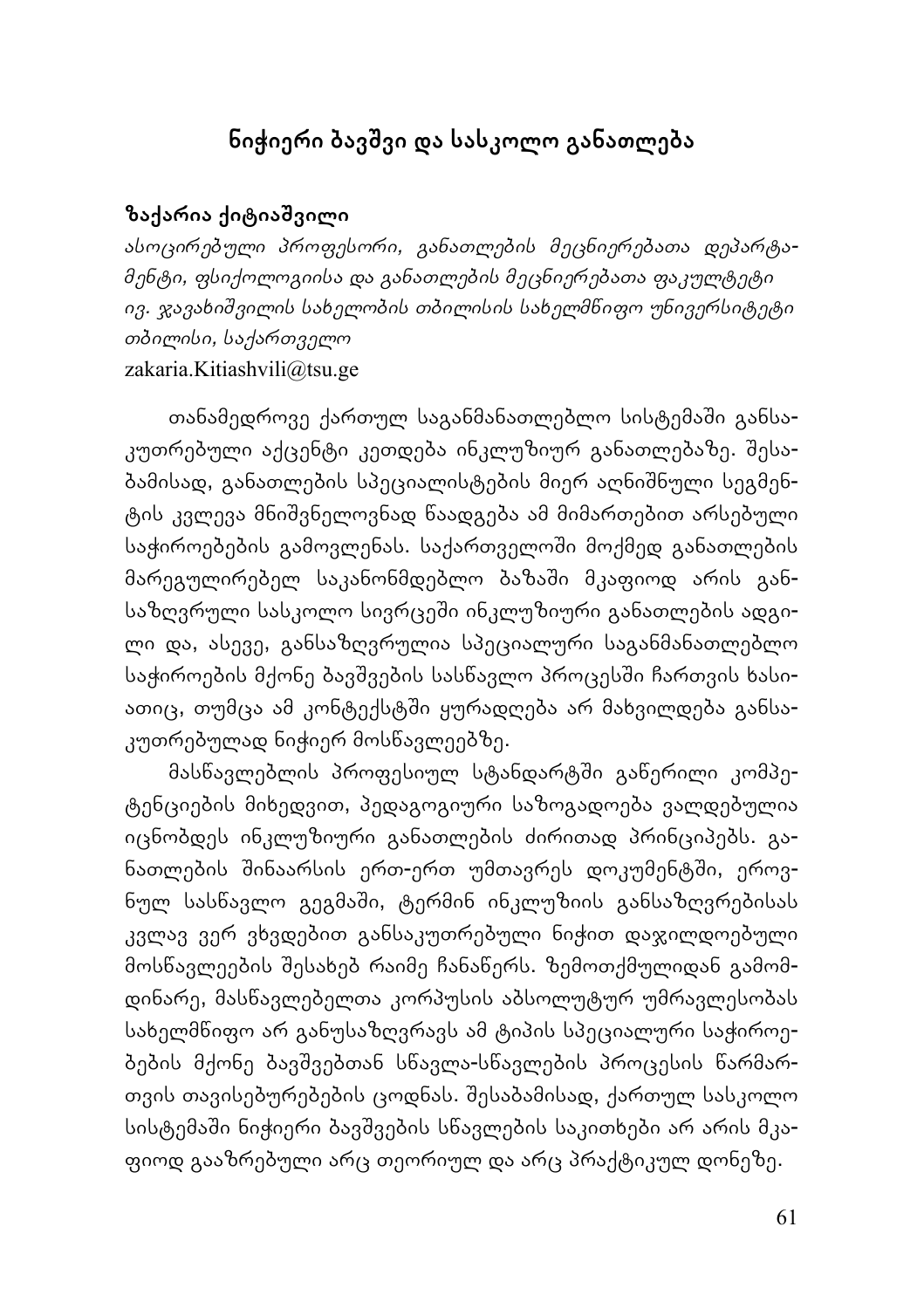# ნიჭიერი ბავშვი და სასკოლო განათლება

**ზაქარია ქიტიაშვილი**

*ასოცირებული პროფესორი, განათლების მეცნიერებათა დეპარტამენტი, ფსიქოლოგიისა და განათლების მეცნიერებათა ფაკულტეტი*
*ივ. ჯავახიშვილის სახელობის თბილისის სახელმწიფო უნივერსიტეტი*
*თბილისი, საქართველო*
zakaria.Kitiashvili@tsu.ge

თანამედროვე ქართულ საგანმანათლებლო სისტემაში განსაკუთრებული აქცენტი კეთდება ინკლუზიურ განათლებაზე. შესაბამისად, განათლების სპეციალისტების მიერ აღნიშნული სეგმენტის კვლევა მნიშვნელოვნად წაადგება ამ მიმართებით არსებული საჭიროებების გამოვლენას. საქართველოში მოქმედ განათლების მარეგულირებელ საკანონმდებლო ბაზაში მკაფიოდ არის განსაზღვრული სასკოლო სივრცეში ინკლუზიური განათლების ადგილი და, ასევე, განსაზღვრულია სპეციალური საგანმანათლებლო საჭიროებების მქონე ბავშვების სასწავლო პროცესში ჩართვის ხასიათიც, თუმცა ამ კონტექსტში ყურადღება არ მახვილდება განსაკუთრებულად ნიჭიერ მოსწავლეებზე.

მასწავლებლის პროფესიულ სტანდარტში გაწერილი კომპეტენციების მიხედვით, პედაგოგიური საზოგადოება ვალდებულია იცნობდეს ინკლუზიური განათლების ძირითად პრინციპებს. განათლების შინაარსის ერთ-ერთ უმთავრეს დოკუმენტში, ეროვნულ სასწავლო გეგმაში, ტერმინ ინკლუზიის განსაზღვრებისას კვლავ ვერ ვხვდებით განსაკუთრებული ნიჭით დაჯილდოებული მოსწავლეების შესახებ რაიმე ჩანაწერს. ზემოთქმულიდან გამომდინარე, მასწავლებელთა კორპუსის აბსოლუტურ უმრავლესობას სახელმწიფო არ განუსაზღვრავს ამ ტიპის სპეციალური საჭიროებების მქონე ბავშვებთან სწავლა-სწავლების პროცესის წარმართვის თავისებურებების ცოდნას. შესაბამისად, ქართულ სასკოლო სისტემაში ნიჭიერი ბავშვების სწავლების საკითხები არ არის მკაფიოდ გააზრებული არც თეორიულ და არც პრაქტიკულ დონეზე.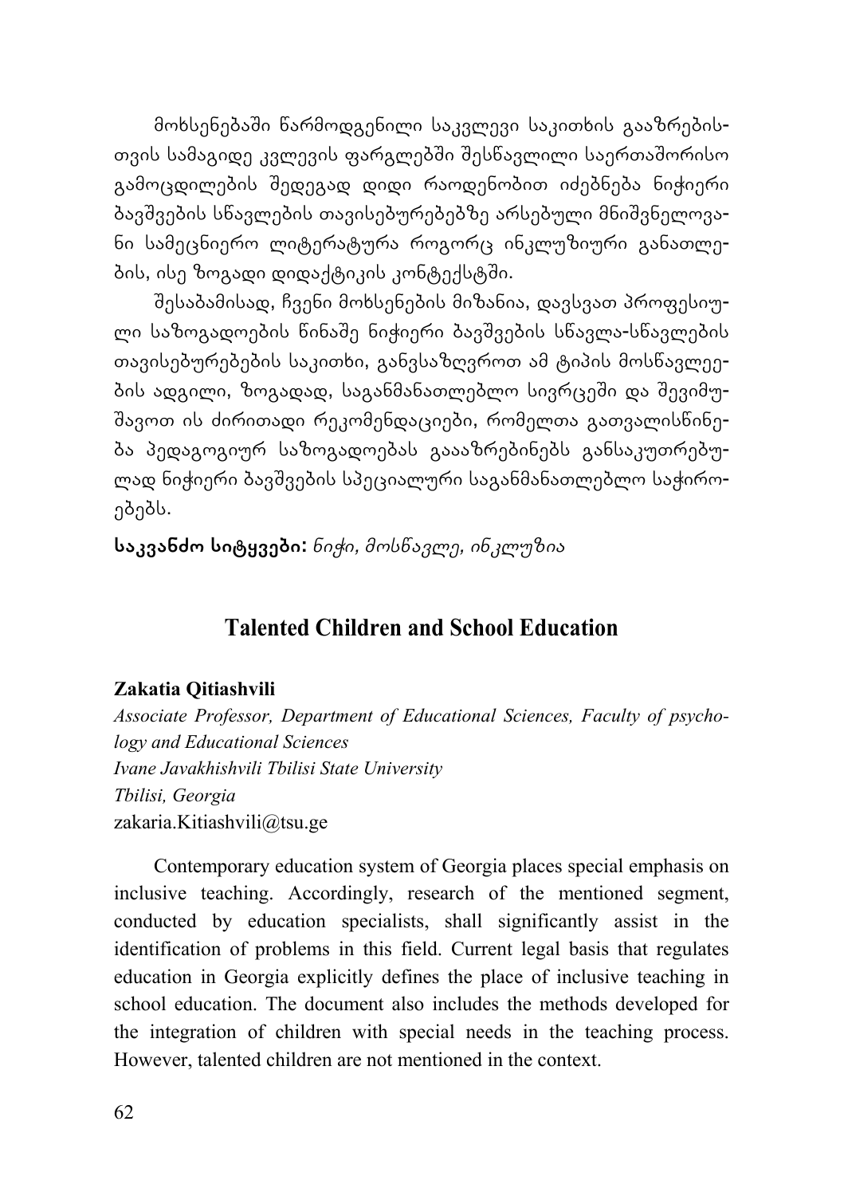მოხსენებაში წარმოდგენილი საკვლევი საკითხის გააზრებისთვის სამაგიდე კვლევის ფარგლებში შესწავლილი საერთაშორისო გამოცდილების შედეგად დიდი რაოდენობით იძებნება ნიჭიერი ბავშვების სწავლების თავისებურებებზე არსებული მნიშვნელოვანი სამეცნიერო ლიტერატურა როგორც ინკლუზიური განათლების, ისე ზოგადი დიდაქტიკის კონტექსტში.

შესაბამისად, ჩვენი მოხსენების მიზანია, დავსვათ პროფესიული საზოგადოების წინაშე ნიჭიერი ბავშვების სწავლა-სწავლების თავისებურებების საკითხი, განვსაზღვროთ ამ ტიპის მოსწავლეების ადგილი, ზოგადად, საგანმანათლებლო სივრცეში და შევიმუშავოთ ის ძირითადი რეკომენდაციები, რომელთა გათვალისწინება პედაგოგიურ საზოგადოებას გააზრებინებს განსაკუთრებულად ნიჭიერი ბავშვების სპეციალური საგანმანათლებლო საჭიროებებს.

**საკვანძო სიტყვები:** *ნიჭი, მოსწავლე, ინკლუზია*

## Talented Children and School Education

**Zakatia Qitiashvili**

*Associate Professor, Department of Educational Sciences, Faculty of psychology and Educational Sciences*
*Ivane Javakhishvili Tbilisi State University*
*Tbilisi, Georgia*
zakaria.Kitiashvili@tsu.ge

Contemporary education system of Georgia places special emphasis on inclusive teaching. Accordingly, research of the mentioned segment, conducted by education specialists, shall significantly assist in the identification of problems in this field. Current legal basis that regulates education in Georgia explicitly defines the place of inclusive teaching in school education. The document also includes the methods developed for the integration of children with special needs in the teaching process. However, talented children are not mentioned in the context.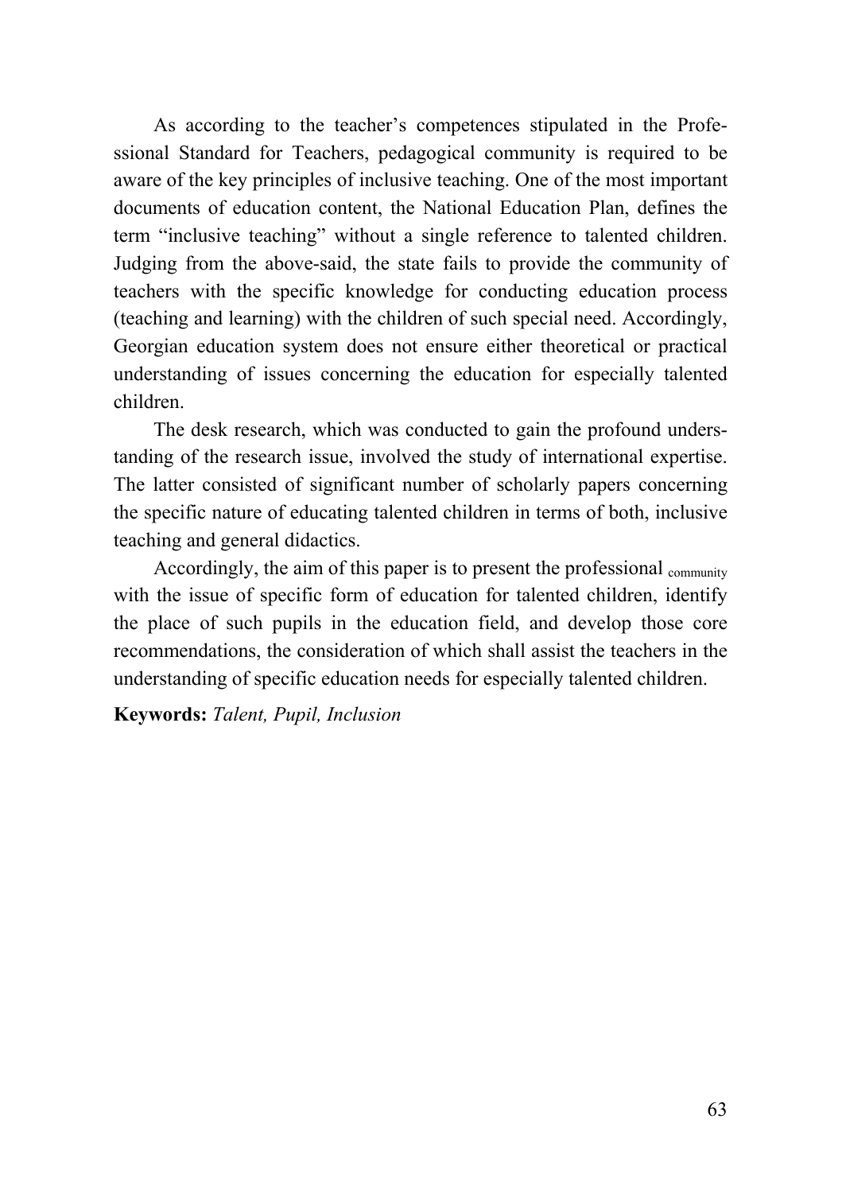As according to the teacher's competences stipulated in the Professional Standard for Teachers, pedagogical community is required to be aware of the key principles of inclusive teaching. One of the most important documents of education content, the National Education Plan, defines the term "inclusive teaching" without a single reference to talented children. Judging from the above-said, the state fails to provide the community of teachers with the specific knowledge for conducting education process (teaching and learning) with the children of such special need. Accordingly, Georgian education system does not ensure either theoretical or practical understanding of issues concerning the education for especially talented children.

The desk research, which was conducted to gain the profound understanding of the research issue, involved the study of international expertise. The latter consisted of significant number of scholarly papers concerning the specific nature of educating talented children in terms of both, inclusive teaching and general didactics.

Accordingly, the aim of this paper is to present the professional community with the issue of specific form of education for talented children, identify the place of such pupils in the education field, and develop those core recommendations, the consideration of which shall assist the teachers in the understanding of specific education needs for especially talented children.

**Keywords:** *Talent, Pupil, Inclusion*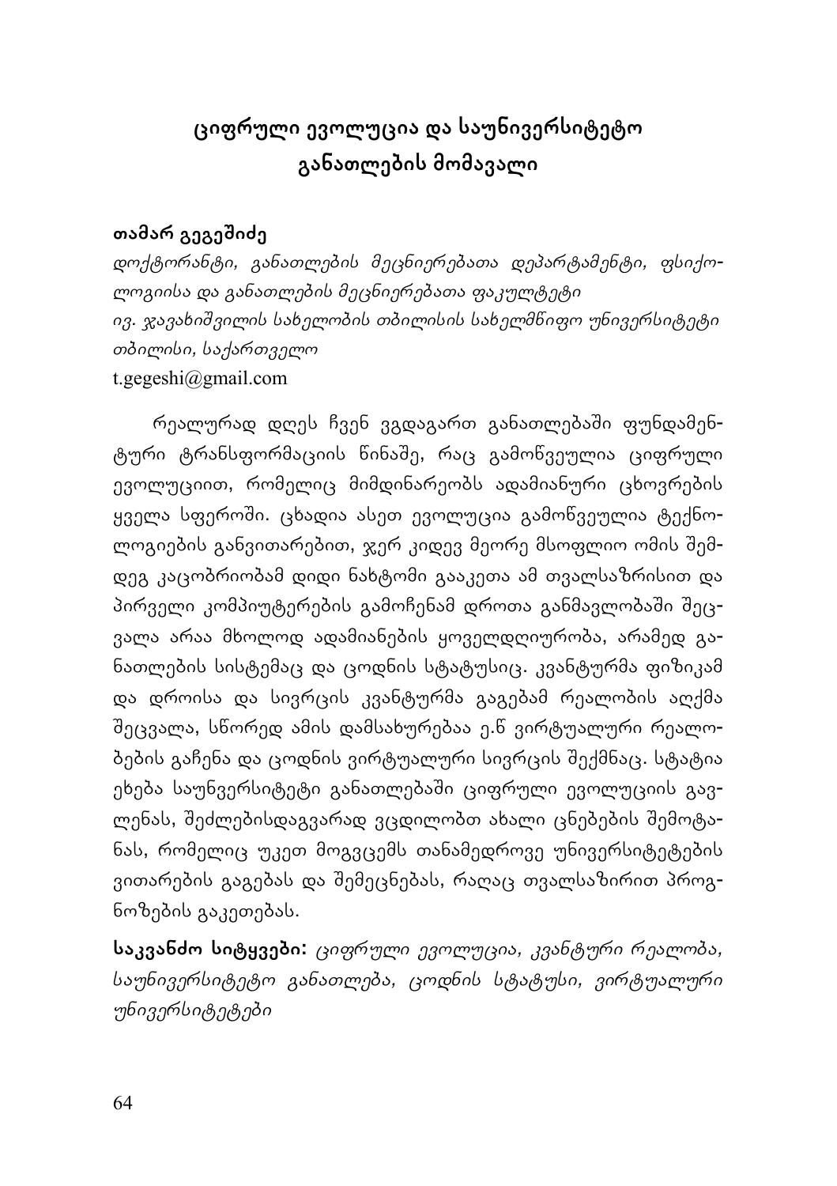# ციფრული ევოლუცია და საუნივერსიტეტო განათლების მომავალი

**თამარ გეგეშიძე**

*დოქტორანტი, განათლების მეცნიერებათა დეპარტამენტი, ფსიქოლოგიისა და განათლების მეცნიერებათა ფაკულტეტი*
*ივ. ჯავახიშვილის სახელობის თბილისის სახელმწიფო უნივერსიტეტი*
*თბილისი, საქართველო*
t.gegeshi@gmail.com

რეალურად დღეს ჩვენ ვდგავართ განათლებაში ფუნდამენტური ტრანსფორმაციის წინაშე, რაც გამოწვეულია ციფრული ევოლუციით, რომელიც მიმდინარეობს ადამიანური ცხოვრების ყველა სფეროში. ცხადია ასეთ ევოლუცია გამოწვეულია ტექნოლოგიების განვითარებით, ჯერ კიდევ მეორე მსოფლიო ომის შემდეგ კაცობრიობამ დიდი ნახტომი გააკეთა ამ თვალსაზრისით და პირველი კომპიუტერების გამოჩენამ დროთა განმავლობაში შეცვალა არაა მხოლოდ ადამიანების ყოველდღიურობა, არამედ განათლების სისტემაც და ცოდნის სტატუსიც. კვანტურმა ფიზიკამ და დროისა და სივრცის კვანტურმა გაგებამ რეალობის აღქმა შეცვალა, სწორედ ამის დამსახურებაა ე.წ ვირტუალური რეალობების გაჩენა და ცოდნის ვირტუალური სივრცის შექმნაც. სტატია ეხება საუნვერსიტეტი განათლებაში ციფრული ევოლუციის გავლენას, შეძლებისდაგვარად ვცდილობთ ახალი ცნებების შემოტანას, რომელიც უკეთ მოგვცემს თანამედროვე უნივერსიტეტების ვითარების გაგებას და შემეცნებას, რაღაც თვალსაზირით პროგნოზების გაკეთებას.

**საკვანძო სიტყვები:** *ციფრული ევოლუცია, კვანტური რეალობა, საუნივერსიტეტო განათლება, ცოდნის სტატუსი, ვირტუალური უნივერსიტეტები*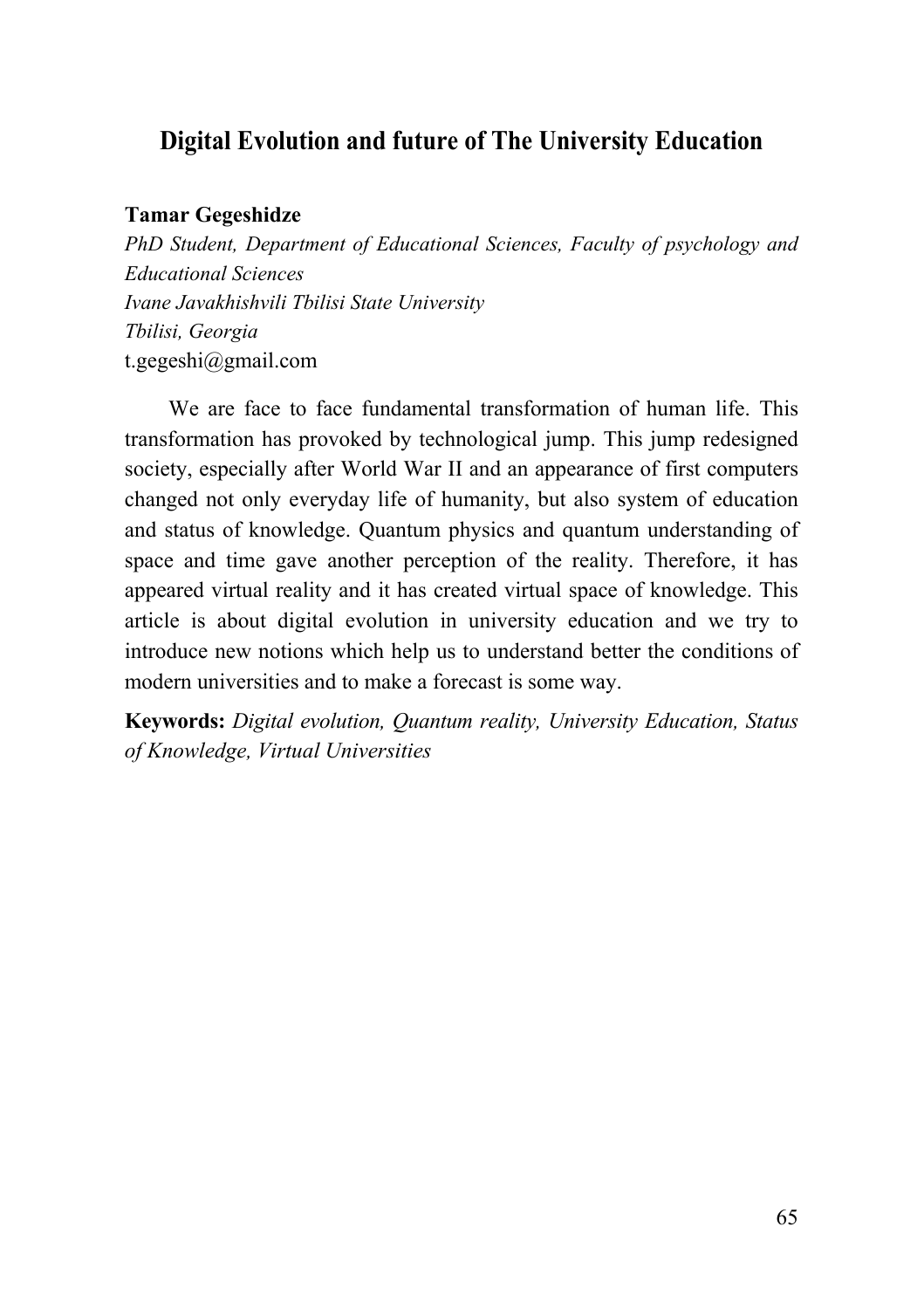# Digital Evolution and future of The University Education

**Tamar Gegeshidze**

*PhD Student, Department of Educational Sciences, Faculty of psychology and Educational Sciences*

*Ivane Javakhishvili Tbilisi State University*

*Tbilisi, Georgia*

t.gegeshi@gmail.com

We are face to face fundamental transformation of human life. This transformation has provoked by technological jump. This jump redesigned society, especially after World War II and an appearance of first computers changed not only everyday life of humanity, but also system of education and status of knowledge. Quantum physics and quantum understanding of space and time gave another perception of the reality. Therefore, it has appeared virtual reality and it has created virtual space of knowledge. This article is about digital evolution in university education and we try to introduce new notions which help us to understand better the conditions of modern universities and to make a forecast is some way.

**Keywords:** *Digital evolution, Quantum reality, University Education, Status of Knowledge, Virtual Universities*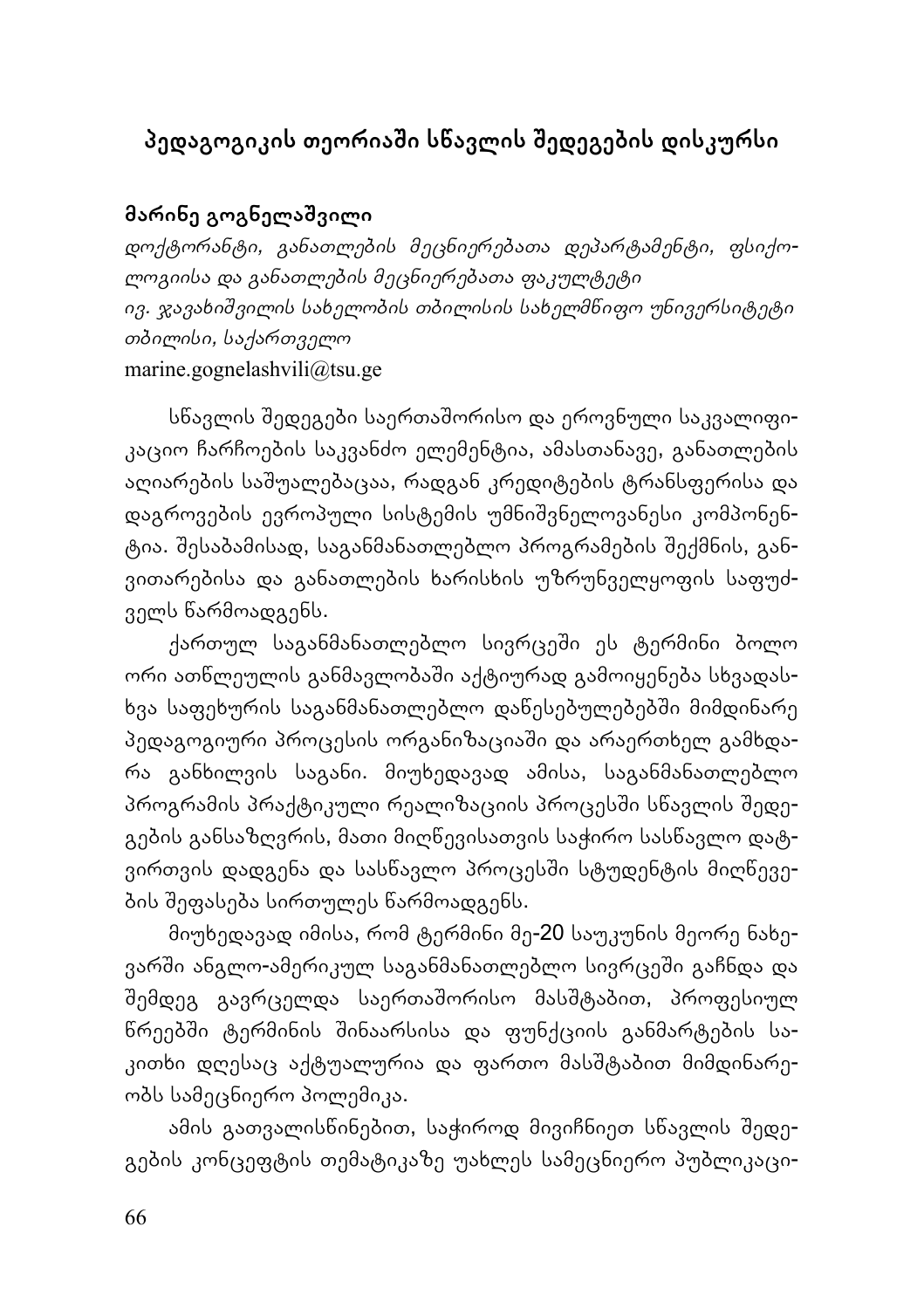# პედაგოგიკის თეორიაში სწავლის შედეგების დისკურსი

**მარინე გოგნელაშვილი**

*დოქტორანტი, განათლების მეცნიერებათა დეპარტამენტი, ფსიქოლოგიისა და განათლების მეცნიერებათა ფაკულტეტი*
*ივ. ჯავახიშვილის სახელობის თბილისის სახელმწიფო უნივერსიტეტი*
*თბილისი, საქართველო*
marine.gognelashvili@tsu.ge

სწავლის შედეგები საერთაშორისო და ეროვნული საკვალიფიკაციო ჩარჩოების საკვანძო ელემენტია, ამასთანავე, განათლების აღიარების საშუალებაცაა, რადგან კრედიტების ტრანსფერისა და დაგროვების ევროპული სისტემის უმნიშვნელოვანესი კომპონენტია. შესაბამისად, საგანმანათლებლო პროგრამების შექმნის, განვითარებისა და განათლების ხარისხის უზრუნველყოფის საფუძველს წარმოადგენს.

ქართულ საგანმანათლებლო სივრცეში ეს ტერმინი ბოლო ორი ათწლეულის განმავლობაში აქტიურად გამოიყენება სხვადასხვა საფეხურის საგანმანათლებლო დაწესებულებებში მიმდინარე პედაგოგიური პროცესის ორგანიზაციაში და არაერთხელ გამხდარა განხილვის საგანი. მიუხედავად ამისა, საგანმანათლებლო პროგრამის პრაქტიკული რეალიზაციის პროცესში სწავლის შედეგების განსაზღვრის, მათი მიღწევისათვის საჭირო სასწავლო დატვირთვის დადგენა და სასწავლო პროცესში სტუდენტის მიღწევების შეფასება სირთულეს წარმოადგენს.

მიუხედავად იმისა, რომ ტერმინი მე-20 საუკუნის მეორე ნახევარში ანგლო-ამერიკულ საგანმანათლებლო სივრცეში გაჩნდა და შემდეგ გავრცელდა საერთაშორისო მასშტაბით, პროფესიულ წრეებში ტერმინის შინაარსისა და ფუნქციის განმარტების საკითხი დღესაც აქტუალურია და ფართო მასშტაბით მიმდინარეობს სამეცნიერო პოლემიკა.

ამის გათვალისწინებით, საჭიროდ მივიჩნიეთ სწავლის შედეგების კონცეფტის თემატიკაზე უახლეს სამეცნიერო პუბლიკაცი-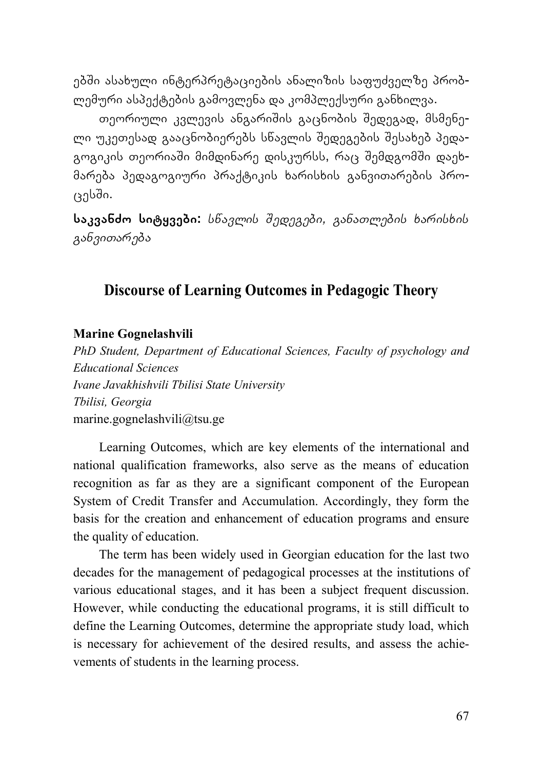ებში ასახული ინტერპრეტაციების ანალიზის საფუძველზე პრობლემური ასპექტების გამოვლენა და კომპლექსური განხილვა.

თეორიული კვლევის ანგარიშის გაცნობის შედეგად, მსმენელი უკეთესად გააცნობიერებს სწავლის შედეგების შესახებ პედაგოგიკის თეორიაში მიმდინარე დისკურსს, რაც შემდგომში დაეხმარება პედაგოგიური პრაქტიკის ხარისხის განვითარების პროცესში.

**საკვანძო სიტყვები:** *სწავლის შედეგები, განათლების ხარისხის განვითარება*

## Discourse of Learning Outcomes in Pedagogic Theory

**Marine Gognelashvili**

*PhD Student, Department of Educational Sciences, Faculty of psychology and Educational Sciences*
*Ivane Javakhishvili Tbilisi State University*
*Tbilisi, Georgia*
marine.gognelashvili@tsu.ge

Learning Outcomes, which are key elements of the international and national qualification frameworks, also serve as the means of education recognition as far as they are a significant component of the European System of Credit Transfer and Accumulation. Accordingly, they form the basis for the creation and enhancement of education programs and ensure the quality of education.

The term has been widely used in Georgian education for the last two decades for the management of pedagogical processes at the institutions of various educational stages, and it has been a subject frequent discussion. However, while conducting the educational programs, it is still difficult to define the Learning Outcomes, determine the appropriate study load, which is necessary for achievement of the desired results, and assess the achievements of students in the learning process.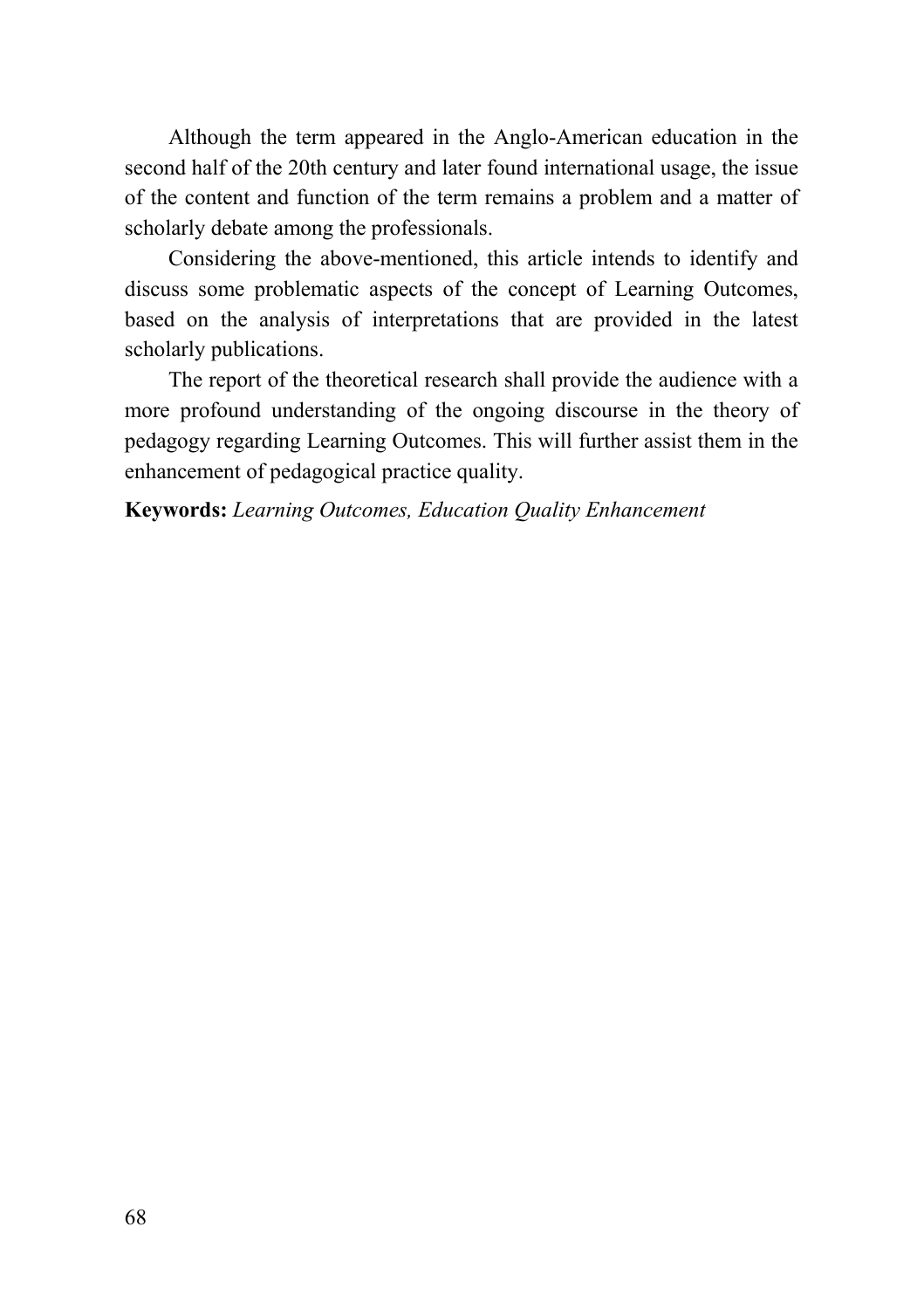Although the term appeared in the Anglo-American education in the second half of the 20th century and later found international usage, the issue of the content and function of the term remains a problem and a matter of scholarly debate among the professionals.

Considering the above-mentioned, this article intends to identify and discuss some problematic aspects of the concept of Learning Outcomes, based on the analysis of interpretations that are provided in the latest scholarly publications.

The report of the theoretical research shall provide the audience with a more profound understanding of the ongoing discourse in the theory of pedagogy regarding Learning Outcomes. This will further assist them in the enhancement of pedagogical practice quality.

**Keywords:** *Learning Outcomes, Education Quality Enhancement*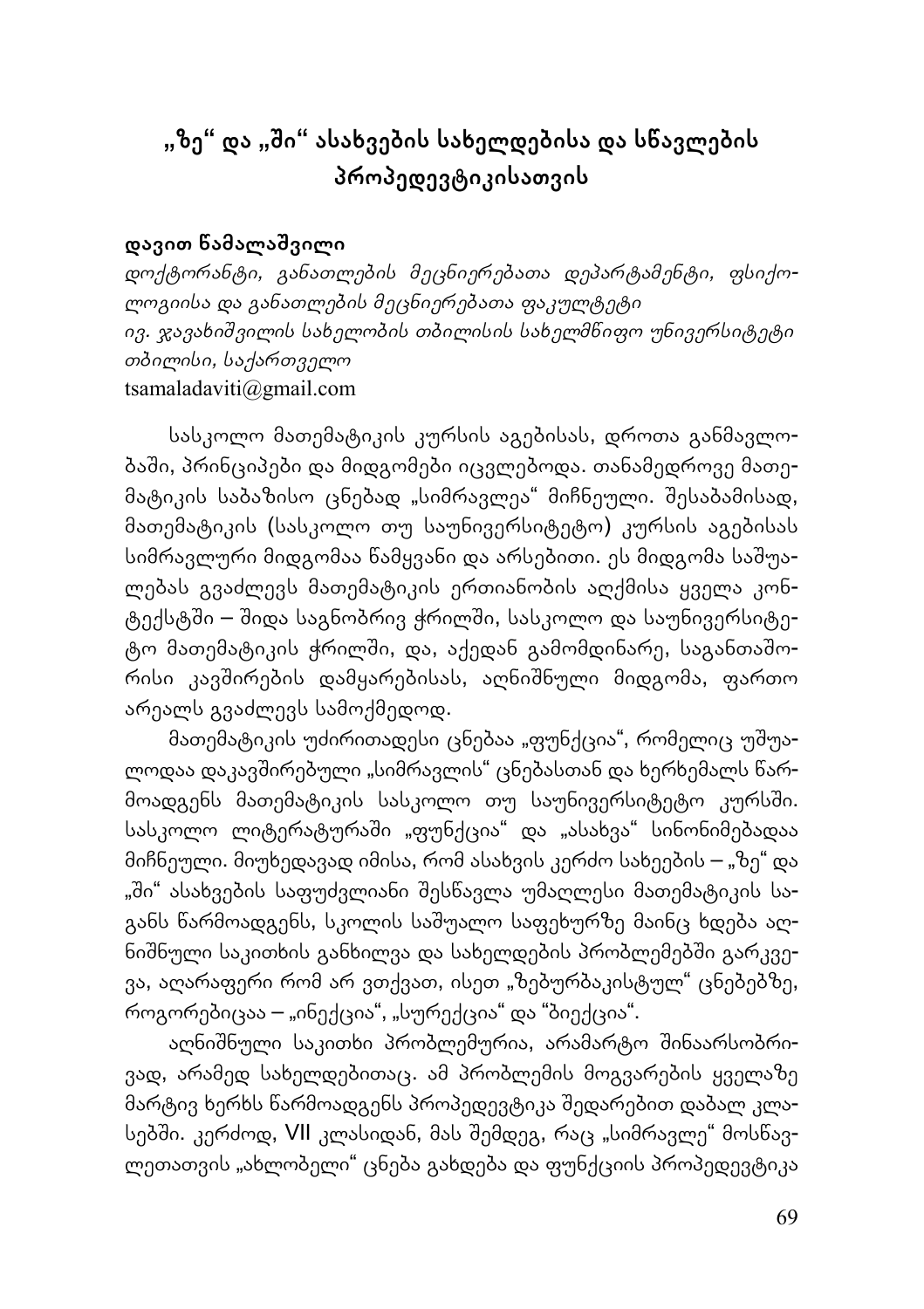# „ზე“ და „ში“ ასახვების სახელდებისა და სწავლების პროპედევტიკისათვის

**დავით წამალაშვილი**

*დოქტორანტი, განათლების მეცნიერებათა დეპარტამენტი, ფსიქოლოგიისა და განათლების მეცნიერებათა ფაკულტეტი*
*ივ. ჯავახიშვილის სახელობის თბილისის სახელმწიფო უნივერსიტეტი*
*თბილისი, საქართველო*
tsamaladaviti@gmail.com

სასკოლო მათემატიკის კურსის აგებისას, დროთა განმავლობაში, პრინციპები და მიდგომები იცვლებოდა. თანამედროვე მათემატიკის საბაზისო ცნებად „სიმრავლეა“ მიჩნეული. შესაბამისად, მათემატიკის (სასკოლო თუ საუნივერსიტეტო) კურსის აგებისას სიმრავლური მიდგომაა წამყვანი და არსებითი. ეს მიდგომა საშუალებას გვაძლევს მათემატიკის ერთიანობის აღქმისა ყველა კონტექსტში – შიდა საგნობრივ ჭრილში, სასკოლო და საუნივერსიტეტო მათემატიკის ჭრილში, და, აქედან გამომდინარე, საგანთაშორისი კავშირების დამყარებისას, აღნიშნული მიდგომა, ფართო არეალს გვაძლევს სამოქმედოდ.

მათემატიკის უძირითადესი ცნებაა „ფუნქცია“, რომელიც უშუალოდაა დაკავშირებული „სიმრავლის“ ცნებასთან და ხერხემალს წარმოადგენს მათემატიკის სასკოლო თუ საუნივერსიტეტო კურსში. სასკოლო ლიტერატურაში „ფუნქცია“ და „ასახვა“ სინონიმებადაა მიჩნეული. მიუხედავად იმისა, რომ ასახვის კერძო სახეების – „ზე“ და „ში“ ასახვების საფუძვლიანი შესწავლა უმაღლესი მათემატიკის საგანს წარმოადგენს, სკოლის საშუალო საფეხურზე მაინც ხდება აღნიშნული საკითხის განხილვა და სახელდების პრობლემებში გარკვევა, აღარაფერი რომ არ ვთქვათ, ისეთ „ზებურბაკისტულ“ ცნებებზე, როგორებიცაა – „ინექცია“, „სურექცია“ და "ბიექცია".

აღნიშნული საკითხი პრობლემურია, არამარტო შინაარსობრივად, არამედ სახელდებითაც. ამ პრობლემის მოგვარების ყველაზე მარტივ ხერხს წარმოადგენს პროპედევტიკა შედარებით დაბალ კლასებში. კერძოდ, VII კლასიდან, მას შემდეგ, რაც „სიმრავლე“ მოსწავლეთათვის „ახლობელი“ ცნება გახდება და ფუნქციის პროპედევტიკა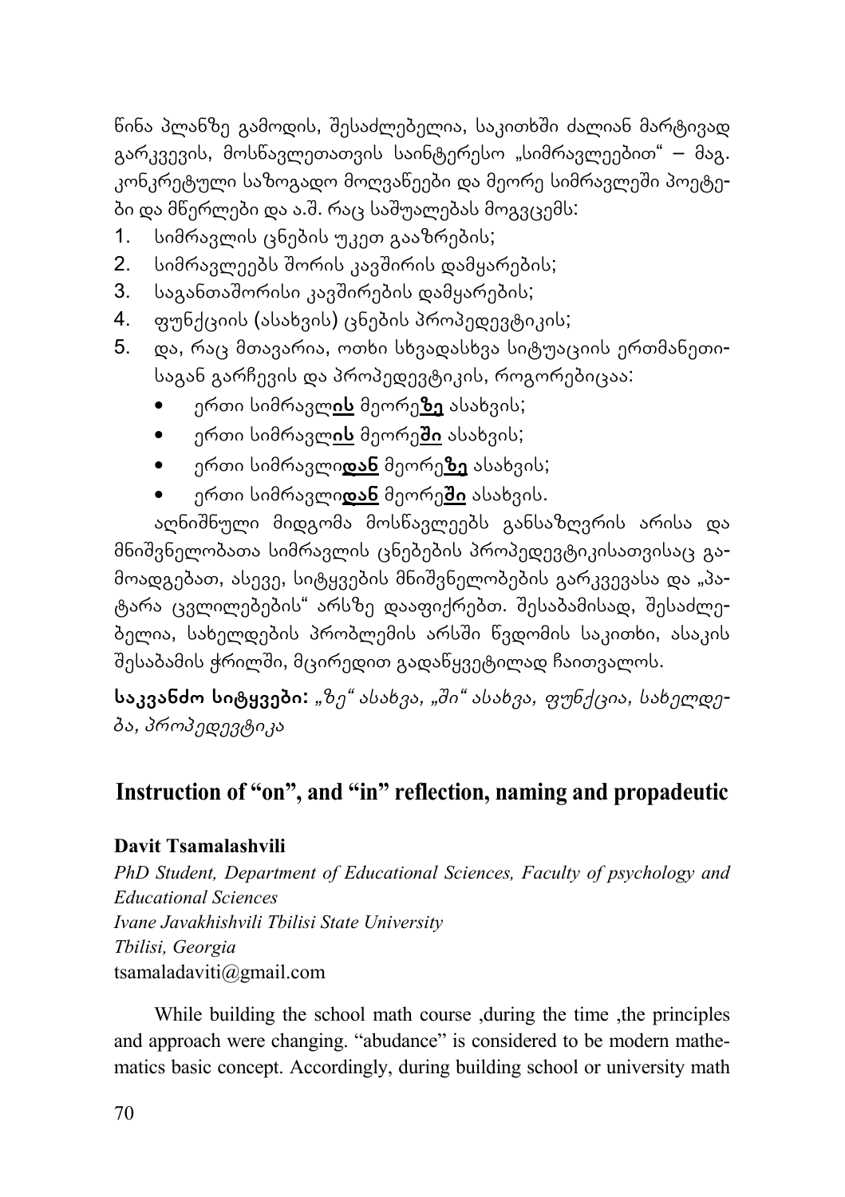წინა პლანზე გამოდის, შესაძლებელია, საკითხში ძალიან მარტივად გარკვევის, მოსწავლეთათვის საინტერესო „სიმრავლეებით" – მაგ. კონკრეტული საზოგადო მოღვაწეები და მეორე სიმრავლეში პოეტები და მწერლები და ა.შ. რაც საშუალებას მოგვცემს:

1. სიმრავლის ცნების უკეთ გააზრების;
2. სიმრავლეებს შორის კავშირის დამყარების;
3. საგანთაშორისი კავშირების დამყარების;
4. ფუნქციის (ასახვის) ცნების პროპედევტიკის;
5. და, რაც მთავარია, ოთხი სხვადასხვა სიტუაციის ერთმანეთისაგან გარჩევის და პროპედევტიკის, როგორებიცაა:
   - ერთი სიმრავლ**ის** მეორე**ზე** ასახვის;
   - ერთი სიმრავლ**ის** მეორე**ში** ასახვის;
   - ერთი სიმრავლი**დან** მეორე**ზე** ასახვის;
   - ერთი სიმრავლი**დან** მეორე**ში** ასახვის.

აღნიშნული მიდგომა მოსწავლეებს განსაზღვრის არისა და მნიშვნელობათა სიმრავლის ცნებების პროპედევტიკისათვისაც გამოადგებათ, ასევე, სიტყვების მნიშვნელობების გარკვევასა და „პატარა ცვლილებების" არსზე დააფიქრებთ. შესაბამისად, შესაძლებელია, სახელდების პრობლემის არსში წვდომის საკითხი, ასაკის შესაბამის ჭრილში, მცირედით გადაწყვეტილად ჩაითვალოს.

**საკვანძო სიტყვები:** *„ზე" ასახვა, „ში" ასახვა, ფუნქცია, სახელდება, პროპედევტიკა*

## Instruction of "on", and "in" reflection, naming and propadeutic

**Davit Tsamalashvili**

*PhD Student, Department of Educational Sciences, Faculty of psychology and Educational Sciences*
*Ivane Javakhishvili Tbilisi State University*
*Tbilisi, Georgia*
tsamaladaviti@gmail.com

While building the school math course ,during the time ,the principles and approach were changing. "abudance" is considered to be modern mathematics basic concept. Accordingly, during building school or university math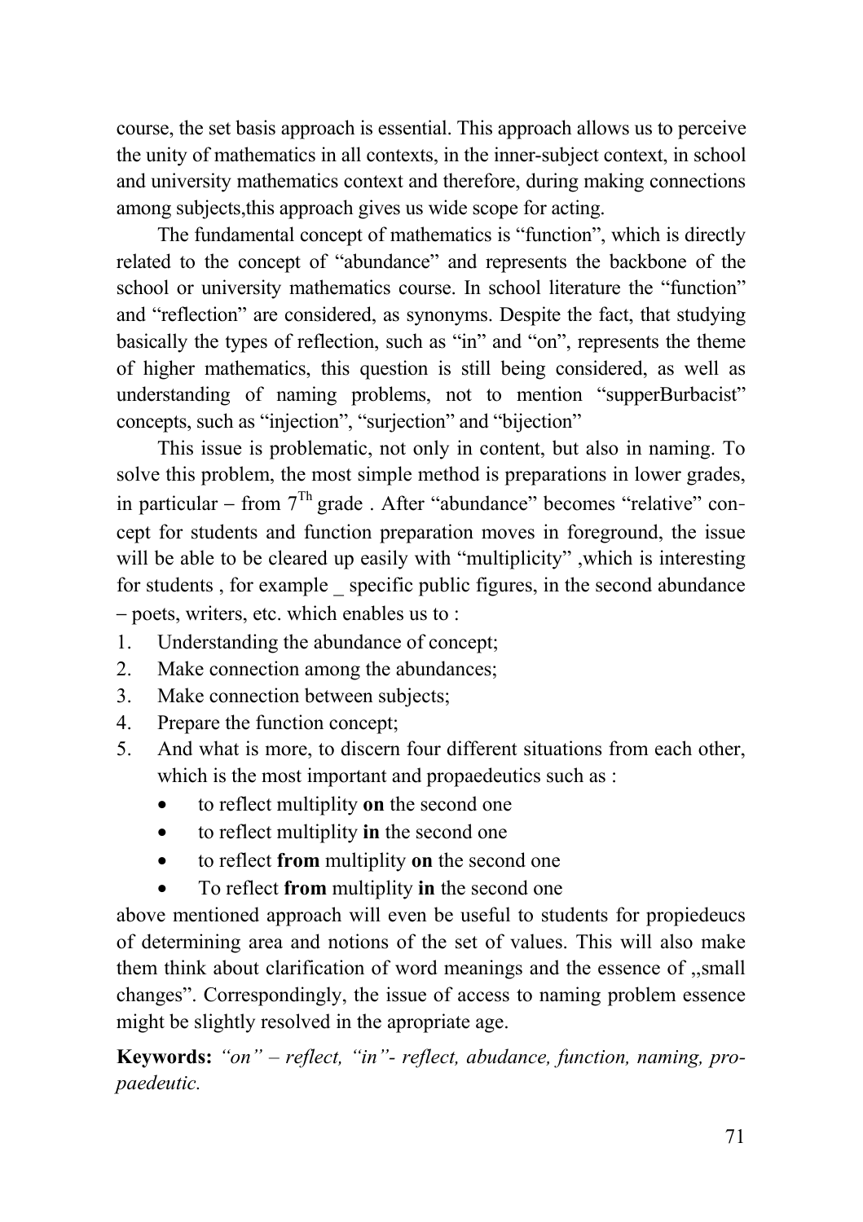course, the set basis approach is essential. This approach allows us to perceive the unity of mathematics in all contexts, in the inner-subject context, in school and university mathematics context and therefore, during making connections among subjects,this approach gives us wide scope for acting.

The fundamental concept of mathematics is “function”, which is directly related to the concept of “abundance” and represents the backbone of the school or university mathematics course. In school literature the “function” and “reflection” are considered, as synonyms. Despite the fact, that studying basically the types of reflection, such as “in” and “on”, represents the theme of higher mathematics, this question is still being considered, as well as understanding of naming problems, not to mention “supperBurbacist” concepts, such as “injection”, “surjection” and “bijection”

This issue is problematic, not only in content, but also in naming. To solve this problem, the most simple method is preparations in lower grades, in particular – from 7[Th] grade . After “abundance” becomes “relative” concept for students and function preparation moves in foreground, the issue will be able to be cleared up easily with “multiplicity” ,which is interesting for students , for example _ specific public figures, in the second abundance – poets, writers, etc. which enables us to :

1. Understanding the abundance of concept;
2. Make connection among the abundances;
3. Make connection between subjects;
4. Prepare the function concept;
5. And what is more, to discern four different situations from each other, which is the most important and propaedeutics such as :
   - to reflect multiplity **on** the second one
   - to reflect multiplity **in** the second one
   - to reflect **from** multiplity **on** the second one
   - To reflect **from** multiplity **in** the second one

above mentioned approach will even be useful to students for propiedeucs of determining area and notions of the set of values. This will also make them think about clarification of word meanings and the essence of „small changes”. Correspondingly, the issue of access to naming problem essence might be slightly resolved in the apropriate age.

**Keywords:** *“on” – reflect, “in”- reflect, abudance, function, naming, propaedeutic.*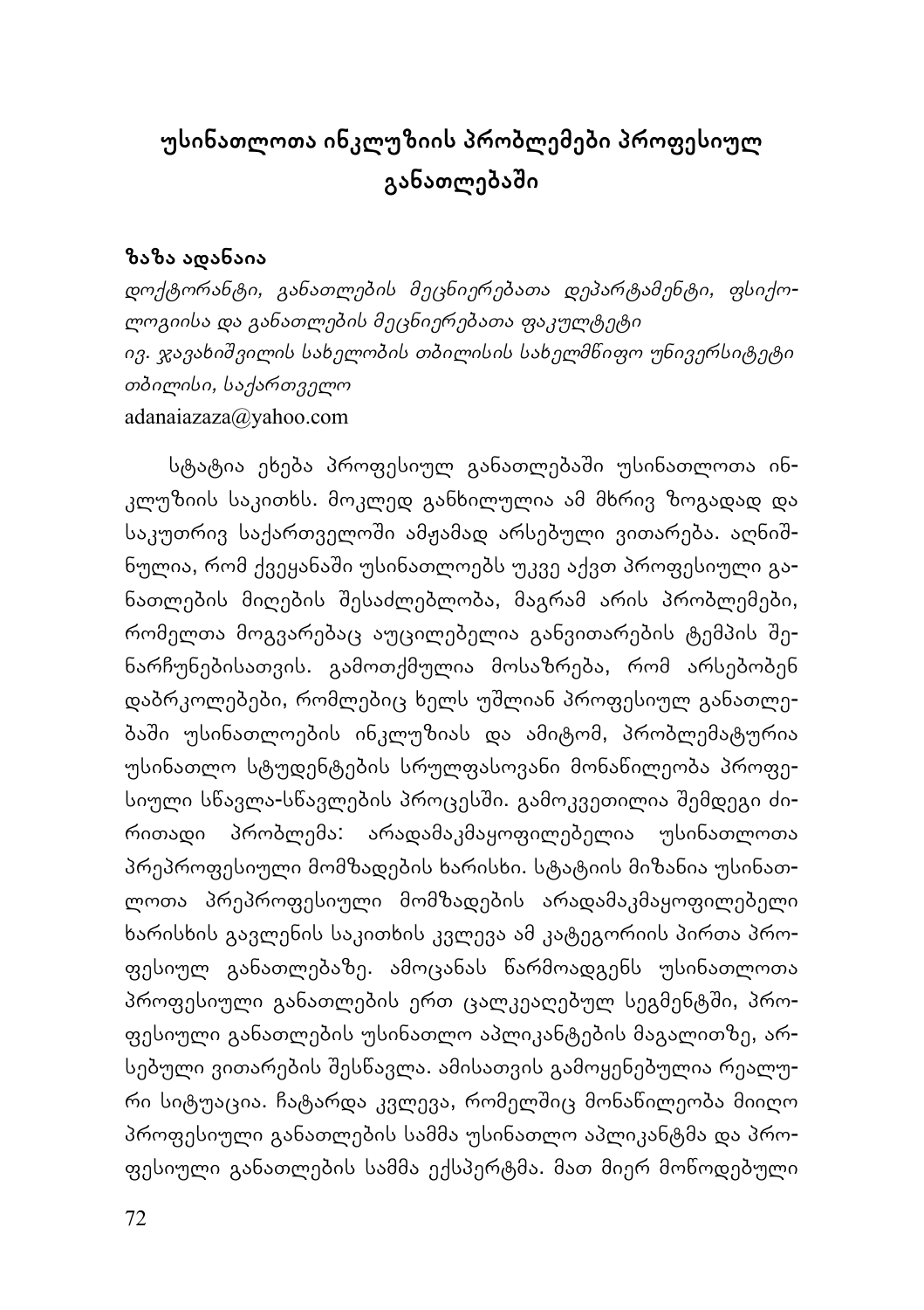# უსინათლოთა ინკლუზიის პრობლემები პროფესიულ განათლებაში

**ზაზა ადანაია**

*დოქტორანტი, განათლების მეცნიერებათა დეპარტამენტი, ფსიქოლოგიისა და განათლების მეცნიერებათა ფაკულტეტი*
*ივ. ჯავახიშვილის სახელობის თბილისის სახელმწიფო უნივერსიტეტი*
*თბილისი, საქართველო*
adanaiazaza@yahoo.com

სტატია ეხება პროფესიულ განათლებაში უსინათლოთა ინკლუზიის საკითხს. მოკლედ განხილულია ამ მხრივ ზოგადად და საკუთრივ საქართველოში ამჟამად არსებული ვითარება. აღნიშნულია, რომ ქვეყანაში უსინათლოებს უკვე აქვთ პროფესიული განათლების მიღების შესაძლებლობა, მაგრამ არის პრობლემები, რომელთა მოგვარებაც აუცილებელია განვითარების ტემპის შენარჩუნებისათვის. გამოთქმულია მოსაზრება, რომ არსებობენ დაბრკოლებები, რომლებიც ხელს უშლიან პროფესიულ განათლებაში უსინათლოების ინკლუზიას და ამიტომ, პრობლემატურია უსინათლო სტუდენტების სრულფასოვანი მონაწილეობა პროფესიული სწავლა-სწავლების პროცესში. გამოკვეთილია შემდეგი ძირითადი პრობლემა: არადამაკმაყოფილებელია უსინათლოთა პრეპროფესიული მომზადების ხარისხი. სტატიის მიზანია უსინათლოთა პრეპროფესიული მომზადების არადამაკმაყოფილებელი ხარისხის გავლენის საკითხის კვლევა ამ კატეგორიის პირთა პროფესიულ განათლებაზე. ამოცანას წარმოადგენს უსინათლოთა პროფესიული განათლების ერთ ცალკეაღებულ სეგმენტში, პროფესიული განათლების უსინათლო აპლიკანტების მაგალითზე, არსებული ვითარების შესწავლა. ამისათვის გამოყენებულია რეალური სიტუაცია. ჩატარდა კვლევა, რომელშიც მონაწილეობა მიიღო პროფესიული განათლების სამმა უსინათლო აპლიკანტმა და პროფესიული განათლების სამმა ექსპერტმა. მათ მიერ მოწოდებული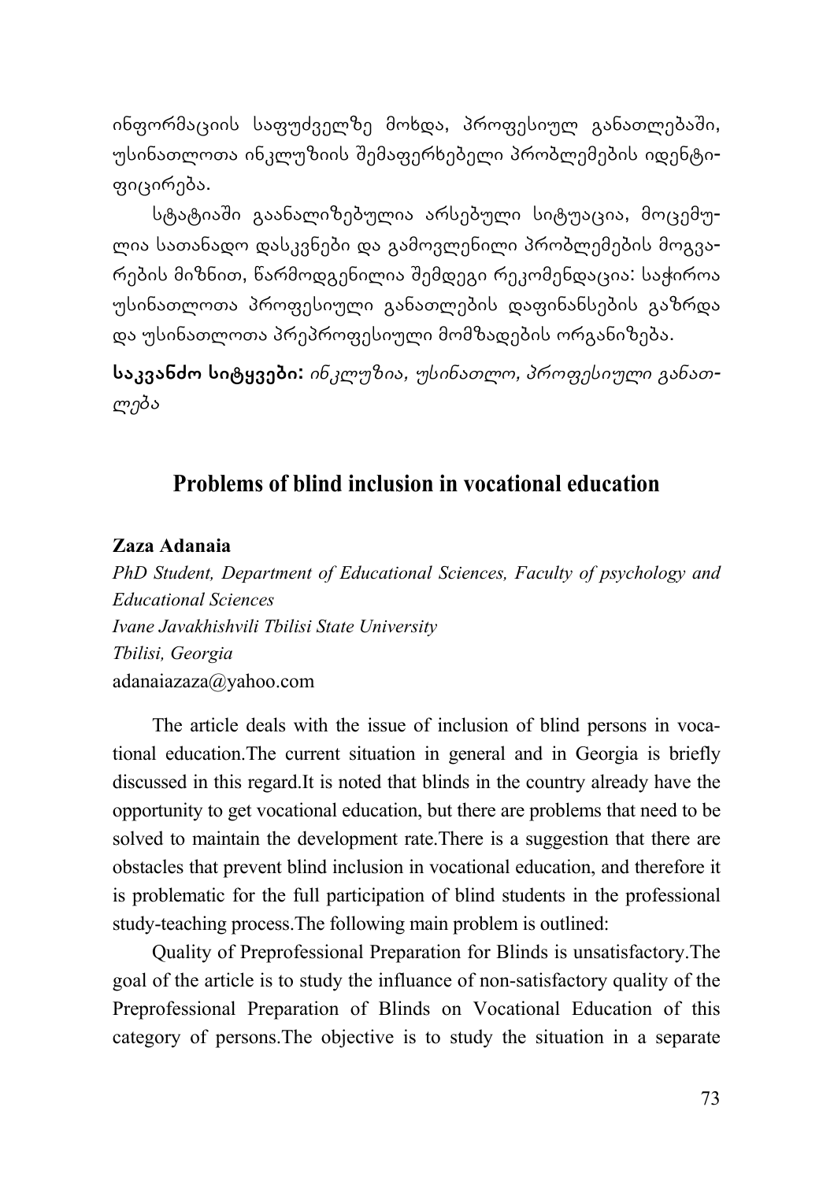ინფორმაციის საფუძველზე მოხდა, პროფესიულ განათლებაში, უსინათლოთა ინკლუზიის შემაფერხებელი პრობლემების იდენტიფიცირება.

სტატიაში გაანალიზებულია არსებული სიტუაცია, მოცემულია სათანადო დასკვნები და გამოვლენილი პრობლემების მოგვარების მიზნით, წარმოდგენილია შემდეგი რეკომენდაცია: საჭიროა უსინათლოთა პროფესიული განათლების დაფინანსების გაზრდა და უსინათლოთა პრეპროფესიული მომზადების ორგანიზება.

**საკვანძო სიტყვები:** *ინკლუზია, უსინათლო, პროფესიული განათლება*

## Problems of blind inclusion in vocational education

**Zaza Adanaia**
*PhD Student, Department of Educational Sciences, Faculty of psychology and Educational Sciences*
*Ivane Javakhishvili Tbilisi State University*
*Tbilisi, Georgia*
adanaiazaza@yahoo.com

The article deals with the issue of inclusion of blind persons in vocational education.The current situation in general and in Georgia is briefly discussed in this regard.It is noted that blinds in the country already have the opportunity to get vocational education, but there are problems that need to be solved to maintain the development rate.There is a suggestion that there are obstacles that prevent blind inclusion in vocational education, and therefore it is problematic for the full participation of blind students in the professional study-teaching process.The following main problem is outlined:

Quality of Preprofessional Preparation for Blinds is unsatisfactory.The goal of the article is to study the influance of non-satisfactory quality of the Preprofessional Preparation of Blinds on Vocational Education of this category of persons.The objective is to study the situation in a separate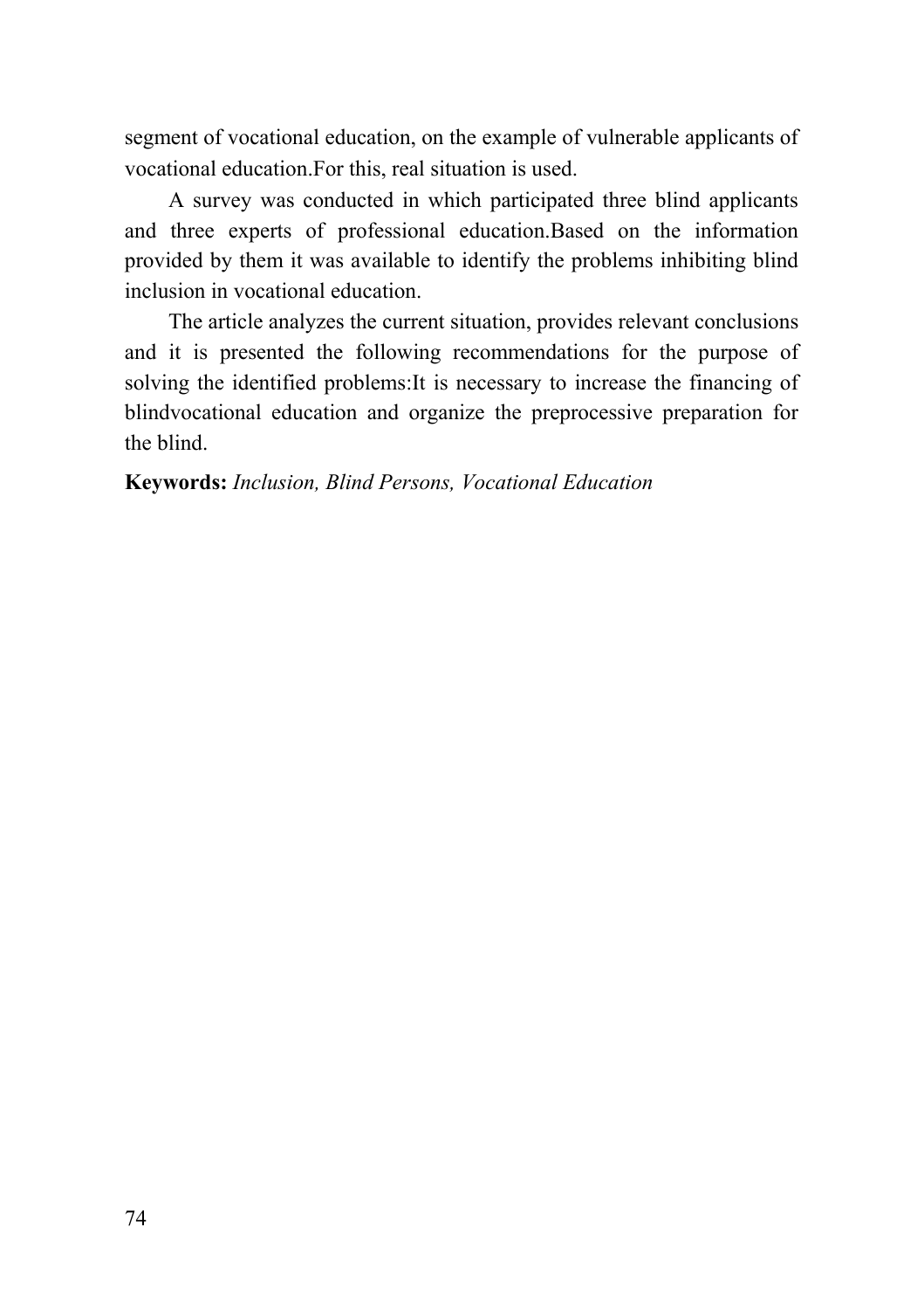segment of vocational education, on the example of vulnerable applicants of vocational education.For this, real situation is used.

A survey was conducted in which participated three blind applicants and three experts of professional education.Based on the information provided by them it was available to identify the problems inhibiting blind inclusion in vocational education.

The article analyzes the current situation, provides relevant conclusions and it is presented the following recommendations for the purpose of solving the identified problems:It is necessary to increase the financing of blindvocational education and organize the preprocessive preparation for the blind.

**Keywords:** *Inclusion, Blind Persons, Vocational Education*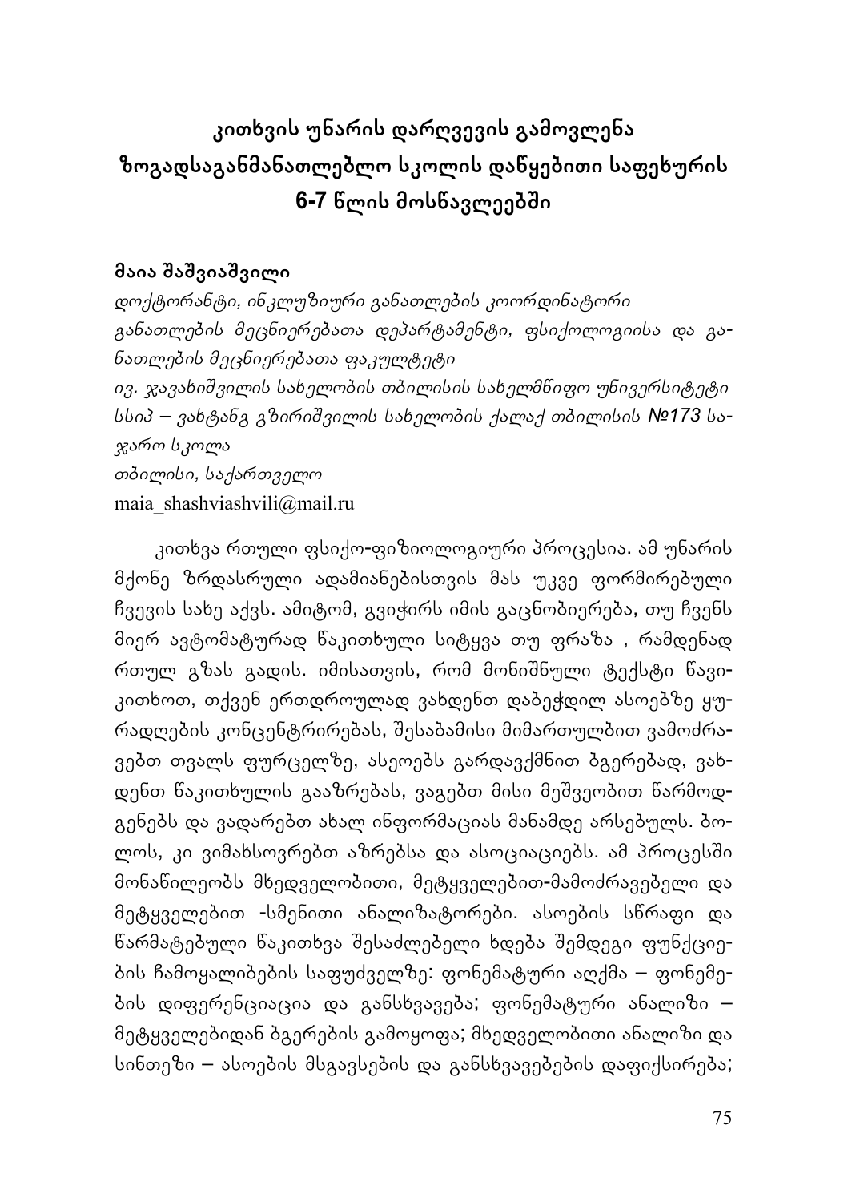# კითხვის უნარის დარღვევის გამოვლენა ზოგადსაგანმანათლებლო სკოლის დაწყებითი საფეხურის 6-7 წლის მოსწავლეებში

**მაია შაშვიაშვილი**

*დოქტორანტი, ინკლუზიური განათლების კოორდინატორი*
*განათლების მეცნიერებათა დეპარტამენტი, ფსიქოლოგიისა და განათლების მეცნიერებათა ფაკულტეტი*
*ივ. ჯავახიშვილის სახელობის თბილისის სახელმწიფო უნივერსიტეტი*
*სსიპ – ვახტანგ გზირიშვილის სახელობის ქალაქ თბილისის №173 საჯარო სკოლა*
*თბილისი, საქართველო*
maia_shashviashvili@mail.ru

კითხვა რთული ფსიქო-ფიზიოლოგიური პროცესია. ამ უნარის მქონე ზრდასრული ადამიანებისთვის მას უკვე ფორმირებული ჩვევის სახე აქვს. ამიტომ, გვიჭირს იმის გაცნობიერება, თუ ჩვენს მიერ ავტომატურად წაკითხული სიტყვა თუ ფრაზა , რამდენად რთულ გზას გადის. იმისათვის, რომ მონიშნული ტექსტი წავიკითხოთ, თქვენ ერთდროულად ვახდენთ დაბეჭდილ ასოებზე ყურადღების კონცენტრირებას, შესაბამისი მიმართულებით ვამოძრავებთ თვალს ფურცელზე, ასოეებს გარდავქმნით ბგერებად, ვახდენთ წაკითხულის გააზრებას, ვაგებთ მისი მეშვეობით წარმოდგენებს და ვადარებთ ახალ ინფორმაციას მანამდე არსებულს. ბოლოს, კი ვიმახსოვრებთ აზრებსა და ასოციაციებს. ამ პროცესში მონაწილეობს მხედველობითი, მეტყველებით-მამოძრავებელი და მეტყველებით -სმენითი ანალიზატორები. ასოების სწრაფი და წარმატებული წაკითხვა შესაძლებელი ხდება შემდეგი ფუნქციების ჩამოყალიბების საფუძველზე: ფონემატური აღქმა – ფონემების დიფერენციაცია და განსხვავება; ფონემატური ანალიზი – მეტყველებიდან ბგერების გამოყოფა; მხედველობითი ანალიზი და სინთეზი – ასოების მსგავსების და განსხვავებების დაფიქსირება;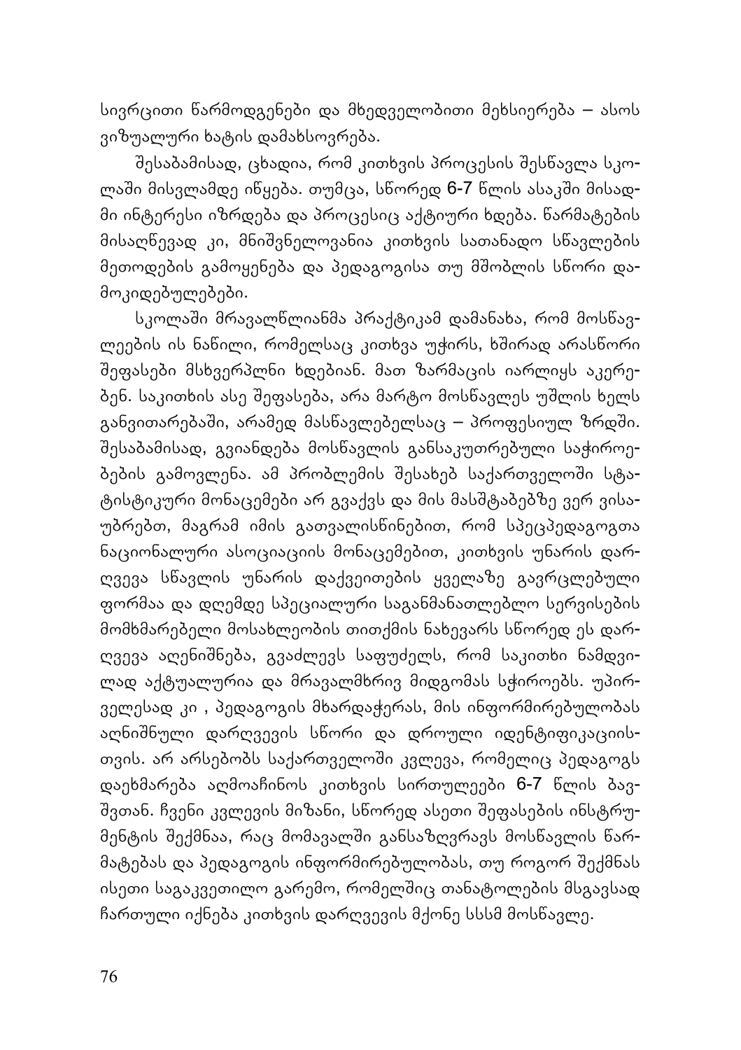სივრცითი წარმოდგენები და მხედველობითი მეხსიერება – ასოს ვიზუალური ხატის დამახსოვრება.

შესაბამისად, ცხადია, რომ კითხვის პროცესის შესწავლა სკოლაში მისვლამდე იწყება. თუმცა, სწორედ 6-7 წლის ასაკში მისადმი ინტერესი იზრდება და პროცესიც აქტიური ხდება. წარმატების მისაღწევად კი, მნიშვნელოვანია კითხვის სათანადო სწავლების მეთოდების გამოყენება და პედაგოგისა თუ მშობლის სწორი დამოკიდებულებები.

სკოლაში მრავალწლიანმა პრაქტიკამ დამანახა, რომ მოსწავლეების ის ნაწილი, რომელსაც კითხვა უჭირს, ხშირად არასწორი შეფასები მსხვერპლნი ხდებიან. მათ ზარმაცის იარლიყს აკერებენ. საკითხის ასე შეფასება, არა მარტო მოსწავლეს უშლის ხელს განვითარებაში, არამედ მასწავლებელსაც – პროფესიულ ზრდში. შესაბამისად, გვიანდება მოსწავლის განსაკუთრებული საჭიროებების გამოვლენა. ამ პრობლემის შესახებ საქართველოში სტატისტიკური მონაცემები არ გვაქვს და მის მასშტაბებზე ვერ ვისაუბრებთ, მაგრამ იმის გათვალისწინებით, რომ სპეცპედაგოგთა ნაციონალური ასოციაციის მონაცემებით, კითხვის უნარის დარღვევა სწავლის უნარის დაქვეითების ყველაზე გავრცელებული ფორმაა და დღემდე სპეციალური საგანმანათლებლო სერვისების მომხმარებელი მოსახლეობის თითქმის ნახევარს სწორედ ეს დარღვევა აღენიშნება, გვაძლევს საფუძელს, რომ საკითხი ნამდვილად აქტუალურია და მრავალმხრივ მიდგომას სჭიროებს. უპირველესად კი , პედაგოგის მხარდაჭერას, მის ინფორმირებულობას აღნიშნული დარღვევის სწორი და დროული იდენტიფიკაციისთვის. არ არსებობს საქართველოში კვლევა, რომელიც პედაგოგს დაეხმარება აღმოაჩინოს კითხვის სირთულეები 6-7 წლის ბავშვთან. ჩვენი კვლევის მიზანი, სწორედ ასეთი შეფასების ინსტრუმენტის შექმნაა, რაც მომავალში განსაზღვრავს მოსწავლის წარმატებას და პედაგოგის ინფორმირებულობას, თუ როგორ შექმნას ისეთი საგაკვეთილო გარემო, რომელშიც თანატოლების მსგავსად ჩართული იქნება კითხვის დარღვევის მქონე სსსმ მოსწავლე.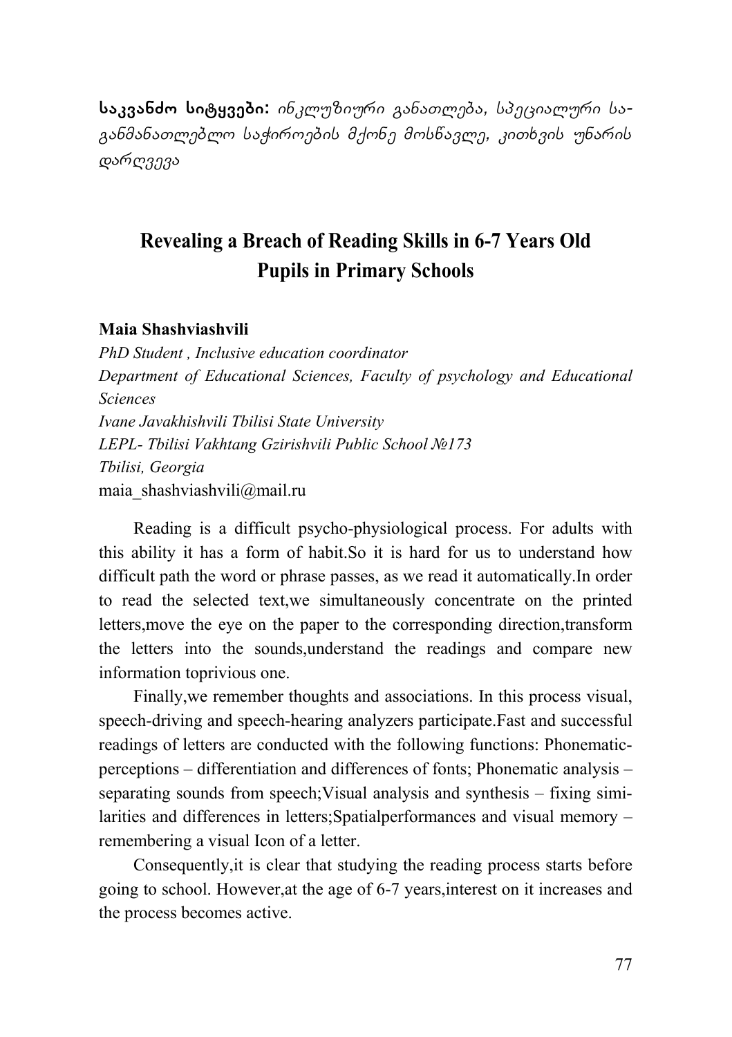**საკვანძო სიტყვები:** *ინკლუზიური განათლება, სპეციალური საგანმანათლებლო საჭიროების მქონე მოსწავლე, კითხვის უნარის დარღვევა*

## Revealing a Breach of Reading Skills in 6-7 Years Old Pupils in Primary Schools

**Maia Shashviashvili**

*PhD Student , Inclusive education coordinator*
*Department of Educational Sciences, Faculty of psychology and Educational Sciences*
*Ivane Javakhishvili Tbilisi State University*
*LEPL- Tbilisi Vakhtang Gzirishvili Public School №173*
*Tbilisi, Georgia*
maia_shashviashvili@mail.ru

Reading is a difficult psycho-physiological process. For adults with this ability it has a form of habit.So it is hard for us to understand how difficult path the word or phrase passes, as we read it automatically.In order to read the selected text,we simultaneously concentrate on the printed letters,move the eye on the paper to the corresponding direction,transform the letters into the sounds,understand the readings and compare new information toprivious one.

Finally,we remember thoughts and associations. In this process visual, speech-driving and speech-hearing analyzers participate.Fast and successful readings of letters are conducted with the following functions: Phonematic-perceptions – differentiation and differences of fonts; Phonematic analysis – separating sounds from speech;Visual analysis and synthesis – fixing similarities and differences in letters;Spatialperformances and visual memory – remembering a visual Icon of a letter.

Consequently,it is clear that studying the reading process starts before going to school. However,at the age of 6-7 years,interest on it increases and the process becomes active.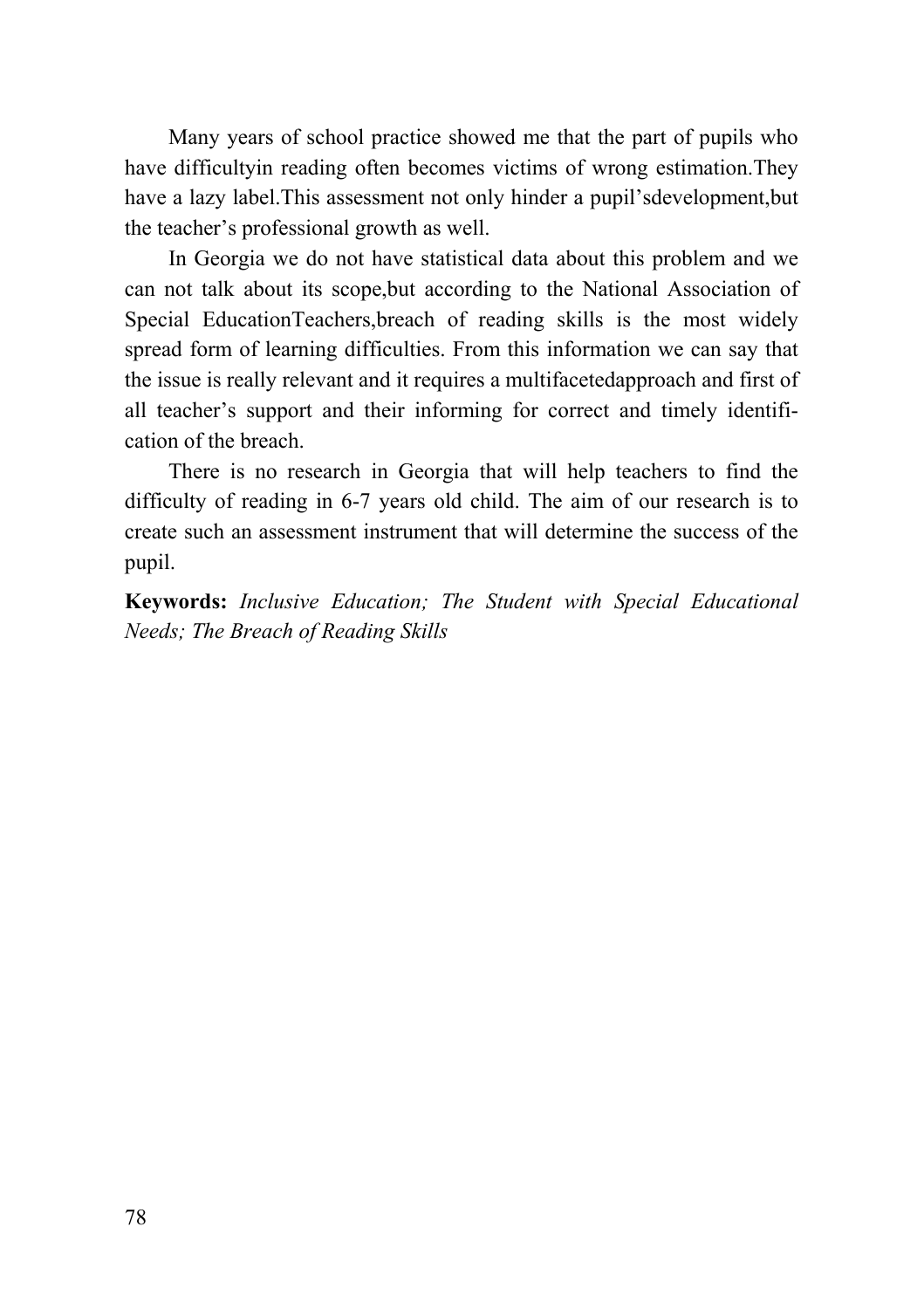Many years of school practice showed me that the part of pupils who have difficultyin reading often becomes victims of wrong estimation.They have a lazy label.This assessment not only hinder a pupil'sdevelopment,but the teacher's professional growth as well.

In Georgia we do not have statistical data about this problem and we can not talk about its scope,but according to the National Association of Special EducationTeachers,breach of reading skills is the most widely spread form of learning difficulties. From this information we can say that the issue is really relevant and it requires a multifacetedapproach and first of all teacher's support and their informing for correct and timely identification of the breach.

There is no research in Georgia that will help teachers to find the difficulty of reading in 6-7 years old child. The aim of our research is to create such an assessment instrument that will determine the success of the pupil.

**Keywords:** *Inclusive Education; The Student with Special Educational Needs; The Breach of Reading Skills*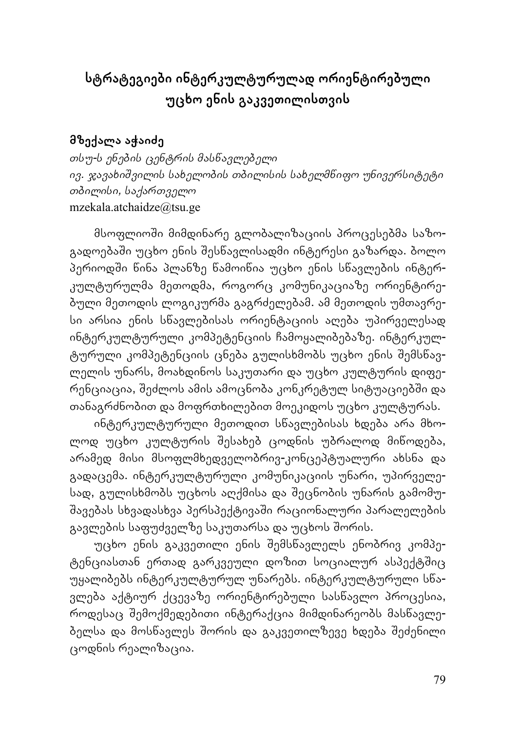# სტრატეგიები ინტერკულტურულად ორიენტირებული უცხო ენის გაკვეთილისთვის

**მზექალა აჭაიძე**

*თსუ-ს ენების ცენტრის მასწავლებელი*
*ივ. ჯავახიშვილის სახელობის თბილისის სახელმწიფო უნივერსიტეტი*
*თბილისი, საქართველო*
mzekala.atchaidze@tsu.ge

მსოფლიოში მიმდინარე გლობალიზაციის პროცესებმა საზოგადოებაში უცხო ენის შესწავლისადმი ინტერესი გაზარდა. ბოლო პერიოდში წინა პლანზე წამოიწია უცხო ენის სწავლების ინტერკულტურულმა მეთოდმა, როგორც კომუნიკაციაზე ორიენტირებული მეთოდის ლოგიკურმა გაგრძელებამ. ამ მეთოდის უმთავრესი არსია ენის სწავლებისას ორიენტაციის აღება უპირველესად ინტერკულტურული კომპეტენციის ჩამოყალიბებაზე. ინტერკულტურული კომპეტენციის ცნება გულისხმობს უცხო ენის შემსწავლელის უნარს, მოახდინოს საკუთარი და უცხო კულტურის დიფერენციაცია, შეძლოს ამის ამოცნობა კონკრეტულ სიტუაციებში და თანაგრძნობით და მოფრთხილებით მოეკიდოს უცხო კულტურას.

ინტერკულტურული მეთოდით სწავლებისას ხდება არა მხოლოდ უცხო კულტურის შესახებ ცოდნის უბრალოდ მიწოდება, არამედ მისი მსოფლმხედველობრივ-კონცეპტუალური ახსნა და გადაცემა. ინტერკულტურული კომუნიკაციის უნარი, უპირველესად, გულისხმობს უცხოს აღქმისა და შეცნობის უნარის გამომუშავებას სხვადასხვა პერსპექტივაში რაციონალური პარალელების გავლების საფუძველზე საკუთარსა და უცხოს შორის.

უცხო ენის გაკვეთილი ენის შემსწავლელს ენობრივ კომპეტენციასთან ერთად გარკვეული დოზით სოციალურ ასპექტშიც უყალიბებს ინტერკულტურულ უნარებს. ინტერკულტურული სწავლება აქტიურ ქცევაზე ორიენტირებული სასწავლო პროცესია, როდესაც შემოქმედებითი ინტერაქცია მიმდინარეობს მასწავლებელსა და მოსწავლეს შორის და გაკვეთილზევე ხდება შეძენილი ცოდნის რეალიზაცია.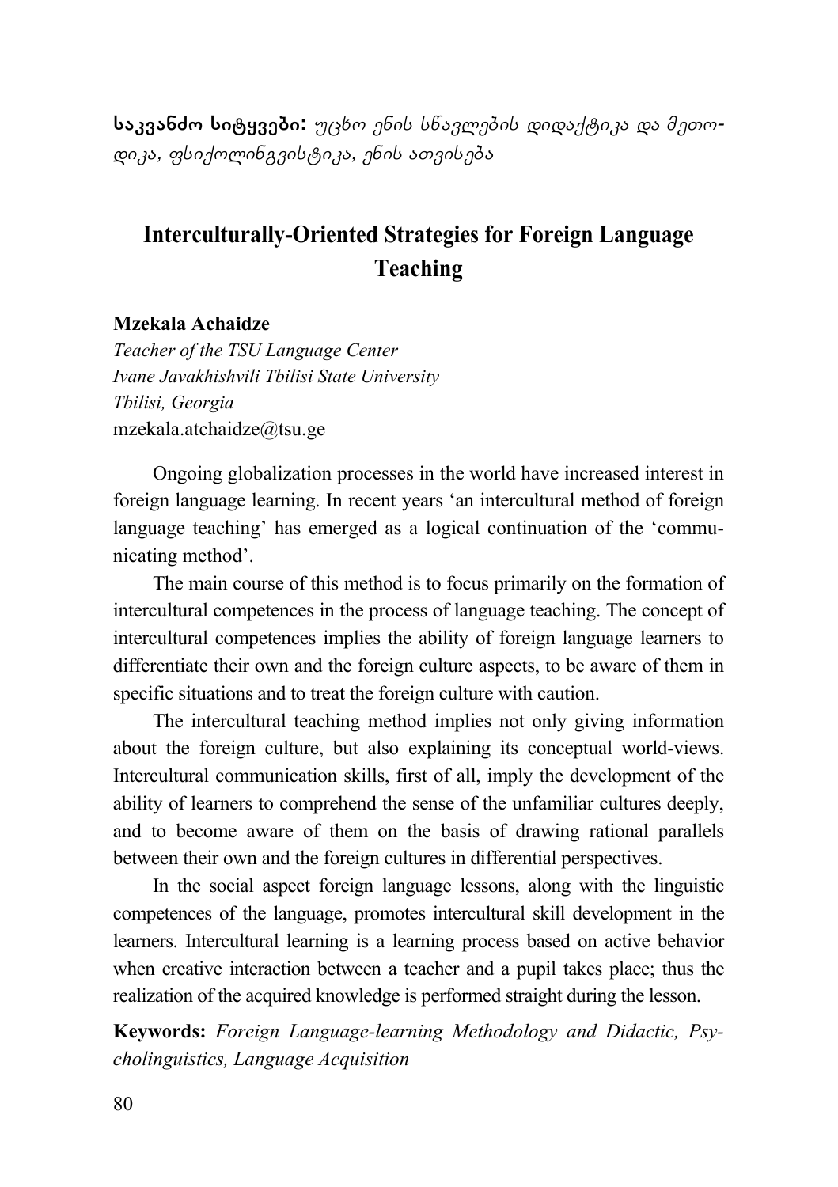**საკვანძო სიტყვები:** *უცხო ენის სწავლების დიდაქტიკა და მეთოდიკა, ფსიქოლინგვისტიკა, ენის ათვისება*

## Interculturally-Oriented Strategies for Foreign Language Teaching

**Mzekala Achaidze**

*Teacher of the TSU Language Center*
*Ivane Javakhishvili Tbilisi State University*
*Tbilisi, Georgia*
mzekala.atchaidze@tsu.ge

Ongoing globalization processes in the world have increased interest in foreign language learning. In recent years 'an intercultural method of foreign language teaching' has emerged as a logical continuation of the 'communicating method'.

The main course of this method is to focus primarily on the formation of intercultural competences in the process of language teaching. The concept of intercultural competences implies the ability of foreign language learners to differentiate their own and the foreign culture aspects, to be aware of them in specific situations and to treat the foreign culture with caution.

The intercultural teaching method implies not only giving information about the foreign culture, but also explaining its conceptual world-views. Intercultural communication skills, first of all, imply the development of the ability of learners to comprehend the sense of the unfamiliar cultures deeply, and to become aware of them on the basis of drawing rational parallels between their own and the foreign cultures in differential perspectives.

In the social aspect foreign language lessons, along with the linguistic competences of the language, promotes intercultural skill development in the learners. Intercultural learning is a learning process based on active behavior when creative interaction between a teacher and a pupil takes place; thus the realization of the acquired knowledge is performed straight during the lesson.

**Keywords:** *Foreign Language-learning Methodology and Didactic, Psycholinguistics, Language Acquisition*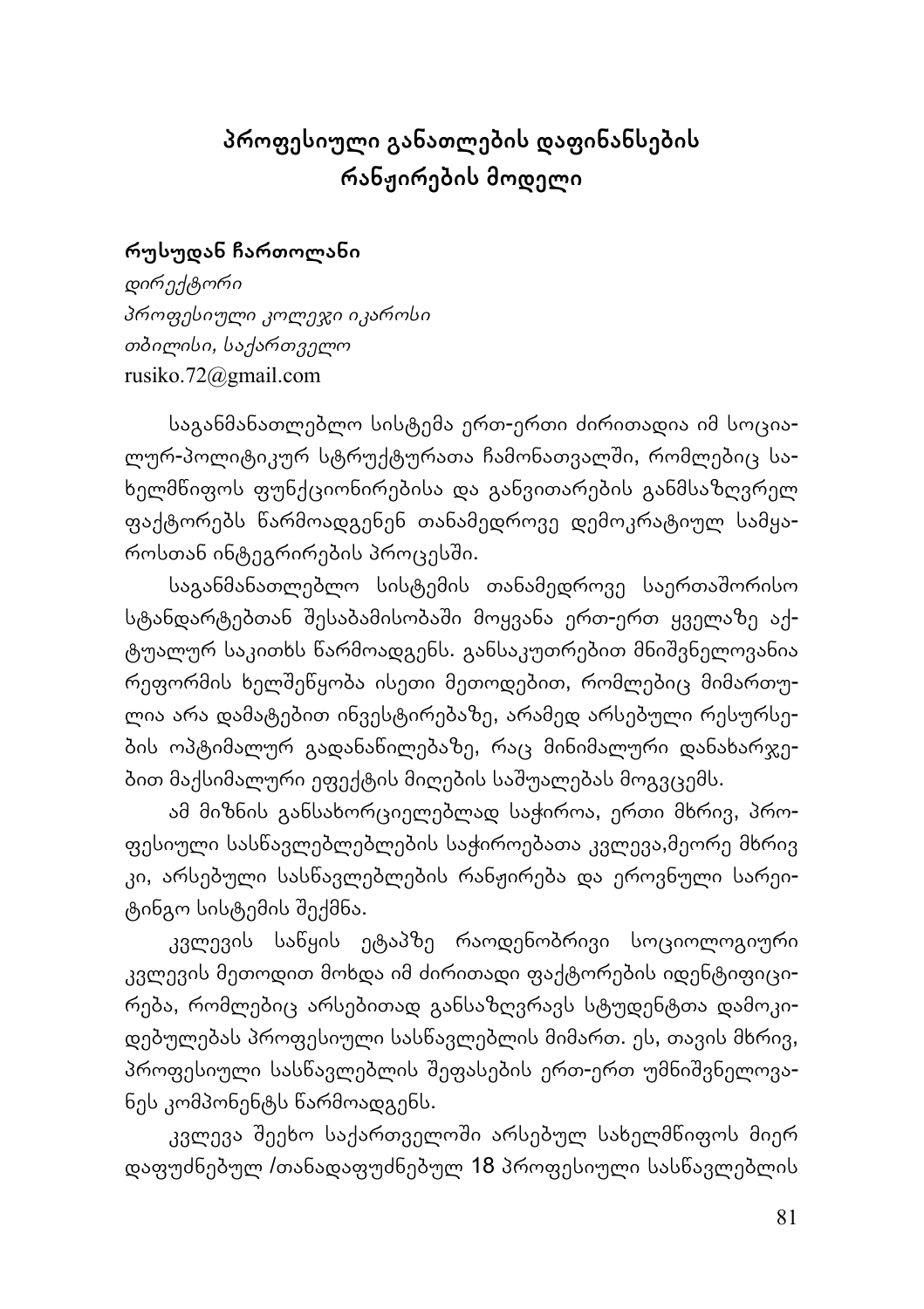# პროფესიული განათლების დაფინანსების რანჟირების მოდელი

**რუსუდან ჩართოლანი**

*დირექტორი*
*პროფესიული კოლეჯი იკაროსი*
*თბილისი, საქართველო*
rusiko.72@gmail.com

საგანმანათლებლო სისტემა ერთ-ერთი ძირითადია იმ სოციალურ-პოლიტიკურ სტრუქტურათა ჩამონათვალში, რომლებიც სახელმწიფოს ფუნქციონირებისა და განვითარების განმსაზღვრელ ფაქტორებს წარმოადგენენ თანამედროვე დემოკრატიულ სამყაროსთან ინტეგრირების პროცესში.

საგანმანათლებლო სისტემის თანამედროვე საერთაშორისო სტანდარტებთან შესაბამისობაში მოყვანა ერთ-ერთ ყველაზე აქტუალურ საკითხს წარმოადგენს. განსაკუთრებით მნიშვნელოვანია რეფორმის ხელშეწყობა ისეთი მეთოდებით, რომლებიც მიმართულია არა დამატებით ინვესტირებაზე, არამედ არსებული რესურსების ოპტიმალურ გადანაწილებაზე, რაც მინიმალური დანახარჯებით მაქსიმალური ეფექტის მიღების საშუალებას მოგვცემს.

ამ მიზნის განსახორციელებლად საჭიროა, ერთი მხრივ, პროფესიული სასწავლებლებლების საჭიროებათა კვლევა,მეორე მხრივ კი, არსებული სასწავლებლების რანჟირება და ეროვნული სარეიტინგო სისტემის შექმნა.

კვლევის საწყის ეტაპზე რაოდენობრივი სოციოლოგიური კვლევის მეთოდით მოხდა იმ ძირითადი ფაქტორების იდენტიფიცირება, რომლებიც არსებითად განსაზღვრავს სტუდენტთა დამოკიდებულებას პროფესიული სასწავლებლის მიმართ. ეს, თავის მხრივ, პროფესიული სასწავლებლის შეფასების ერთ-ერთ უმნიშვნელოვანეს კომპონენტს წარმოადგენს.

კვლევა შეეხო საქართველოში არსებულ სახელმწიფოს მიერ დაფუძნებულ /თანადაფუძნებულ 18 პროფესიული სასწავლებლის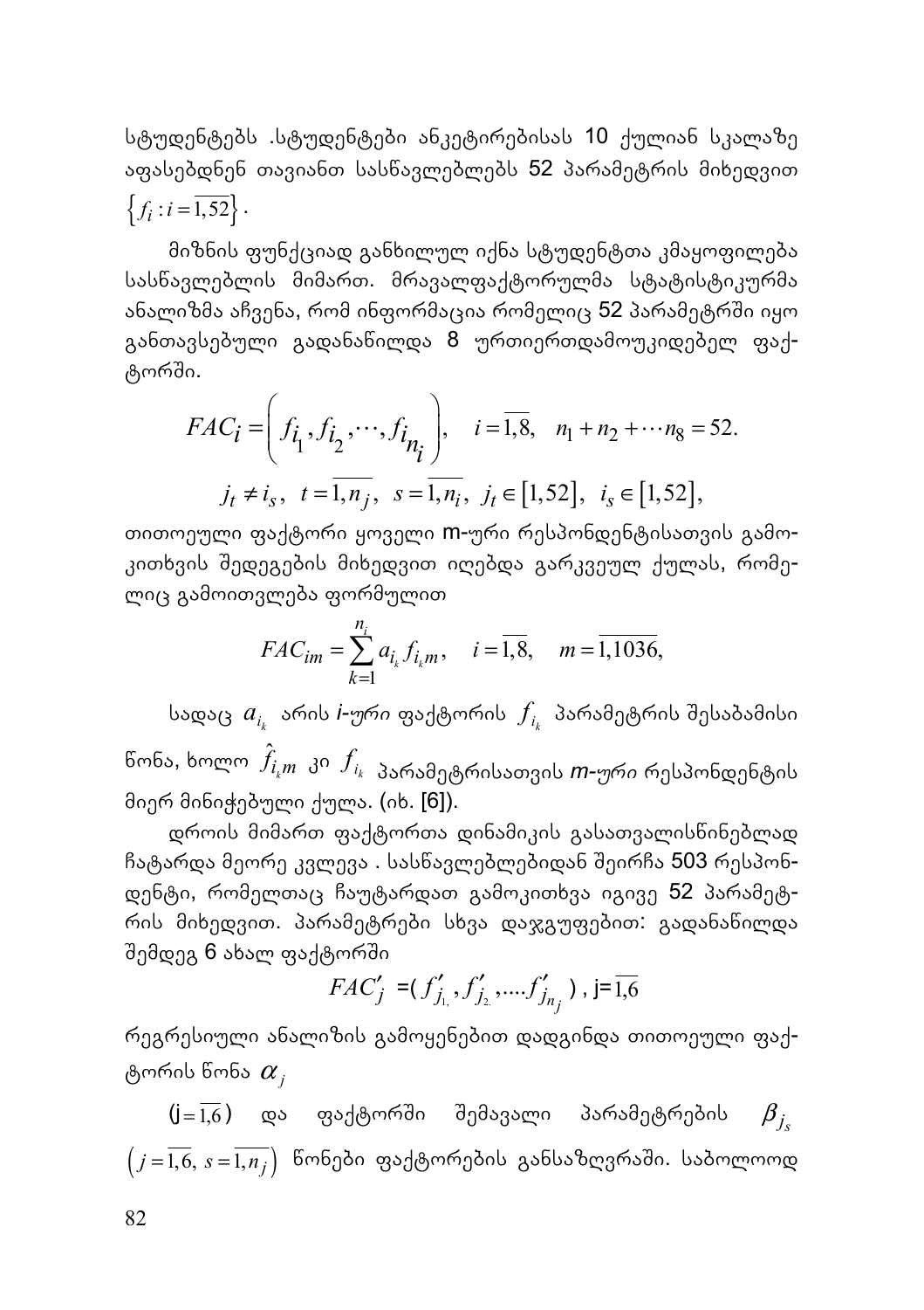სტუდენტებს .სტუდენტები ანკეტირებისას 10 ქულიან სკალაზე აფასებდნენ თავიანთ სასწავლებლებს 52 პარამეტრის მიხედვით $\left\{f_i : i=\overline{1,52}\right\}$.

მიზნის ფუნქციად განხილულ იქნა სტუდენტთა კმაყოფილება სასწავლებლის მიმართ. მრავალფაქტორულმა სტატისტიკურმა ანალიზმა აჩვენა, რომ ინფორმაცია რომელიც 52 პარამეტრში იყო განთავსებული გადანაწილდა 8 ურთიერთდამოუკიდებელ ფაქტორში.

$$FAC_i = \left( f_{i_1}, f_{i_2}, \cdots, f_{i_{n_i}} \right), \quad i=\overline{1,8}, \quad n_1+n_2+\cdots n_8 = 52.$$

$$j_t \neq i_s, \;\; t=\overline{1,n_j}, \;\; s=\overline{1,n_i}, \;\; j_t \in [1,52], \;\; i_s \in [1,52],$$

თითოეული ფაქტორი ყოველი m-ური რესპონდენტისათვის გამოკითხვის შედეგების მიხედვით იღებდა გარკვეულ ქულას, რომელიც გამოითვლება ფორმულით

$$FAC_{im} = \sum_{k=1}^{n_i} a_{i_k} f_{i_k m}, \quad i=\overline{1,8}, \quad m=\overline{1,1036},$$

სადაც $a_{i_k}$ არის *i-ური* ფაქტორის $f_{i_k}$ პარამეტრის შესაბამისი წონა, ხოლო $\hat{f}_{i_k m}$ კი $f_{i_k}$ პარამეტრისათვის *m-ური* რესპონდენტის მიერ მინიჭებული ქულა. (იხ. [6]).

დროის მიმართ ფაქტორთა დინამიკის გასათვალისწინებლად ჩატარდა მეორე კვლევა . სასწავლებლებიდან შეირჩა 503 რესპონდენტი, რომელთაც ჩაუტარდათ გამოკითხვა იგივე 52 პარამეტრის მიხედვით. პარამეტრები სხვა დაჯგუფებით: გადანაწილდა შემდეგ 6 ახალ ფაქტორში

$$FAC'_j = ( f'_{j_1}, f'_{j_2}, \ldots f'_{j_{n_j}} ), \; j=\overline{1,6}$$

რეგრესიული ანალიზის გამოყენებით დადგინდა თითოეული ფაქტორის წონა $\alpha_j$

($j=\overline{1,6}$) და ფაქტორში შემავალი პარამეტრების $\beta_{j_s}$ $\left(j=\overline{1,6},\; s=\overline{1,n_j}\right)$ წონები ფაქტორების განსაზღვრაში. საბოლოოდ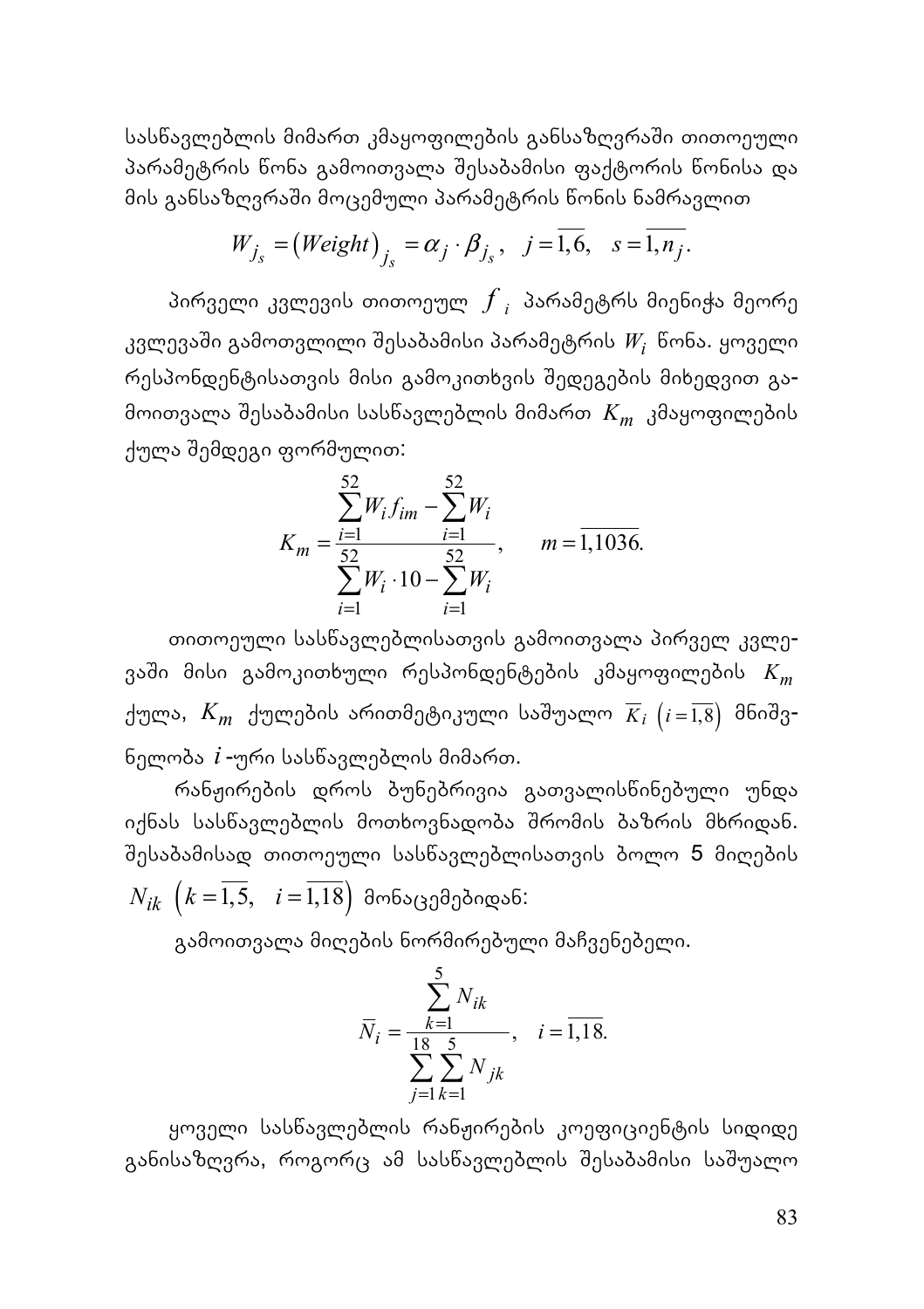სასწავლებლის მიმართ კმაყოფილების განსაზღვრაში თითოეული პარამეტრის წონა გამოითვალა შესაბამისი ფაქტორის წონისა და მის განსაზღვრაში მოცემული პარამეტრის წონის ნამრავლით

$$W_{j_s} = (Weight)_{j_s} = \alpha_j \cdot \beta_{j_s}, \quad j = \overline{1,6}, \quad s = \overline{1, n_j}.$$

პირველი კვლევის თითოეულ $f_i$ პარამეტრს მიენიჭა მეორე კვლევაში გამოთვლილი შესაბამისი პარამეტრის $W_i$ წონა. ყოველი რესპონდენტისათვის მისი გამოკითხვის შედეგების მიხედვით გამოითვალა შესაბამისი სასწავლებლის მიმართ $K_m$ კმაყოფილების ქულა შემდეგი ფორმულით:

$$K_m = \frac{\sum_{i=1}^{52} W_i f_{im} - \sum_{i=1}^{52} W_i}{\sum_{i=1}^{52} W_i \cdot 10 - \sum_{i=1}^{52} W_i}, \qquad m = \overline{1,1036}.$$

თითოეული სასწავლებლისათვის გამოითვალა პირველ კვლევაში მისი გამოკითხული რესპონდენტების კმაყოფილების $K_m$ ქულა, $K_m$ ქულების არითმეტიკული საშუალო $\overline{K_i}$ $\left(i = \overline{1,8}\right)$ მნიშვნელობა $i$-ური სასწავლებლის მიმართ.

რანჟირების დროს ბუნებრივია გათვალისწინებული უნდა იქნას სასწავლებლის მოთხოვნადობა შრომის ბაზრის მხრიდან. შესაბამისად თითოეული სასწავლებლისათვის ბოლო 5 მიღების $N_{ik}$ $\left(k = \overline{1,5}, \quad i = \overline{1,18}\right)$ მონაცემებიდან:

გამოითვალა მიღების ნორმირებული მაჩვენებელი.

$$\overline{N}_i = \frac{\sum_{k=1}^{5} N_{ik}}{\sum_{j=1}^{18} \sum_{k=1}^{5} N_{jk}}, \quad i = \overline{1,18}.$$

ყოველი სასწავლებლის რანჟირების კოეფიციენტის სიდიდე განისაზღვრა, როგორც ამ სასწავლებლის შესაბამისი საშუალო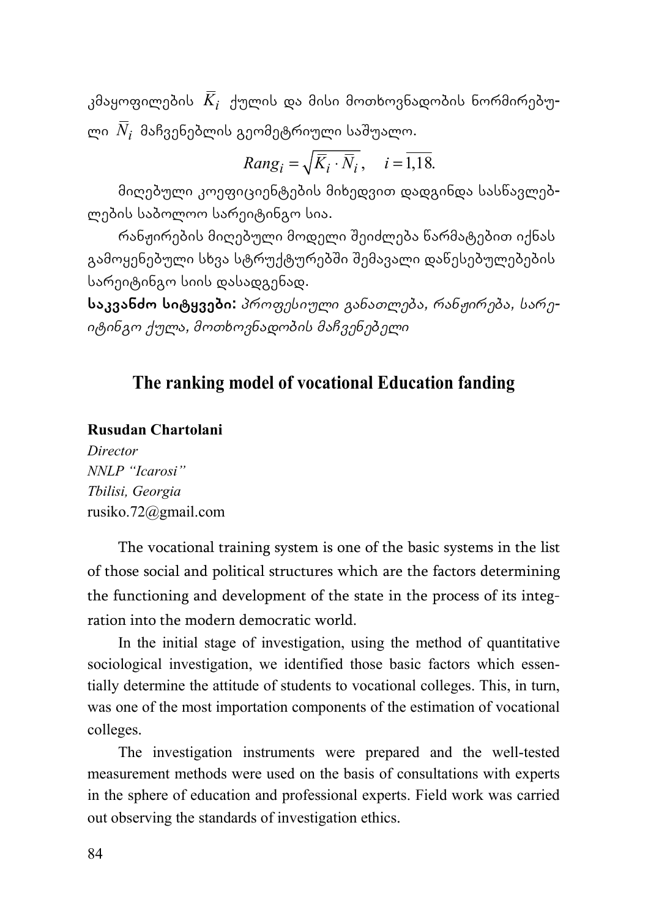კმაყოფილების $\bar{K}_i$ ქულის და მისი მოთხოვნადობის ნორმირებული $\bar{N}_i$ მაჩვენებლის გეომეტრიული საშუალო.

$$Rang_i = \sqrt{\bar{K}_i \cdot \bar{N}_i}, \quad i = \overline{1,18}.$$

მიღებული კოეფიციენტების მიხედვით დადგინდა სასწავლებლების საბოლოო სარეიტინგო სია.

რანჟირების მიღებული მოდელი შეიძლება წარმატებით იქნას გამოყენებული სხვა სტრუქტურებში შემავალი დაწესებულებების სარეიტინგო სიის დასადგენად.

**საკვანძო სიტყვები:** *პროფესიული განათლება, რანჟირება, სარეიტინგო ქულა, მოთხოვნადობის მაჩვენებელი*

## The ranking model of vocational Education fanding

**Rusudan Chartolani**

*Director*
*NNLP "Icarosi"*
*Tbilisi, Georgia*
rusiko.72@gmail.com

The vocational training system is one of the basic systems in the list of those social and political structures which are the factors determining the functioning and development of the state in the process of its integration into the modern democratic world.

In the initial stage of investigation, using the method of quantitative sociological investigation, we identified those basic factors which essentially determine the attitude of students to vocational colleges. This, in turn, was one of the most importation components of the estimation of vocational colleges.

The investigation instruments were prepared and the well-tested measurement methods were used on the basis of consultations with experts in the sphere of education and professional experts. Field work was carried out observing the standards of investigation ethics.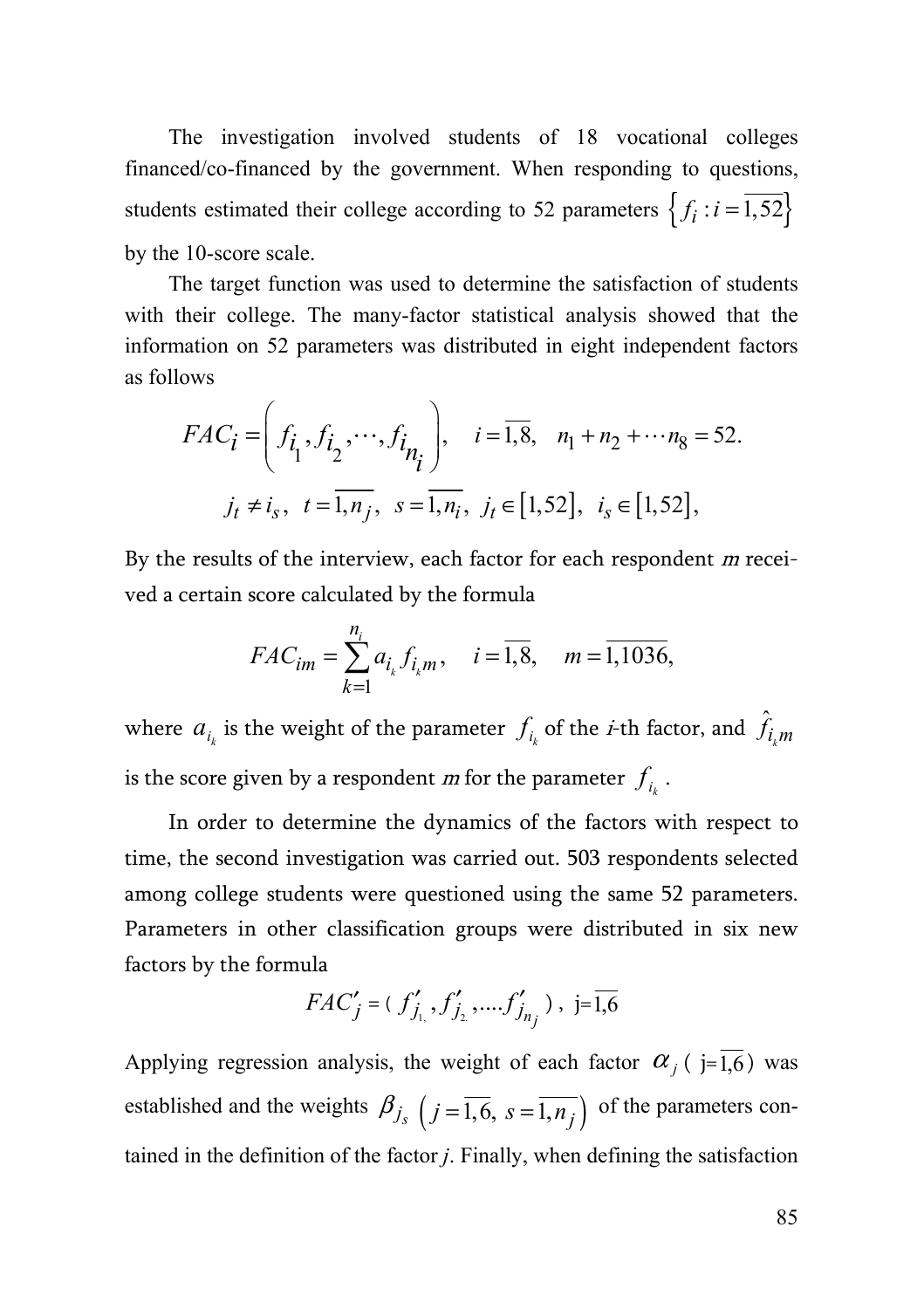The investigation involved students of 18 vocational colleges financed/co-financed by the government. When responding to questions, students estimated their college according to 52 parameters $\left\{ f_i : i = \overline{1,52} \right\}$ by the 10-score scale.

The target function was used to determine the satisfaction of students with their college. The many-factor statistical analysis showed that the information on 52 parameters was distributed in eight independent factors as follows

$$FAC_i = \left( f_{i_1}, f_{i_2}, \cdots, f_{i_{n_i}} \right), \quad i = \overline{1,8}, \quad n_1 + n_2 + \cdots n_8 = 52.$$

$$j_t \neq i_s, \; t = \overline{1, n_j}, \; s = \overline{1, n_i}, \; j_t \in [1,52], \; i_s \in [1,52],$$

By the results of the interview, each factor for each respondent *m* received a certain score calculated by the formula

$$FAC_{im} = \sum_{k=1}^{n_i} a_{i_k} f_{i_k m}, \quad i = \overline{1,8}, \quad m = \overline{1,1036},$$

where $a_{i_k}$ is the weight of the parameter $f_{i_k}$ of the *i*-th factor, and $\hat{f}_{i_k m}$ is the score given by a respondent *m* for the parameter $f_{i_k}$.

In order to determine the dynamics of the factors with respect to time, the second investigation was carried out. 503 respondents selected among college students were questioned using the same 52 parameters. Parameters in other classification groups were distributed in six new factors by the formula

$$FAC'_j = ( f'_{j_1}, f'_{j_2}, \ldots f'_{j_{n_j}} ), \; j = \overline{1,6}$$

Applying regression analysis, the weight of each factor $\alpha_j$ ( $j = \overline{1,6}$ ) was established and the weights $\beta_{j_s}$ $\left( j = \overline{1,6}, \; s = \overline{1, n_j} \right)$ of the parameters contained in the definition of the factor *j*. Finally, when defining the satisfaction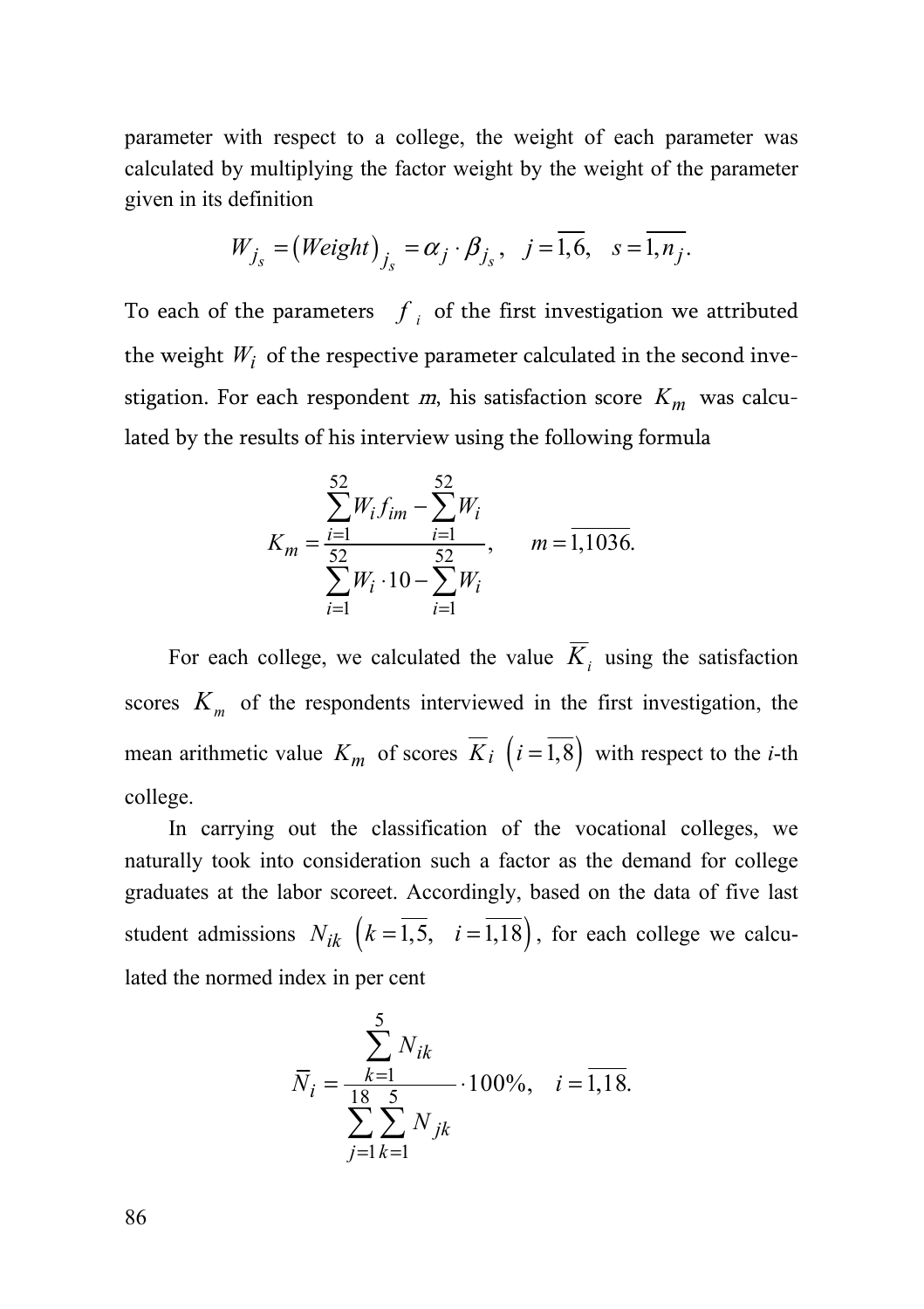parameter with respect to a college, the weight of each parameter was calculated by multiplying the factor weight by the weight of the parameter given in its definition

$$W_{j_s} = (Weight)_{j_s} = \alpha_j \cdot \beta_{j_s}, \quad j = \overline{1,6}, \quad s = \overline{1, n_j}.$$

To each of the parameters $f_i$ of the first investigation we attributed the weight $W_i$ of the respective parameter calculated in the second investigation. For each respondent *m*, his satisfaction score $K_m$ was calculated by the results of his interview using the following formula

$$K_m = \frac{\sum_{i=1}^{52} W_i f_{im} - \sum_{i=1}^{52} W_i}{\sum_{i=1}^{52} W_i \cdot 10 - \sum_{i=1}^{52} W_i}, \qquad m = \overline{1,1036}.$$

For each college, we calculated the value $\overline{K}_i$ using the satisfaction scores $K_m$ of the respondents interviewed in the first investigation, the mean arithmetic value $K_m$ of scores $\overline{K}_i$ $\left(i = \overline{1,8}\right)$ with respect to the *i*-th college.

In carrying out the classification of the vocational colleges, we naturally took into consideration such a factor as the demand for college graduates at the labor scoreet. Accordingly, based on the data of five last student admissions $N_{ik}$ $\left(k = \overline{1,5}, \quad i = \overline{1,18}\right)$, for each college we calculated the normed index in per cent

$$\overline{N}_i = \frac{\sum_{k=1}^{5} N_{ik}}{\sum_{j=1}^{18} \sum_{k=1}^{5} N_{jk}} \cdot 100\%, \quad i = \overline{1,18}.$$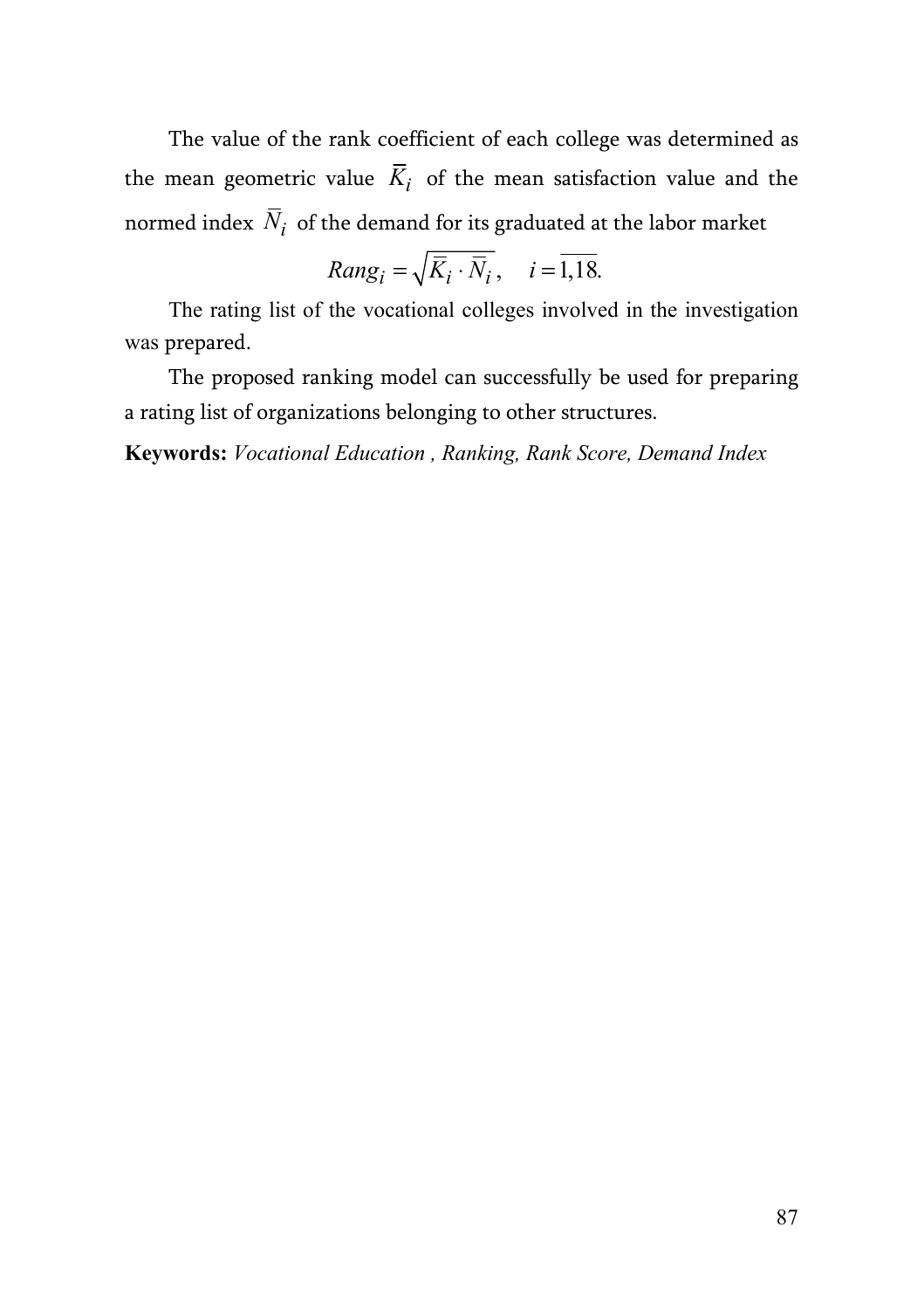The value of the rank coefficient of each college was determined as the mean geometric value $\bar{K}_i$ of the mean satisfaction value and the normed index $\bar{N}_i$ of the demand for its graduated at the labor market

$$Rang_i = \sqrt{\bar{K}_i \cdot \bar{N}_i}, \quad i = \overline{1,18}.$$

The rating list of the vocational colleges involved in the investigation was prepared.

The proposed ranking model can successfully be used for preparing a rating list of organizations belonging to other structures.

**Keywords:** *Vocational Education , Ranking, Rank Score, Demand Index*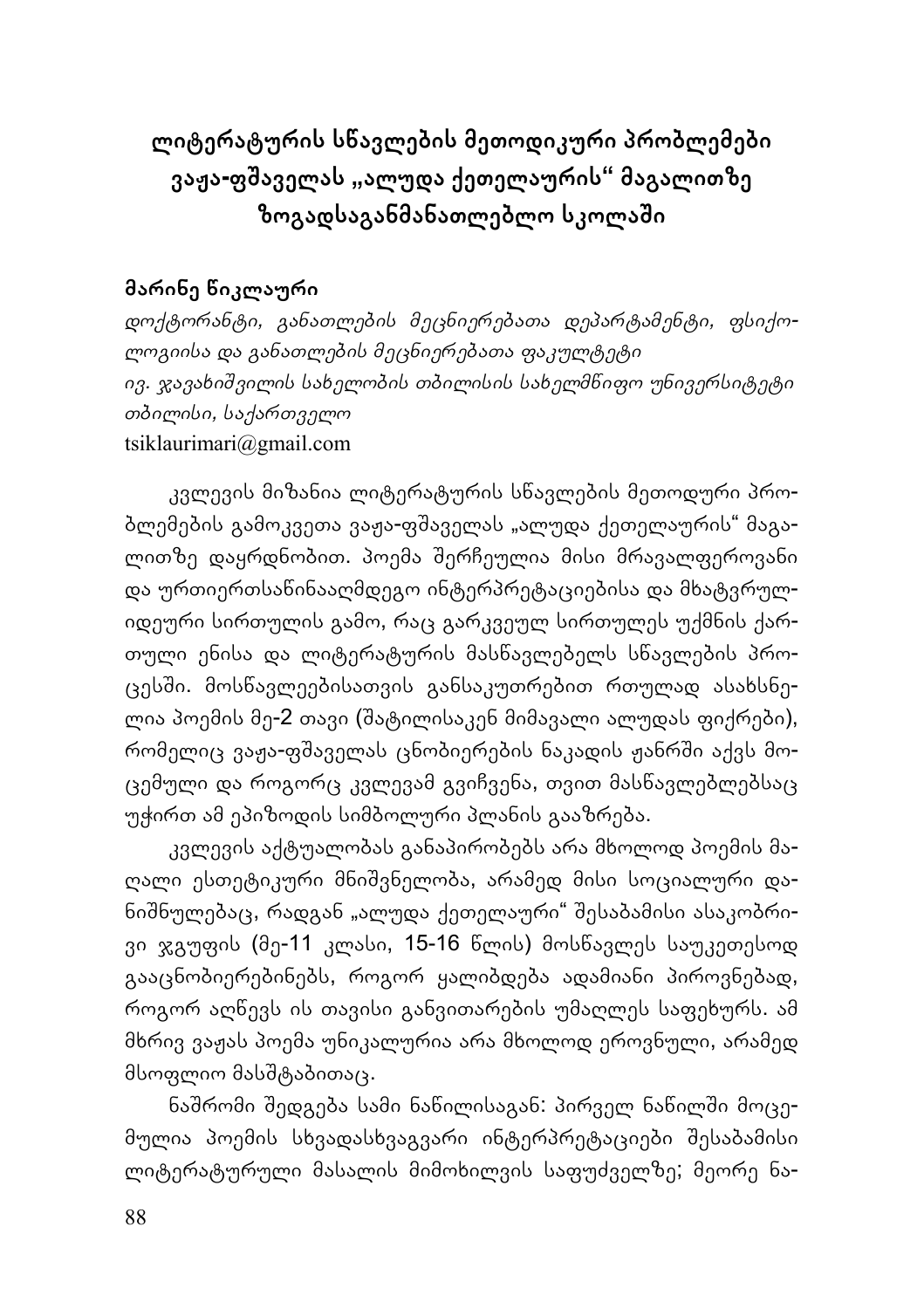# ლიტერატურის სწავლების მეთოდიკური პრობლემები ვაჟა-ფშაველას „ალუდა ქეთელაურის" მაგალითზე ზოგადსაგანმანათლებლო სკოლაში

**მარინე წიკლაური**

*დოქტორანტი, განათლების მეცნიერებათა დეპარტამენტი, ფსიქოლოგიისა და განათლების მეცნიერებათა ფაკულტეტი*
*ივ. ჯავახიშვილის სახელობის თბილისის სახელმწიფო უნივერსიტეტი*
*თბილისი, საქართველო*
tsiklaurimari@gmail.com

კვლევის მიზანია ლიტერატურის სწავლების მეთოდური პრობლემების გამოკვეთა ვაჟა-ფშაველას „ალუდა ქეთელაურის" მაგალითზე დაყრდნობით. პოემა შერჩეულია მისი მრავალფეროვანი და ურთიერთსაწინააღმდეგო ინტერპრეტაციებისა და მხატვრულ-იდეური სირთულის გამო, რაც გარკვეულ სირთულეს უქმნის ქართული ენისა და ლიტერატურის მასწავლებელს სწავლების პროცესში. მოსწავლეებისათვის განსაკუთრებით რთულად ასახსნელია პოემის მე-2 თავი (შატილისაკენ მიმავალი ალუდას ფიქრები), რომელიც ვაჟა-ფშაველას ცნობიერების ნაკადის ჟანრში აქვს მოცემული და როგორც კვლევამ გვიჩვენა, თვით მასწავლებლებსაც უჭირთ ამ ეპიზოდის სიმბოლური პლანის გააზრება.

კვლევის აქტუალობას განაპირობებს არა მხოლოდ პოემის მაღალი ესთეტიკური მნიშვნელობა, არამედ მისი სოციალური დანიშნულებაც, რადგან „ალუდა ქეთელაური" შესაბამისი ასაკობრივი ჯგუფის (მე-11 კლასი, 15-16 წლის) მოსწავლეს საუკეთესოდ გააცნობიერებინებს, როგორ ყალიბდება ადამიანი პიროვნებად, როგორ აღწევს ის თავისი განვითარების უმაღლეს საფეხურს. ამ მხრივ ვაჟას პოემა უნიკალურია არა მხოლოდ ეროვნული, არამედ მსოფლიო მასშტაბითაც.

ნაშრომი შედგება სამი ნაწილისაგან: პირველ ნაწილში მოცემულია პოემის სხვადასხვაგვარი ინტერპრეტაციები შესაბამისი ლიტერატურული მასალის მიმოხილვის საფუძველზე; მეორე ნა-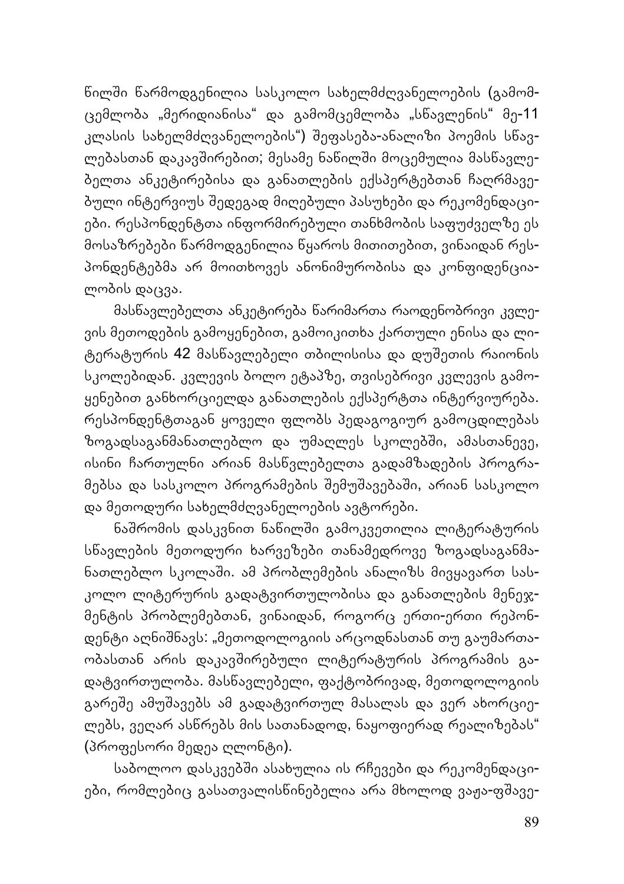წილში წარმოდგენილია სასკოლო სახელმძღვანელოების (გამომცემლობა „მერიდიანისა“ და გამომცემლობა „სწავლენის“ მე-11 კლასის სახელმძღვანელოების“) შეფასება-ანალიზი პოემის სწავლებასთან დაკავშირებით; მესამე ნაწილში მოცემულია მასწავლებელთა ანკეტირებისა და განათლების ექსპერტებთან ჩაღრმავებული ინტერვიუს შედეგად მიღებული პასუხები და რეკომენდაციები. რესპონდენტთა ინფორმირებული თანხმობის საფუძველზე ეს მოსაზრებები წარმოდგენილია წყაროს მითითებით, ვინაიდან რესპონდენტებმა არ მოითხოვეს ანონიმურობისა და კონფიდენციალობის დაცვა.

მასწავლებელთა ანკეტირება წარიმართა რაოდენობრივი კვლევის მეთოდების გამოყენებით, გამოიკითხა ქართული ენისა და ლიტერატურის 42 მასწავლებელი თბილისისა და დუშეთის რაიონის სკოლებიდან. კვლევის ბოლო ეტაპზე, თვისებრივი კვლევის გამოყენებით განხორციელდა განათლების ექსპერტთა ინტერვიურება. რესპონდენტთაგან ყოველი ფლობს პედაგოგიურ გამოცდილებას ზოგადსაგანმანათლებლო და უმაღლეს სკოლებში, ამასთანევე, ისინი ჩართულნი არიან მასწვლებელთა გადამზადების პროგრამებსა და სასკოლო პროგრამების შემუშავებაში, არიან სასკოლო და მეთოდური სახელმძღვანელოების ავტორები.

ნაშრომის დასკვნით ნაწილში გამოკვეთილია ლიტერატურის სწავლების მეთოდური ხარვეზები თანამედროვე ზოგადსაგანმანათლებლო სკოლაში. ამ პრობლემების ანალიზს მივყავართ სასკოლო ლიტერურის გადატვირთულობისა და განათლების მენეჯმენტის პრობლემებთან, ვინაიდან, როგორც ერთი-ერთი რეპონდენტი აღნიშნავს: „მეთოდოლოგიის არცოდნასთან თუ გაუმართაობასთან არის დაკავშირებული ლიტერატურის პროგრამის გადატვირთულობა. მასწავლებელი, ფაქტობრივად, მეთოდოლოგიის გარეშე ამუშავებს ამ გადატვირთულ მასალას და ვერ ახორციელებს, ვეღარ ასწრებს მის სათანადოდ, ნაყოფიერად რეალიზებას“ (პროფესორი მედეა ღლონტი).

საბოლოო დასკვებში ასახულია ის რჩევები და რეკომენდაციები, რომლებიც გასათვალისწინებელია არა მხოლოდ ვაჟა-ფშავე-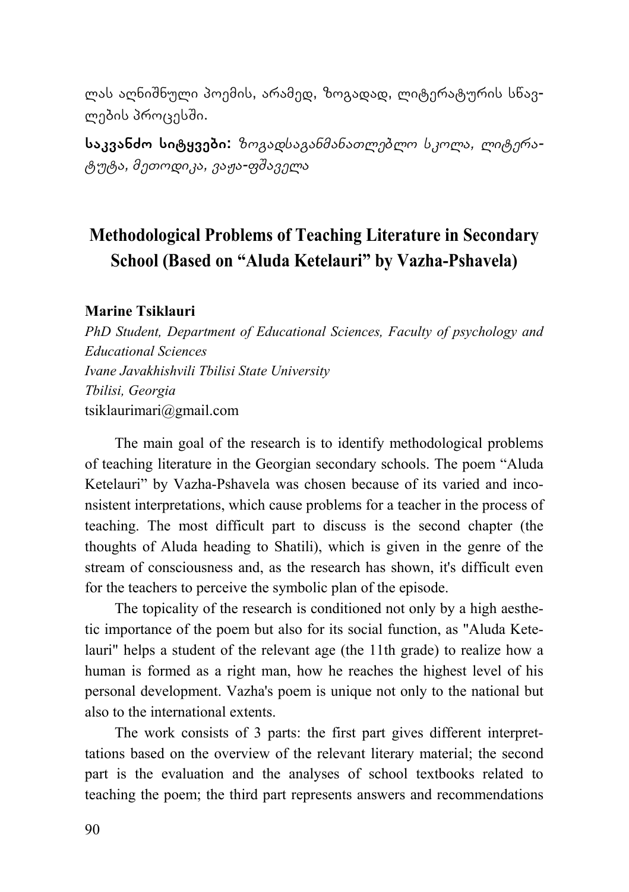ლას აღნიშნული პოემის, არამედ, ზოგადად, ლიტერატურის სწავლების პროცესში.

**საკვანძო სიტყვები:** *ზოგადსაგანმანათლებლო სკოლა, ლიტერატუტა, მეთოდიკა, ვაჟა-ფშაველა*

## Methodological Problems of Teaching Literature in Secondary School (Based on "Aluda Ketelauri" by Vazha-Pshavela)

**Marine Tsiklauri**
*PhD Student, Department of Educational Sciences, Faculty of psychology and Educational Sciences*
*Ivane Javakhishvili Tbilisi State University*
*Tbilisi, Georgia*
tsiklaurimari@gmail.com

The main goal of the research is to identify methodological problems of teaching literature in the Georgian secondary schools. The poem "Aluda Ketelauri" by Vazha-Pshavela was chosen because of its varied and inconsistent interpretations, which cause problems for a teacher in the process of teaching. The most difficult part to discuss is the second chapter (the thoughts of Aluda heading to Shatili), which is given in the genre of the stream of consciousness and, as the research has shown, it's difficult even for the teachers to perceive the symbolic plan of the episode.

The topicality of the research is conditioned not only by a high aesthetic importance of the poem but also for its social function, as "Aluda Ketelauri" helps a student of the relevant age (the 11th grade) to realize how a human is formed as a right man, how he reaches the highest level of his personal development. Vazha's poem is unique not only to the national but also to the international extents.

The work consists of 3 parts: the first part gives different interprettations based on the overview of the relevant literary material; the second part is the evaluation and the analyses of school textbooks related to teaching the poem; the third part represents answers and recommendations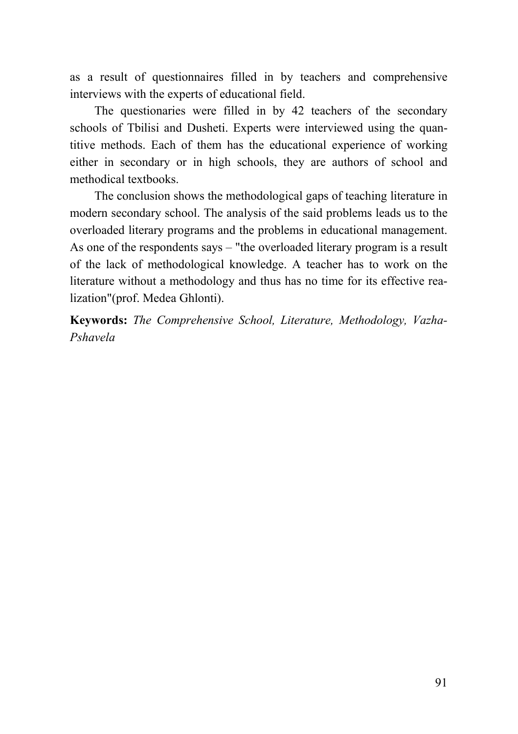as a result of questionnaires filled in by teachers and comprehensive interviews with the experts of educational field.

The questionaries were filled in by 42 teachers of the secondary schools of Tbilisi and Dusheti. Experts were interviewed using the quantitive methods. Each of them has the educational experience of working either in secondary or in high schools, they are authors of school and methodical textbooks.

The conclusion shows the methodological gaps of teaching literature in modern secondary school. The analysis of the said problems leads us to the overloaded literary programs and the problems in educational management. As one of the respondents says – "the overloaded literary program is a result of the lack of methodological knowledge. A teacher has to work on the literature without a methodology and thus has no time for its effective realization"(prof. Medea Ghlonti).

**Keywords:** *The Comprehensive School, Literature, Methodology, Vazha-Pshavela*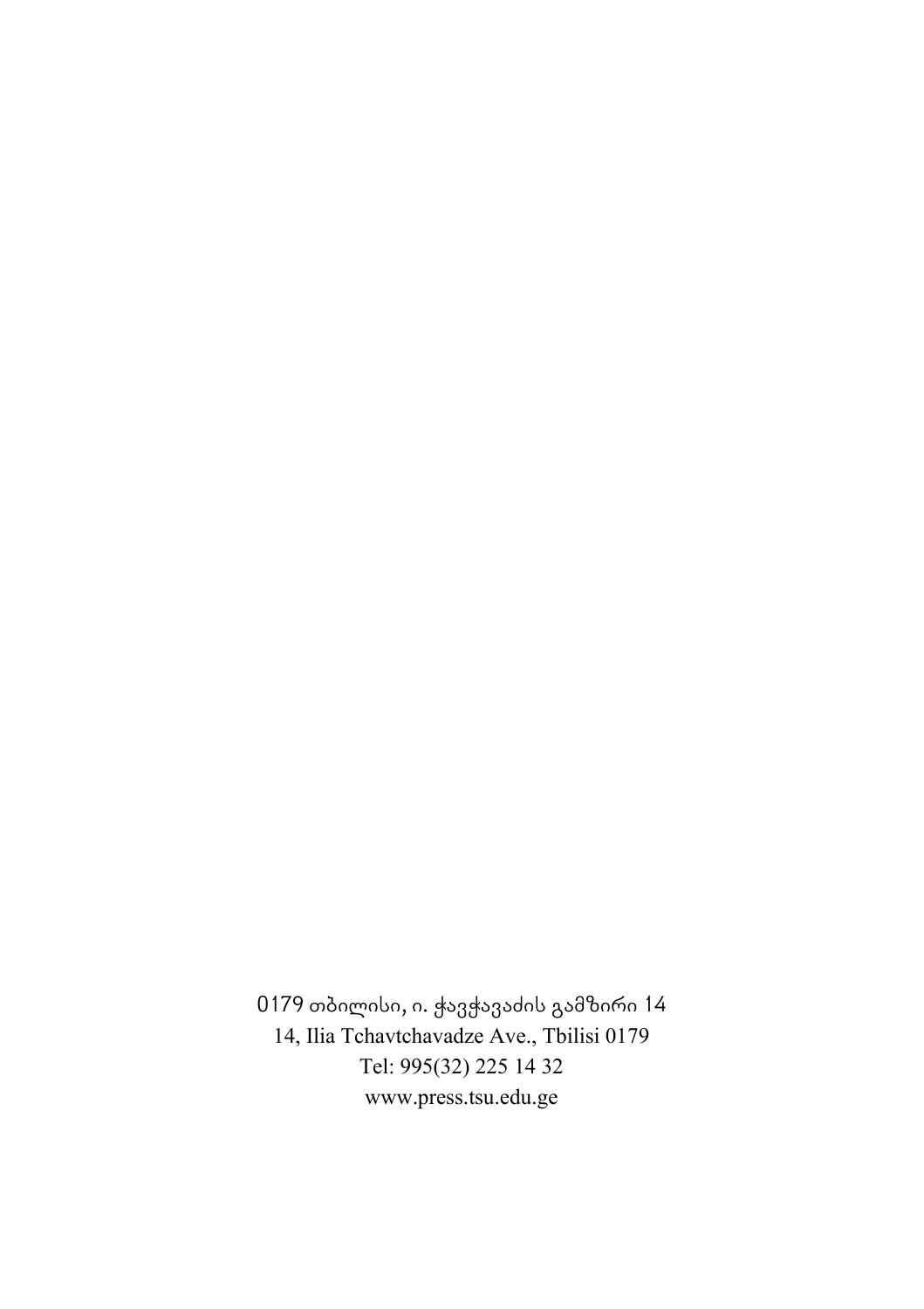0179 თბილისი, ი. ჭავჭავაძის გამზირი 14

14, Ilia Tchavtchavadze Ave., Tbilisi 0179

Tel: 995(32) 225 14 32

www.press.tsu.edu.ge